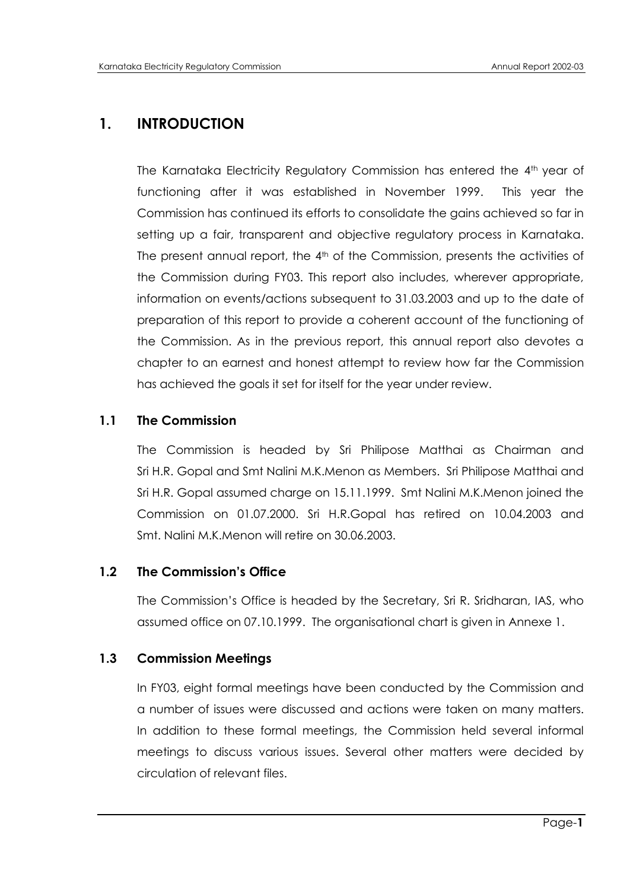# 1. INTRODUCTION

The Karnataka Electricity Regulatory Commission has entered the 4th year of functioning after it was established in November 1999. This year the Commission has continued its efforts to consolidate the gains achieved so far in setting up a fair, transparent and objective regulatory process in Karnataka. The present annual report, the 4th of the Commission, presents the activities of the Commission during FY03. This report also includes, wherever appropriate, information on events/actions subsequent to 31.03.2003 and up to the date of preparation of this report to provide a coherent account of the functioning of the Commission. As in the previous report, this annual report also devotes a chapter to an earnest and honest attempt to review how far the Commission has achieved the goals it set for itself for the year under review.

## 1.1 The Commission

The Commission is headed by Sri Philipose Matthai as Chairman and Sri H.R. Gopal and Smt Nalini M.K.Menon as Members. Sri Philipose Matthai and Sri H.R. Gopal assumed charge on 15.11.1999. Smt Nalini M.K.Menon joined the Commission on 01.07.2000. Sri H.R.Gopal has retired on 10.04.2003 and Smt. Nalini M.K.Menon will retire on 30.06.2003.

## 1.2 The Commission's Office

The Commission's Office is headed by the Secretary, Sri R. Sridharan, IAS, who assumed office on 07.10.1999. The organisational chart is given in Annexe 1.

## 1.3 Commission Meetings

In FY03, eight formal meetings have been conducted by the Commission and a number of issues were discussed and actions were taken on many matters. In addition to these formal meetings, the Commission held several informal meetings to discuss various issues. Several other matters were decided by circulation of relevant files.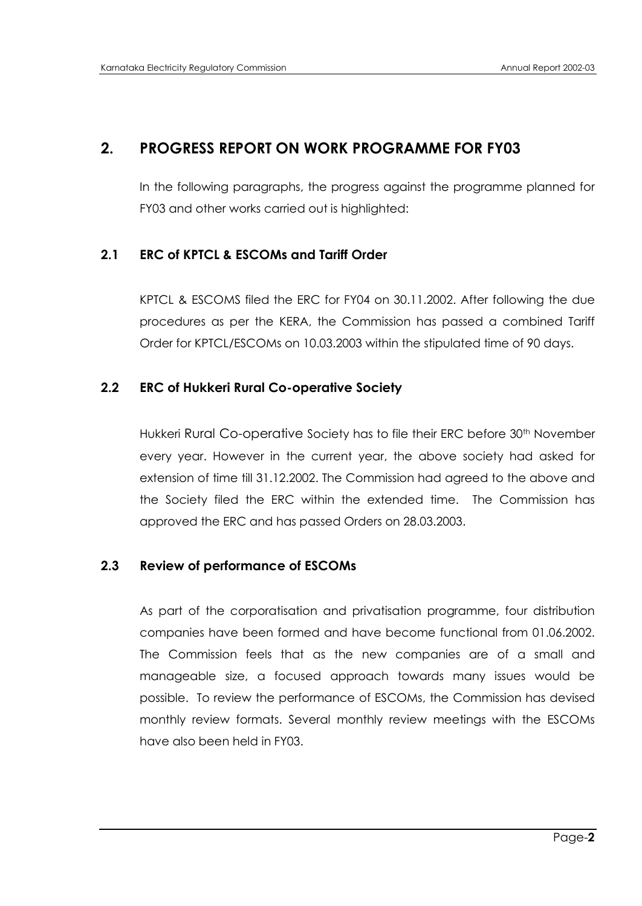## 2. PROGRESS REPORT ON WORK PROGRAMME FOR FY03

In the following paragraphs, the progress against the programme planned for FY03 and other works carried out is highlighted:

### 2.1 ERC of KPTCL & ESCOMs and Tariff Order

KPTCL & ESCOMS filed the ERC for FY04 on 30.11.2002. After following the due procedures as per the KERA, the Commission has passed a combined Tariff Order for KPTCL/ESCOMs on 10.03.2003 within the stipulated time of 90 days.

### 2.2 ERC of Hukkeri Rural Co-operative Society

Hukkeri Rural Co-operative Society has to file their ERC before 30th November every year. However in the current year, the above society had asked for extension of time till 31.12.2002. The Commission had agreed to the above and the Society filed the ERC within the extended time. The Commission has approved the ERC and has passed Orders on 28.03.2003.

### 2.3 Review of performance of ESCOMs

As part of the corporatisation and privatisation programme, four distribution companies have been formed and have become functional from 01.06.2002. The Commission feels that as the new companies are of a small and manageable size, a focused approach towards many issues would be possible. To review the performance of ESCOMs, the Commission has devised monthly review formats. Several monthly review meetings with the ESCOMs have also been held in FY03.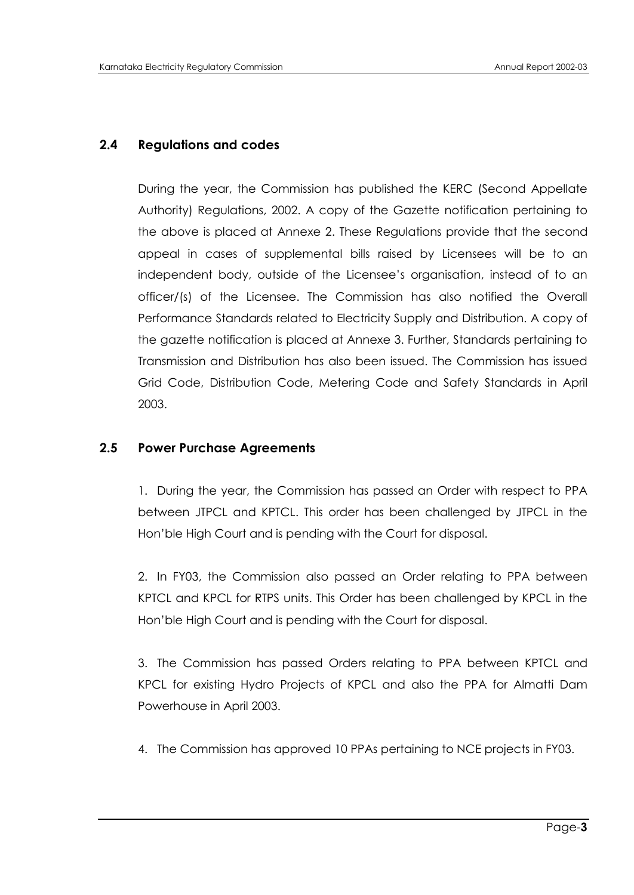## 2.4 Regulations and codes

During the year, the Commission has published the KERC (Second Appellate Authority) Regulations, 2002. A copy of the Gazette notification pertaining to the above is placed at Annexe 2. These Regulations provide that the second appeal in cases of supplemental bills raised by Licensees will be to an independent body, outside of the Licensee's organisation, instead of to an officer/(s) of the Licensee. The Commission has also notified the Overall Performance Standards related to Electricity Supply and Distribution. A copy of the gazette notification is placed at Annexe 3. Further, Standards pertaining to Transmission and Distribution has also been issued. The Commission has issued Grid Code, Distribution Code, Metering Code and Safety Standards in April 2003.

## 2.5 Power Purchase Agreements

1. During the year, the Commission has passed an Order with respect to PPA between JTPCL and KPTCL. This order has been challenged by JTPCL in the Hon'ble High Court and is pending with the Court for disposal.

2. In FY03, the Commission also passed an Order relating to PPA between KPTCL and KPCL for RTPS units. This Order has been challenged by KPCL in the Hon'ble High Court and is pending with the Court for disposal.

3. The Commission has passed Orders relating to PPA between KPTCL and KPCL for existing Hydro Projects of KPCL and also the PPA for Almatti Dam Powerhouse in April 2003.

4. The Commission has approved 10 PPAs pertaining to NCE projects in FY03.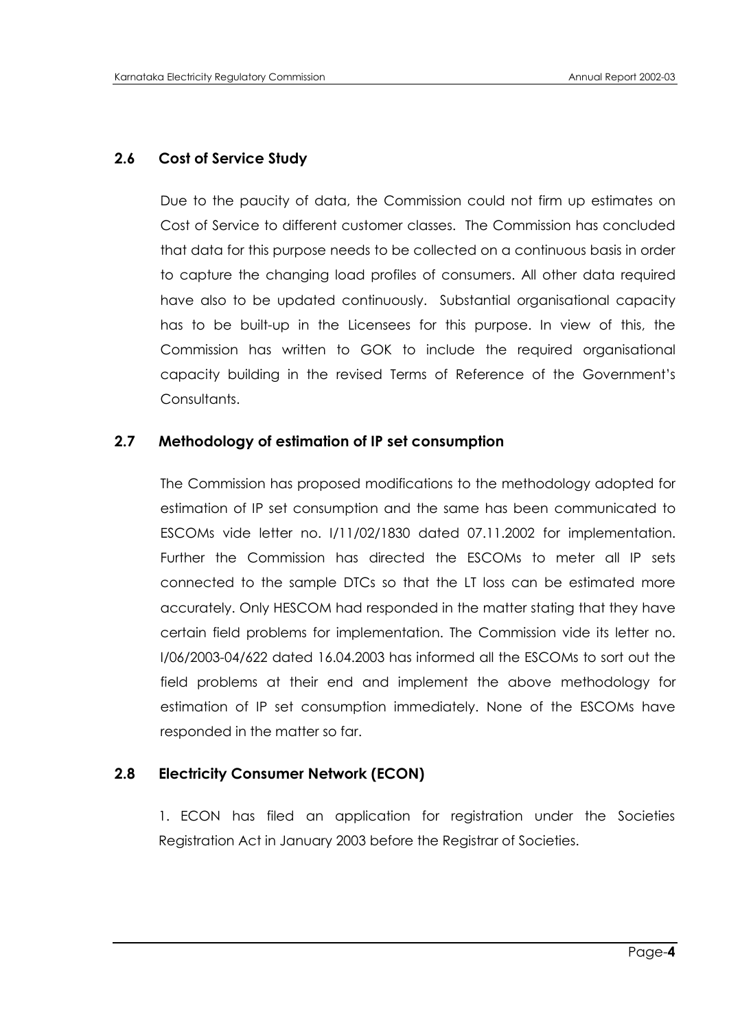## 2.6 Cost of Service Study

Due to the paucity of data, the Commission could not firm up estimates on Cost of Service to different customer classes. The Commission has concluded that data for this purpose needs to be collected on a continuous basis in order to capture the changing load profiles of consumers. All other data required have also to be updated continuously. Substantial organisational capacity has to be built-up in the Licensees for this purpose. In view of this, the Commission has written to GOK to include the required organisational capacity building in the revised Terms of Reference of the Government's Consultants.

## 2.7 Methodology of estimation of IP set consumption

The Commission has proposed modifications to the methodology adopted for estimation of IP set consumption and the same has been communicated to ESCOMs vide letter no. I/11/02/1830 dated 07.11.2002 for implementation. Further the Commission has directed the ESCOMs to meter all IP sets connected to the sample DTCs so that the LT loss can be estimated more accurately. Only HESCOM had responded in the matter stating that they have certain field problems for implementation. The Commission vide its letter no. I/06/2003-04/622 dated 16.04.2003 has informed all the ESCOMs to sort out the field problems at their end and implement the above methodology for estimation of IP set consumption immediately. None of the ESCOMs have responded in the matter so far.

## 2.8 Electricity Consumer Network (ECON)

1. ECON has filed an application for registration under the Societies Registration Act in January 2003 before the Registrar of Societies.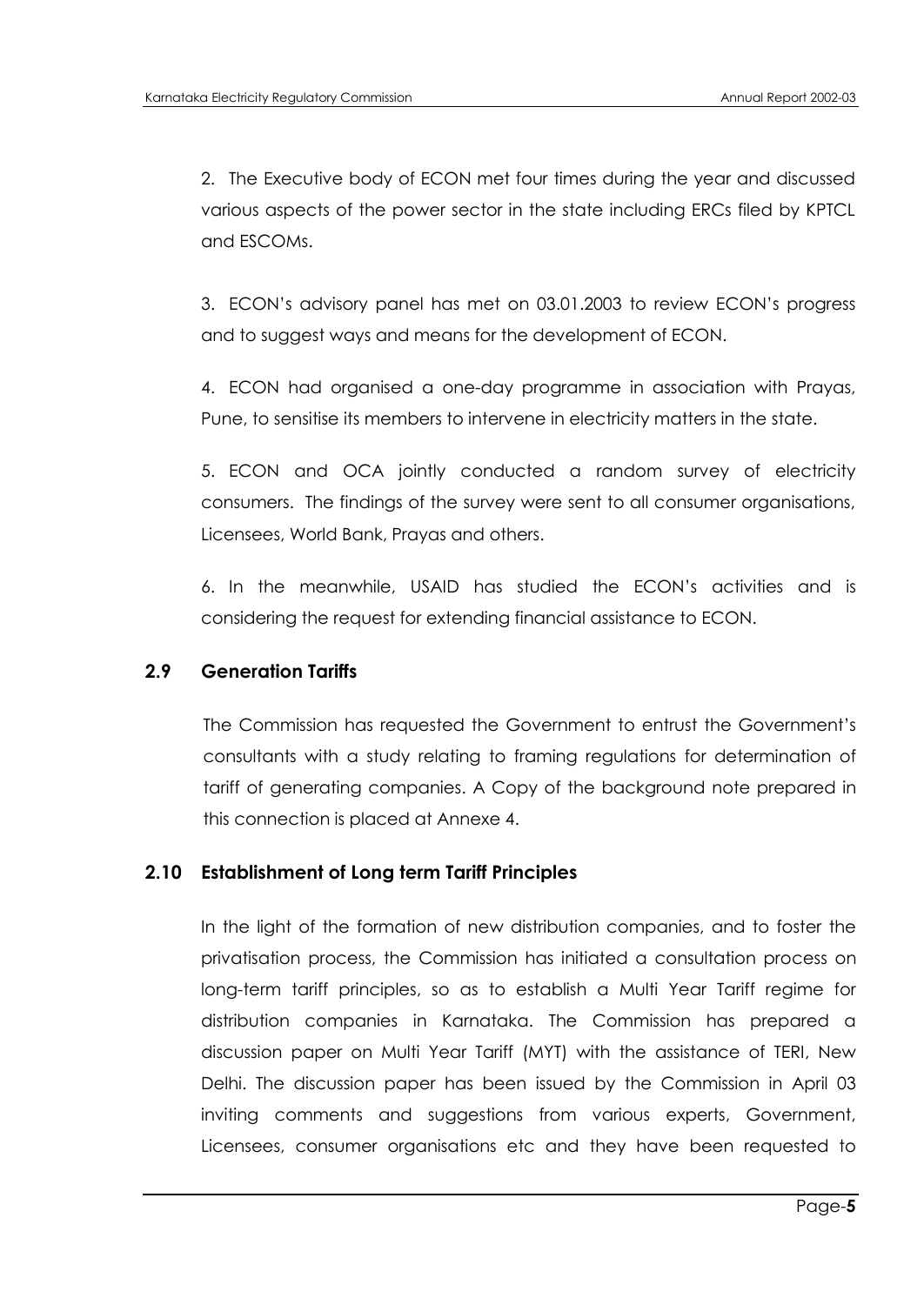2. The Executive body of ECON met four times during the year and discussed various aspects of the power sector in the state including ERCs filed by KPTCL and ESCOMs.

3. ECON's advisory panel has met on 03.01.2003 to review ECON's progress and to suggest ways and means for the development of ECON.

4. ECON had organised a one-day programme in association with Prayas, Pune, to sensitise its members to intervene in electricity matters in the state.

5. ECON and OCA jointly conducted a random survey of electricity consumers. The findings of the survey were sent to all consumer organisations, Licensees, World Bank, Prayas and others.

6. In the meanwhile, USAID has studied the ECON's activities and is considering the request for extending financial assistance to ECON.

## 2.9 Generation Tariffs

The Commission has requested the Government to entrust the Government's consultants with a study relating to framing regulations for determination of tariff of generating companies. A Copy of the background note prepared in this connection is placed at Annexe 4.

## 2.10 Establishment of Long term Tariff Principles

In the light of the formation of new distribution companies, and to foster the privatisation process, the Commission has initiated a consultation process on long-term tariff principles, so as to establish a Multi Year Tariff regime for distribution companies in Karnataka. The Commission has prepared a discussion paper on Multi Year Tariff (MYT) with the assistance of TERI, New Delhi. The discussion paper has been issued by the Commission in April 03 inviting comments and suggestions from various experts, Government, Licensees, consumer organisations etc and they have been requested to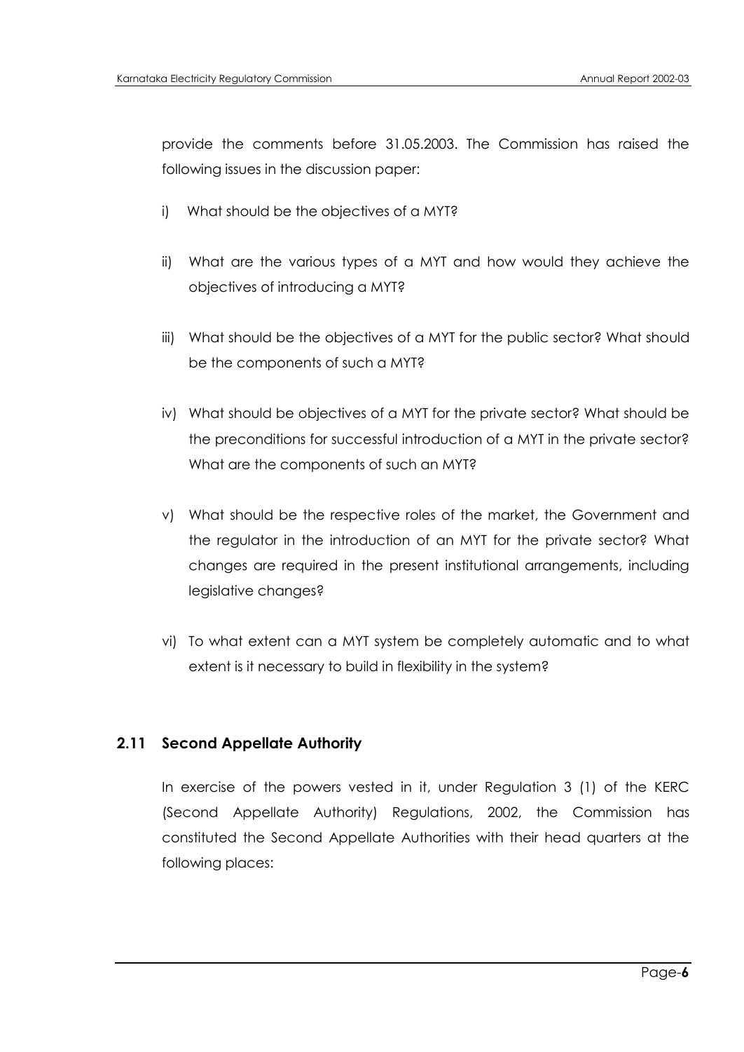provide the comments before 31.05.2003. The Commission has raised the following issues in the discussion paper:

i) What should be the objectives of a MYT?

ii) What are the various types of a MYT and how would they achieve the objectives of introducing a MYT?

iii) What should be the objectives of a MYT for the public sector? What should be the components of such a MYT?

iv) What should be objectives of a MYT for the private sector? What should be the preconditions for successful introduction of a MYT in the private sector? What are the components of such an MYT?

v) What should be the respective roles of the market, the Government and the regulator in the introduction of an MYT for the private sector? What changes are required in the present institutional arrangements, including legislative changes?

vi) To what extent can a MYT system be completely automatic and to what extent is it necessary to build in flexibility in the system?

## 2.11 Second Appellate Authority

In exercise of the powers vested in it, under Regulation 3 (1) of the KERC (Second Appellate Authority) Regulations, 2002, the Commission has constituted the Second Appellate Authorities with their head quarters at the following places: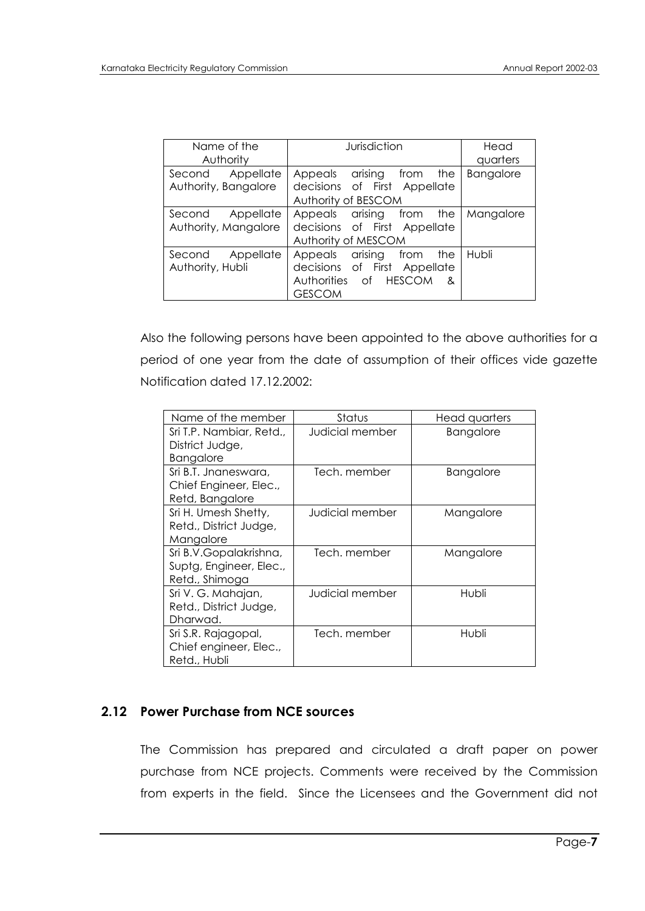| Name of the Authority | Jurisdiction | Head quarters |
|---|---|---|
| Second Appellate Authority, Bangalore | Appeals arising from the decisions of First Appellate Authority of BESCOM | Bangalore |
| Second Appellate Authority, Mangalore | Appeals arising from the decisions of First Appellate Authority of MESCOM | Mangalore |
| Second Appellate Authority, Hubli | Appeals arising from the decisions of First Appellate Authorities of HESCOM & GESCOM | Hubli |

Also the following persons have been appointed to the above authorities for a period of one year from the date of assumption of their offices vide gazette Notification dated 17.12.2002:

| Name of the member | Status | Head quarters |
|---|---|---|
| Sri T.P. Nambiar, Retd., District Judge, Bangalore | Judicial member | Bangalore |
| Sri B.T. Jnaneswara, Chief Engineer, Elec., Retd, Bangalore | Tech. member | Bangalore |
| Sri H. Umesh Shetty, Retd., District Judge, Mangalore | Judicial member | Mangalore |
| Sri B.V.Gopalakrishna, Suptg, Engineer, Elec., Retd., Shimoga | Tech. member | Mangalore |
| Sri V. G. Mahajan, Retd., District Judge, Dharwad. | Judicial member | Hubli |
| Sri S.R. Rajagopal, Chief engineer, Elec., Retd., Hubli | Tech. member | Hubli |

## 2.12 Power Purchase from NCE sources

The Commission has prepared and circulated a draft paper on power purchase from NCE projects. Comments were received by the Commission from experts in the field. Since the Licensees and the Government did not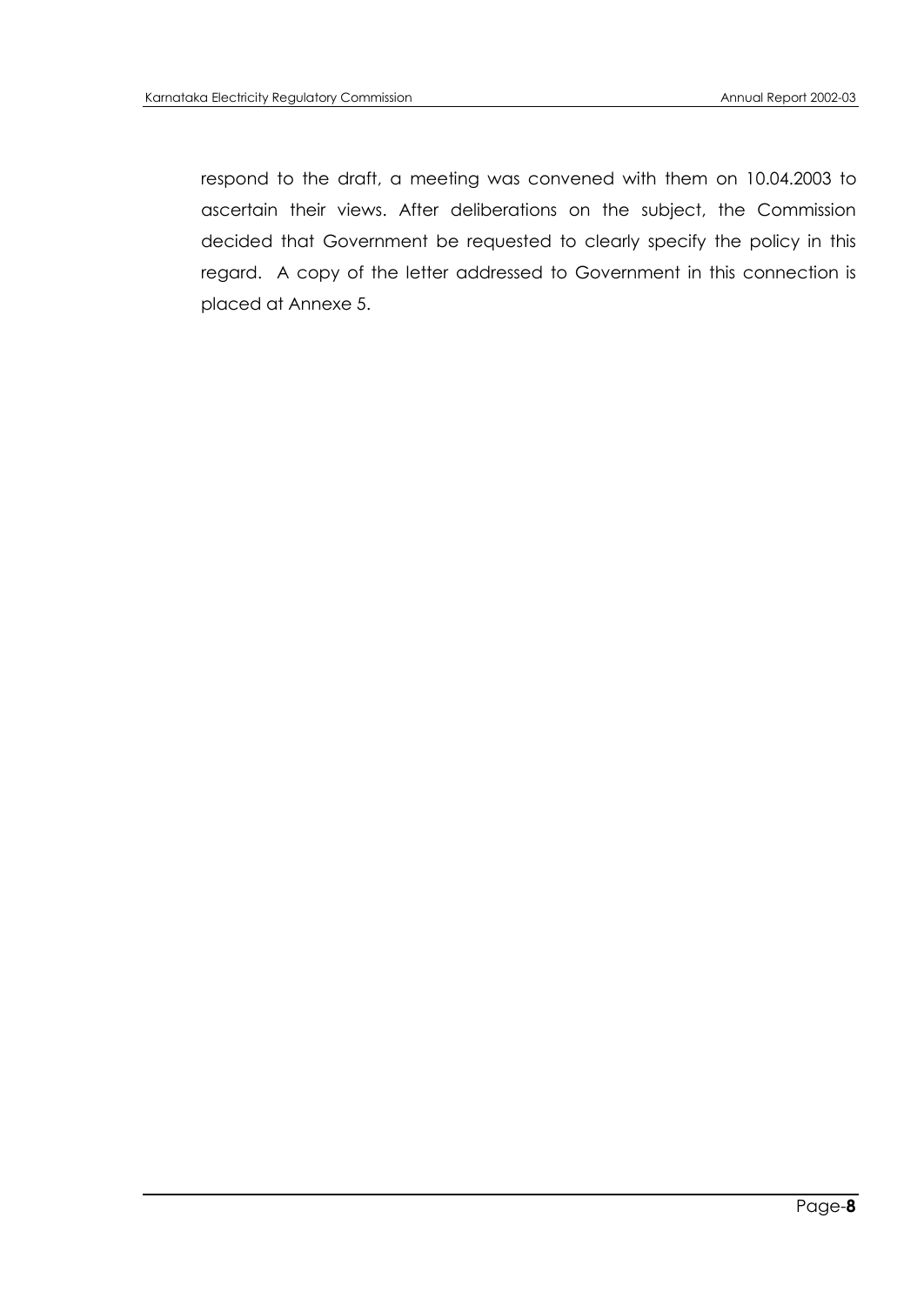respond to the draft, a meeting was convened with them on 10.04.2003 to ascertain their views. After deliberations on the subject, the Commission decided that Government be requested to clearly specify the policy in this regard. A copy of the letter addressed to Government in this connection is placed at Annexe 5.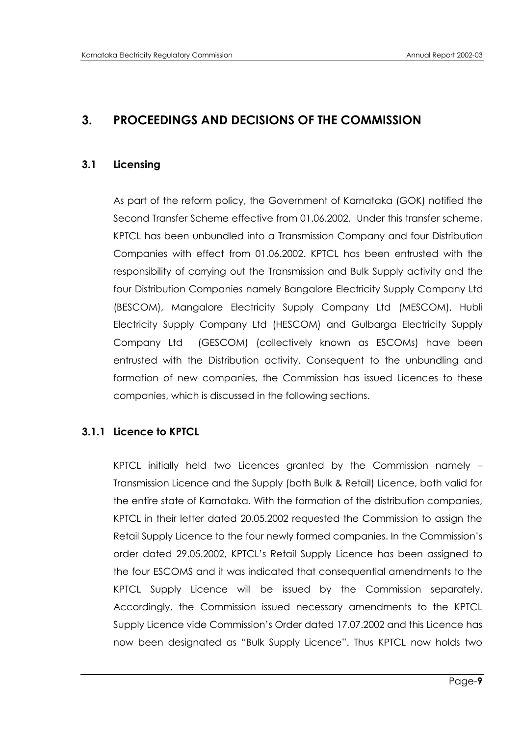# 3. PROCEEDINGS AND DECISIONS OF THE COMMISSION

## 3.1 Licensing

As part of the reform policy, the Government of Karnataka (GOK) notified the Second Transfer Scheme effective from 01.06.2002. Under this transfer scheme, KPTCL has been unbundled into a Transmission Company and four Distribution Companies with effect from 01.06.2002. KPTCL has been entrusted with the responsibility of carrying out the Transmission and Bulk Supply activity and the four Distribution Companies namely Bangalore Electricity Supply Company Ltd (BESCOM), Mangalore Electricity Supply Company Ltd (MESCOM), Hubli Electricity Supply Company Ltd (HESCOM) and Gulbarga Electricity Supply Company Ltd (GESCOM) (collectively known as ESCOMs) have been entrusted with the Distribution activity. Consequent to the unbundling and formation of new companies, the Commission has issued Licences to these companies, which is discussed in the following sections.

### 3.1.1 Licence to KPTCL

KPTCL initially held two Licences granted by the Commission namely – Transmission Licence and the Supply (both Bulk & Retail) Licence, both valid for the entire state of Karnataka. With the formation of the distribution companies, KPTCL in their letter dated 20.05.2002 requested the Commission to assign the Retail Supply Licence to the four newly formed companies. In the Commission's order dated 29.05.2002, KPTCL's Retail Supply Licence has been assigned to the four ESCOMS and it was indicated that consequential amendments to the KPTCL Supply Licence will be issued by the Commission separately. Accordingly, the Commission issued necessary amendments to the KPTCL Supply Licence vide Commission's Order dated 17.07.2002 and this Licence has now been designated as "Bulk Supply Licence". Thus KPTCL now holds two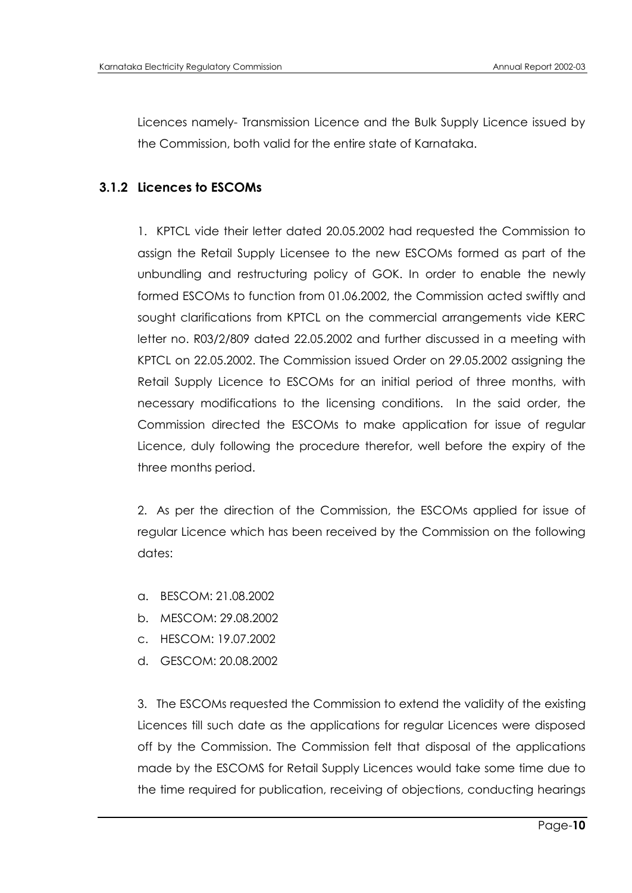Licences namely- Transmission Licence and the Bulk Supply Licence issued by the Commission, both valid for the entire state of Karnataka.

### 3.1.2 Licences to ESCOMs

1. KPTCL vide their letter dated 20.05.2002 had requested the Commission to assign the Retail Supply Licensee to the new ESCOMs formed as part of the unbundling and restructuring policy of GOK. In order to enable the newly formed ESCOMs to function from 01.06.2002, the Commission acted swiftly and sought clarifications from KPTCL on the commercial arrangements vide KERC letter no. R03/2/809 dated 22.05.2002 and further discussed in a meeting with KPTCL on 22.05.2002. The Commission issued Order on 29.05.2002 assigning the Retail Supply Licence to ESCOMs for an initial period of three months, with necessary modifications to the licensing conditions. In the said order, the Commission directed the ESCOMs to make application for issue of regular Licence, duly following the procedure therefor, well before the expiry of the three months period.

2. As per the direction of the Commission, the ESCOMs applied for issue of regular Licence which has been received by the Commission on the following dates:

a. BESCOM: 21.08.2002
b. MESCOM: 29.08.2002
c. HESCOM: 19.07.2002
d. GESCOM: 20.08.2002

3. The ESCOMs requested the Commission to extend the validity of the existing Licences till such date as the applications for regular Licences were disposed off by the Commission. The Commission felt that disposal of the applications made by the ESCOMS for Retail Supply Licences would take some time due to the time required for publication, receiving of objections, conducting hearings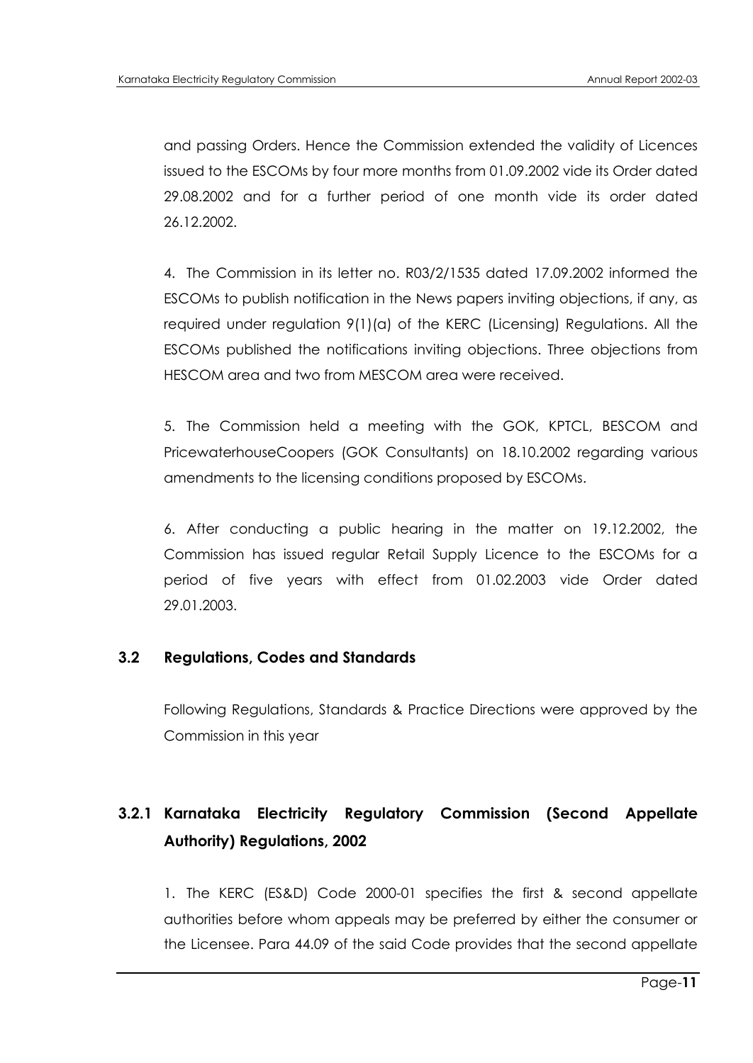and passing Orders. Hence the Commission extended the validity of Licences issued to the ESCOMs by four more months from 01.09.2002 vide its Order dated 29.08.2002 and for a further period of one month vide its order dated 26.12.2002.

4. The Commission in its letter no. R03/2/1535 dated 17.09.2002 informed the ESCOMs to publish notification in the News papers inviting objections, if any, as required under regulation 9(1)(a) of the KERC (Licensing) Regulations. All the ESCOMs published the notifications inviting objections. Three objections from HESCOM area and two from MESCOM area were received.

5. The Commission held a meeting with the GOK, KPTCL, BESCOM and PricewaterhouseCoopers (GOK Consultants) on 18.10.2002 regarding various amendments to the licensing conditions proposed by ESCOMs.

6. After conducting a public hearing in the matter on 19.12.2002, the Commission has issued regular Retail Supply Licence to the ESCOMs for a period of five years with effect from 01.02.2003 vide Order dated 29.01.2003.

## 3.2 Regulations, Codes and Standards

Following Regulations, Standards & Practice Directions were approved by the Commission in this year

### 3.2.1 Karnataka Electricity Regulatory Commission (Second Appellate Authority) Regulations, 2002

1. The KERC (ES&D) Code 2000-01 specifies the first & second appellate authorities before whom appeals may be preferred by either the consumer or the Licensee. Para 44.09 of the said Code provides that the second appellate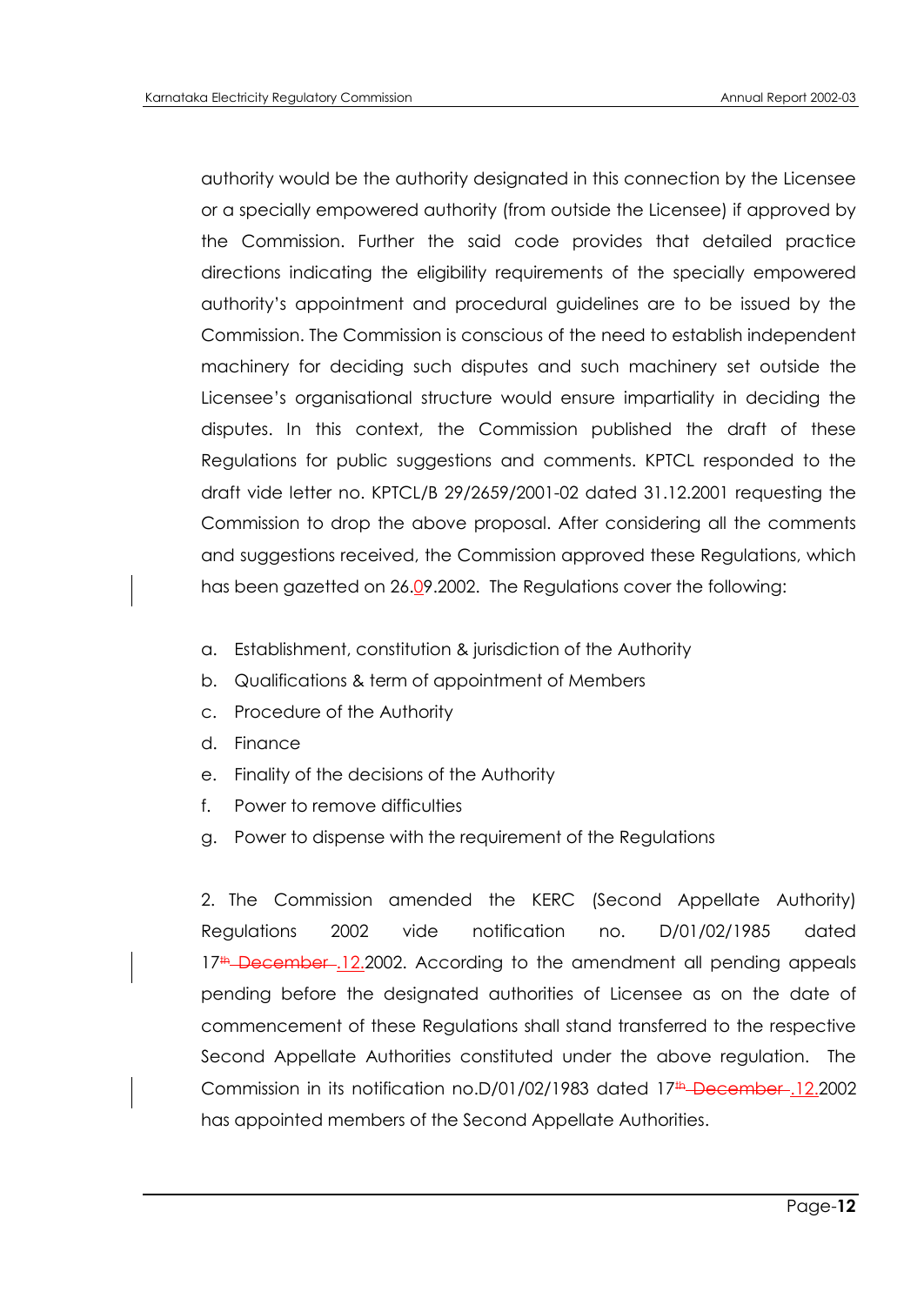authority would be the authority designated in this connection by the Licensee or a specially empowered authority (from outside the Licensee) if approved by the Commission. Further the said code provides that detailed practice directions indicating the eligibility requirements of the specially empowered authority's appointment and procedural guidelines are to be issued by the Commission. The Commission is conscious of the need to establish independent machinery for deciding such disputes and such machinery set outside the Licensee's organisational structure would ensure impartiality in deciding the disputes. In this context, the Commission published the draft of these Regulations for public suggestions and comments. KPTCL responded to the draft vide letter no. KPTCL/B 29/2659/2001-02 dated 31.12.2001 requesting the Commission to drop the above proposal. After considering all the comments and suggestions received, the Commission approved these Regulations, which has been gazetted on 26.09.2002. The Regulations cover the following:

a. Establishment, constitution & jurisdiction of the Authority
b. Qualifications & term of appointment of Members
c. Procedure of the Authority
d. Finance
e. Finality of the decisions of the Authority
f. Power to remove difficulties
g. Power to dispense with the requirement of the Regulations

2. The Commission amended the KERC (Second Appellate Authority) Regulations 2002 vide notification no. D/01/02/1985 dated 17.12.2002. According to the amendment all pending appeals pending before the designated authorities of Licensee as on the date of commencement of these Regulations shall stand transferred to the respective Second Appellate Authorities constituted under the above regulation. The Commission in its notification no.D/01/02/1983 dated 17.12.2002 has appointed members of the Second Appellate Authorities.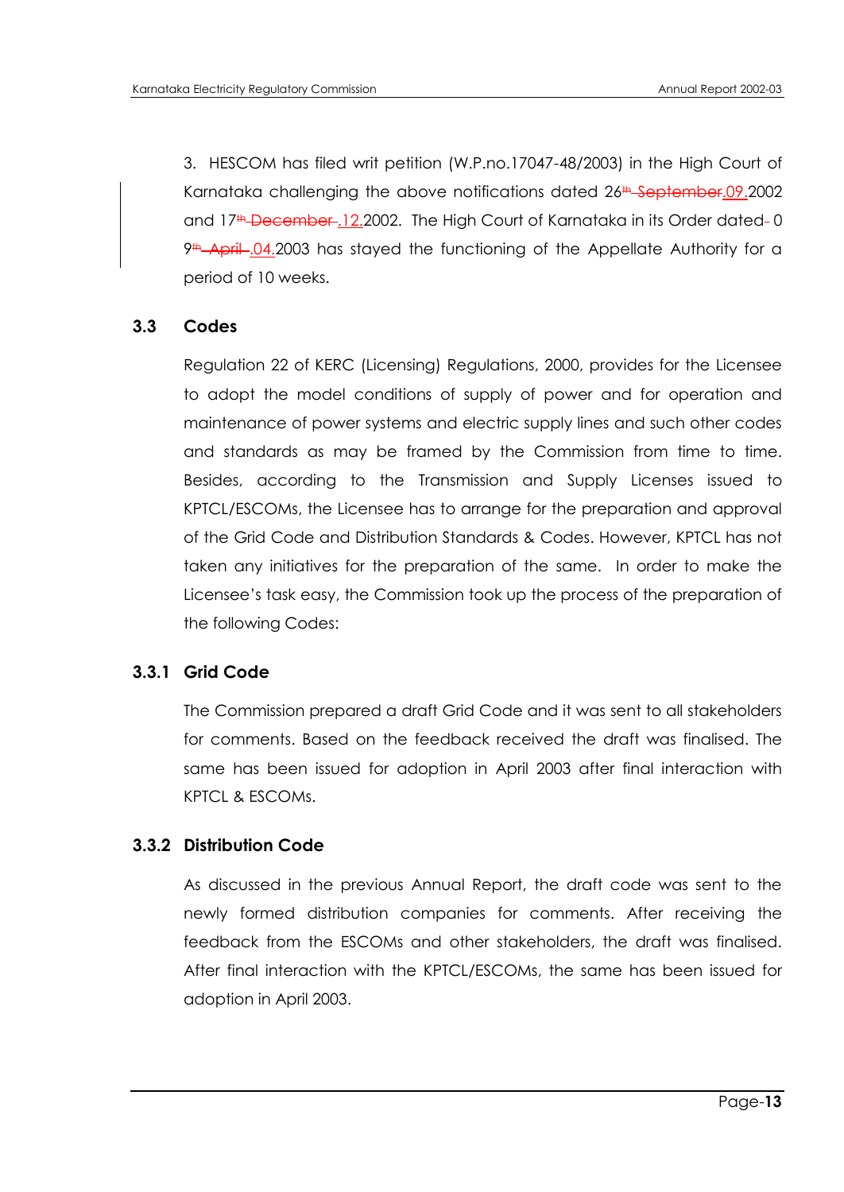3. HESCOM has filed writ petition (W.P.no.17047-48/2003) in the High Court of Karnataka challenging the above notifications dated 26~~th September~~.09.2002 and 17~~th December~~.12.2002. The High Court of Karnataka in its Order dated 09~~th April~~.04.2003 has stayed the functioning of the Appellate Authority for a period of 10 weeks.

## 3.3 Codes

Regulation 22 of KERC (Licensing) Regulations, 2000, provides for the Licensee to adopt the model conditions of supply of power and for operation and maintenance of power systems and electric supply lines and such other codes and standards as may be framed by the Commission from time to time. Besides, according to the Transmission and Supply Licenses issued to KPTCL/ESCOMs, the Licensee has to arrange for the preparation and approval of the Grid Code and Distribution Standards & Codes. However, KPTCL has not taken any initiatives for the preparation of the same. In order to make the Licensee's task easy, the Commission took up the process of the preparation of the following Codes:

### 3.3.1 Grid Code

The Commission prepared a draft Grid Code and it was sent to all stakeholders for comments. Based on the feedback received the draft was finalised. The same has been issued for adoption in April 2003 after final interaction with KPTCL & ESCOMs.

### 3.3.2 Distribution Code

As discussed in the previous Annual Report, the draft code was sent to the newly formed distribution companies for comments. After receiving the feedback from the ESCOMs and other stakeholders, the draft was finalised. After final interaction with the KPTCL/ESCOMs, the same has been issued for adoption in April 2003.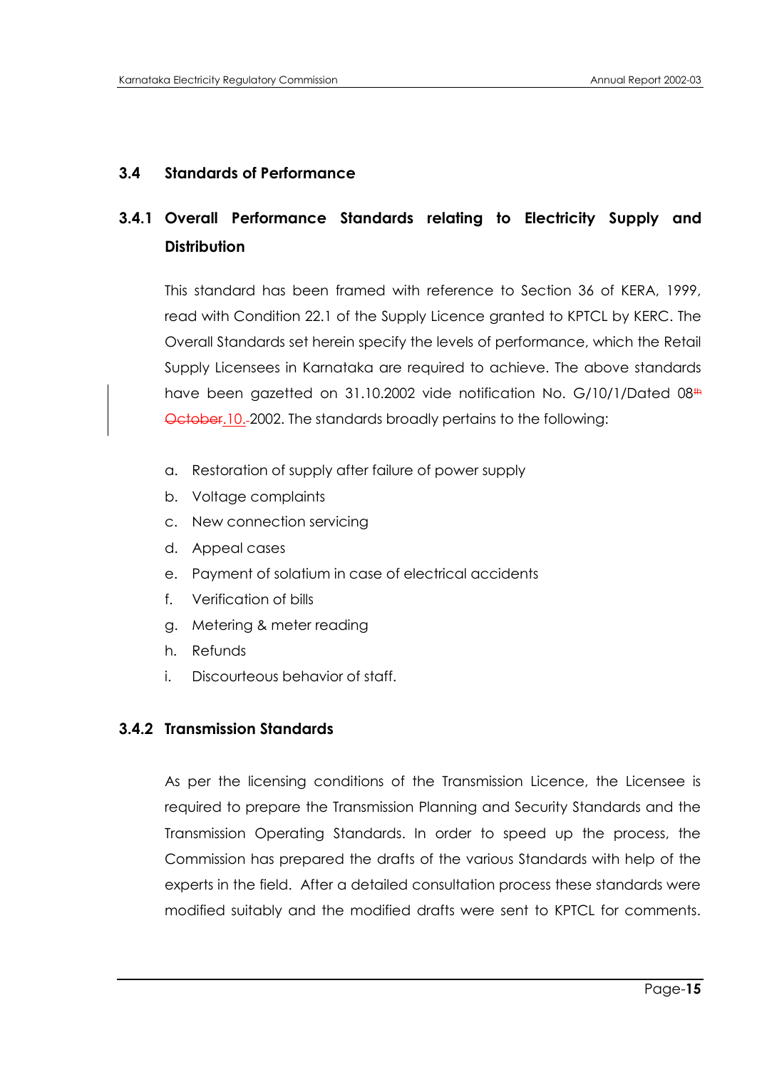## 3.4 Standards of Performance

### 3.4.1 Overall Performance Standards relating to Electricity Supply and Distribution

This standard has been framed with reference to Section 36 of KERA, 1999, read with Condition 22.1 of the Supply Licence granted to KPTCL by KERC. The Overall Standards set herein specify the levels of performance, which the Retail Supply Licensees in Karnataka are required to achieve. The above standards have been gazetted on 31.10.2002 vide notification No. G/10/1/Dated 08.10.2002. The standards broadly pertains to the following:

a. Restoration of supply after failure of power supply
b. Voltage complaints
c. New connection servicing
d. Appeal cases
e. Payment of solatium in case of electrical accidents
f. Verification of bills
g. Metering & meter reading
h. Refunds
i. Discourteous behavior of staff.

### 3.4.2 Transmission Standards

As per the licensing conditions of the Transmission Licence, the Licensee is required to prepare the Transmission Planning and Security Standards and the Transmission Operating Standards. In order to speed up the process, the Commission has prepared the drafts of the various Standards with help of the experts in the field. After a detailed consultation process these standards were modified suitably and the modified drafts were sent to KPTCL for comments.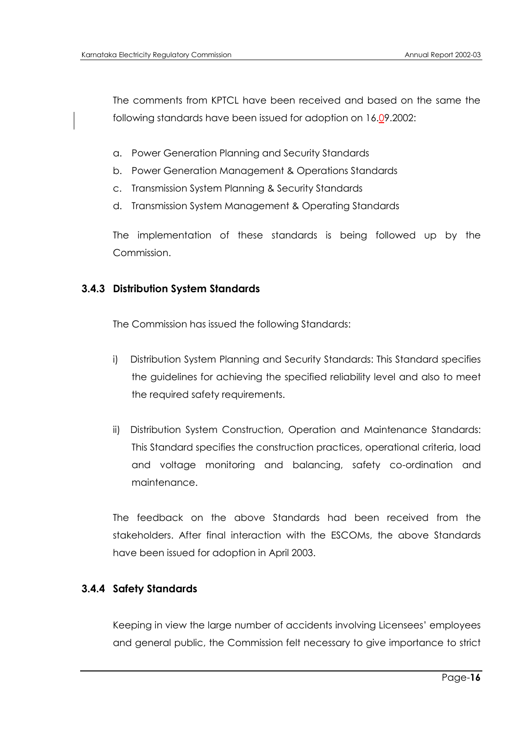The comments from KPTCL have been received and based on the same the following standards have been issued for adoption on 16.09.2002:

a. Power Generation Planning and Security Standards
b. Power Generation Management & Operations Standards
c. Transmission System Planning & Security Standards
d. Transmission System Management & Operating Standards

The implementation of these standards is being followed up by the Commission.

### 3.4.3 Distribution System Standards

The Commission has issued the following Standards:

i) Distribution System Planning and Security Standards: This Standard specifies the guidelines for achieving the specified reliability level and also to meet the required safety requirements.

ii) Distribution System Construction, Operation and Maintenance Standards: This Standard specifies the construction practices, operational criteria, load and voltage monitoring and balancing, safety co-ordination and maintenance.

The feedback on the above Standards had been received from the stakeholders. After final interaction with the ESCOMs, the above Standards have been issued for adoption in April 2003.

### 3.4.4 Safety Standards

Keeping in view the large number of accidents involving Licensees' employees and general public, the Commission felt necessary to give importance to strict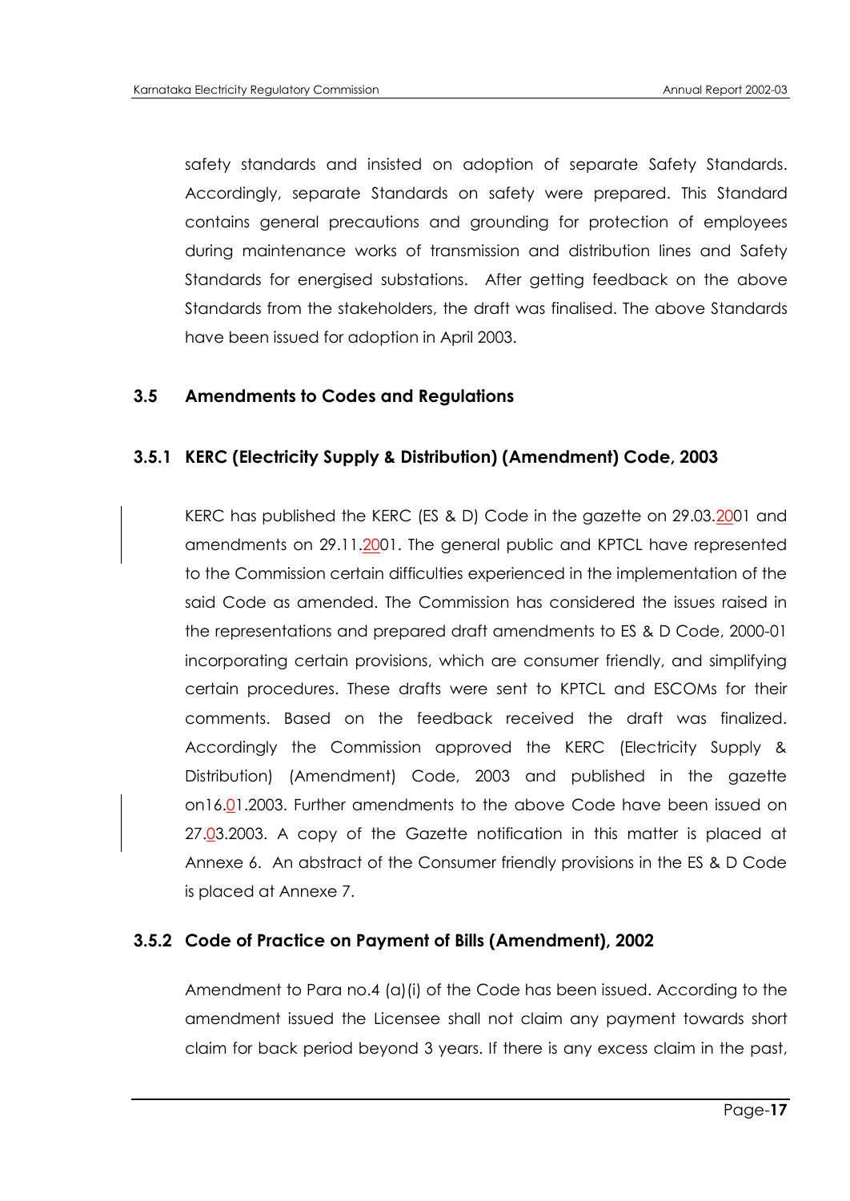safety standards and insisted on adoption of separate Safety Standards. Accordingly, separate Standards on safety were prepared. This Standard contains general precautions and grounding for protection of employees during maintenance works of transmission and distribution lines and Safety Standards for energised substations. After getting feedback on the above Standards from the stakeholders, the draft was finalised. The above Standards have been issued for adoption in April 2003.

## 3.5 Amendments to Codes and Regulations

### 3.5.1 KERC (Electricity Supply & Distribution) (Amendment) Code, 2003

KERC has published the KERC (ES & D) Code in the gazette on 29.03.2001 and amendments on 29.11.2001. The general public and KPTCL have represented to the Commission certain difficulties experienced in the implementation of the said Code as amended. The Commission has considered the issues raised in the representations and prepared draft amendments to ES & D Code, 2000-01 incorporating certain provisions, which are consumer friendly, and simplifying certain procedures. These drafts were sent to KPTCL and ESCOMs for their comments. Based on the feedback received the draft was finalized. Accordingly the Commission approved the KERC (Electricity Supply & Distribution) (Amendment) Code, 2003 and published in the gazette on16.01.2003. Further amendments to the above Code have been issued on 27.03.2003. A copy of the Gazette notification in this matter is placed at Annexe 6. An abstract of the Consumer friendly provisions in the ES & D Code is placed at Annexe 7.

### 3.5.2 Code of Practice on Payment of Bills (Amendment), 2002

Amendment to Para no.4 (a)(i) of the Code has been issued. According to the amendment issued the Licensee shall not claim any payment towards short claim for back period beyond 3 years. If there is any excess claim in the past,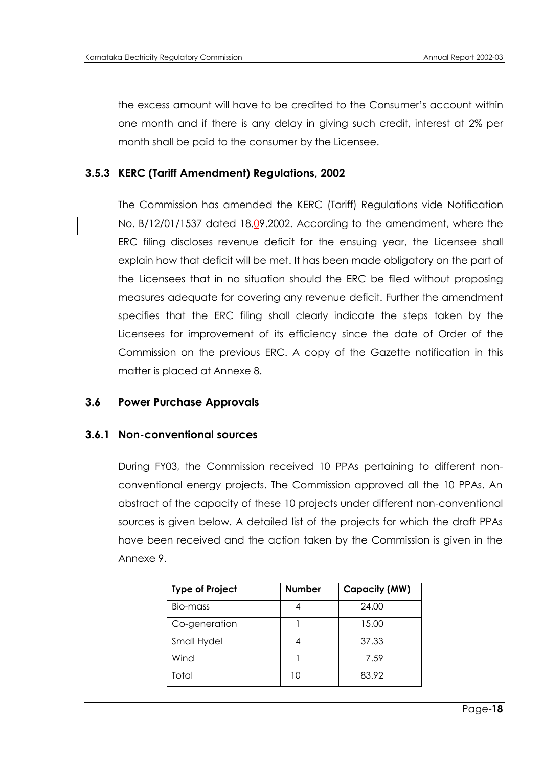the excess amount will have to be credited to the Consumer's account within one month and if there is any delay in giving such credit, interest at 2% per month shall be paid to the consumer by the Licensee.

### 3.5.3 KERC (Tariff Amendment) Regulations, 2002

The Commission has amended the KERC (Tariff) Regulations vide Notification No. B/12/01/1537 dated 18.09.2002. According to the amendment, where the ERC filing discloses revenue deficit for the ensuing year, the Licensee shall explain how that deficit will be met. It has been made obligatory on the part of the Licensees that in no situation should the ERC be filed without proposing measures adequate for covering any revenue deficit. Further the amendment specifies that the ERC filing shall clearly indicate the steps taken by the Licensees for improvement of its efficiency since the date of Order of the Commission on the previous ERC. A copy of the Gazette notification in this matter is placed at Annexe 8.

## 3.6 Power Purchase Approvals

### 3.6.1 Non-conventional sources

During FY03, the Commission received 10 PPAs pertaining to different non-conventional energy projects. The Commission approved all the 10 PPAs. An abstract of the capacity of these 10 projects under different non-conventional sources is given below. A detailed list of the projects for which the draft PPAs have been received and the action taken by the Commission is given in the Annexe 9.

| Type of Project | Number | Capacity (MW) |
|---|---|---|
| Bio-mass | 4 | 24.00 |
| Co-generation | 1 | 15.00 |
| Small Hydel | 4 | 37.33 |
| Wind | 1 | 7.59 |
| Total | 10 | 83.92 |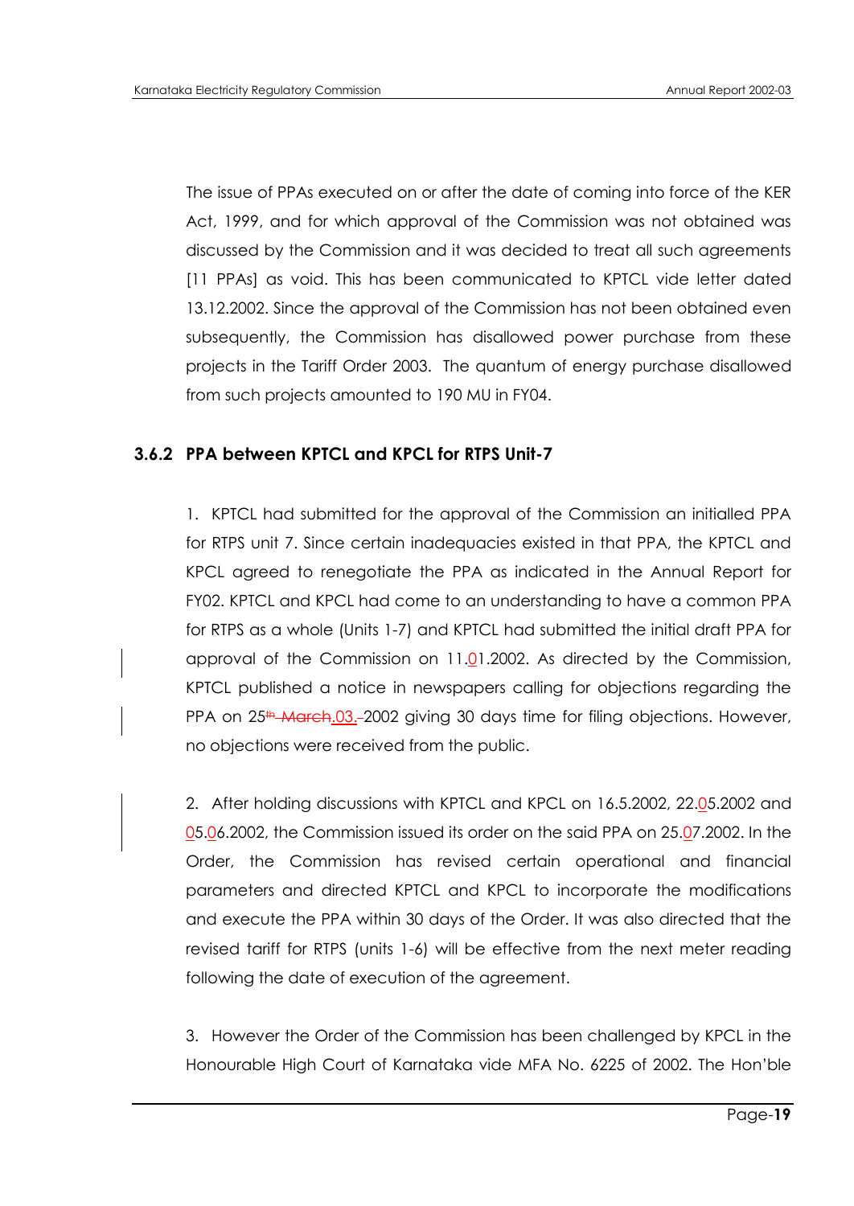The issue of PPAs executed on or after the date of coming into force of the KER Act, 1999, and for which approval of the Commission was not obtained was discussed by the Commission and it was decided to treat all such agreements [11 PPAs] as void. This has been communicated to KPTCL vide letter dated 13.12.2002. Since the approval of the Commission has not been obtained even subsequently, the Commission has disallowed power purchase from these projects in the Tariff Order 2003. The quantum of energy purchase disallowed from such projects amounted to 190 MU in FY04.

### 3.6.2 PPA between KPTCL and KPCL for RTPS Unit-7

1. KPTCL had submitted for the approval of the Commission an initialled PPA for RTPS unit 7. Since certain inadequacies existed in that PPA, the KPTCL and KPCL agreed to renegotiate the PPA as indicated in the Annual Report for FY02. KPTCL and KPCL had come to an understanding to have a common PPA for RTPS as a whole (Units 1-7) and KPTCL had submitted the initial draft PPA for approval of the Commission on 11.01.2002. As directed by the Commission, KPTCL published a notice in newspapers calling for objections regarding the PPA on 25.03.2002 giving 30 days time for filing objections. However, no objections were received from the public.

2. After holding discussions with KPTCL and KPCL on 16.5.2002, 22.05.2002 and 05.06.2002, the Commission issued its order on the said PPA on 25.07.2002. In the Order, the Commission has revised certain operational and financial parameters and directed KPTCL and KPCL to incorporate the modifications and execute the PPA within 30 days of the Order. It was also directed that the revised tariff for RTPS (units 1-6) will be effective from the next meter reading following the date of execution of the agreement.

3. However the Order of the Commission has been challenged by KPCL in the Honourable High Court of Karnataka vide MFA No. 6225 of 2002. The Hon'ble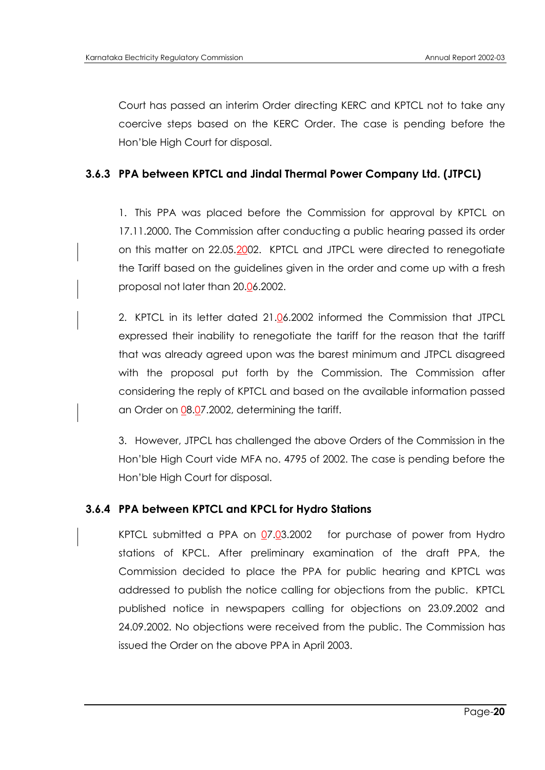Court has passed an interim Order directing KERC and KPTCL not to take any coercive steps based on the KERC Order. The case is pending before the Hon'ble High Court for disposal.

### 3.6.3 PPA between KPTCL and Jindal Thermal Power Company Ltd. (JTPCL)

1. This PPA was placed before the Commission for approval by KPTCL on 17.11.2000. The Commission after conducting a public hearing passed its order on this matter on 22.05.2002. KPTCL and JTPCL were directed to renegotiate the Tariff based on the guidelines given in the order and come up with a fresh proposal not later than 20.06.2002.

2. KPTCL in its letter dated 21.06.2002 informed the Commission that JTPCL expressed their inability to renegotiate the tariff for the reason that the tariff that was already agreed upon was the barest minimum and JTPCL disagreed with the proposal put forth by the Commission. The Commission after considering the reply of KPTCL and based on the available information passed an Order on 08.07.2002, determining the tariff.

3. However, JTPCL has challenged the above Orders of the Commission in the Hon'ble High Court vide MFA no. 4795 of 2002. The case is pending before the Hon'ble High Court for disposal.

### 3.6.4 PPA between KPTCL and KPCL for Hydro Stations

KPTCL submitted a PPA on 07.03.2002 for purchase of power from Hydro stations of KPCL. After preliminary examination of the draft PPA, the Commission decided to place the PPA for public hearing and KPTCL was addressed to publish the notice calling for objections from the public. KPTCL published notice in newspapers calling for objections on 23.09.2002 and 24.09.2002. No objections were received from the public. The Commission has issued the Order on the above PPA in April 2003.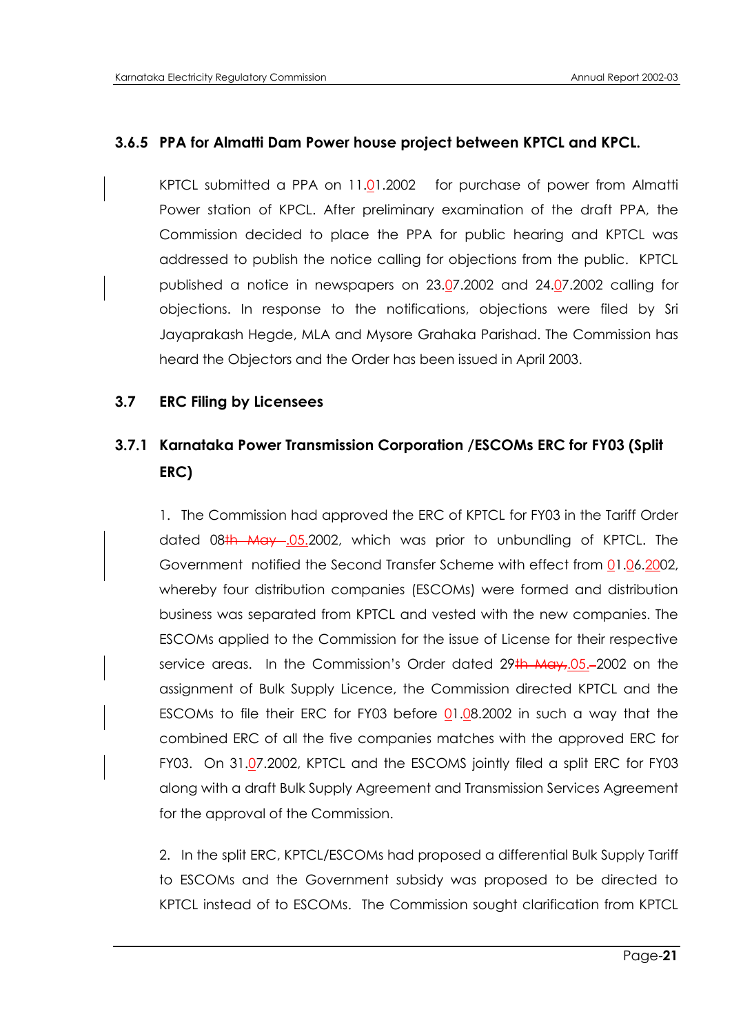### 3.6.5 PPA for Almatti Dam Power house project between KPTCL and KPCL.

KPTCL submitted a PPA on 11.01.2002 for purchase of power from Almatti Power station of KPCL. After preliminary examination of the draft PPA, the Commission decided to place the PPA for public hearing and KPTCL was addressed to publish the notice calling for objections from the public. KPTCL published a notice in newspapers on 23.07.2002 and 24.07.2002 calling for objections. In response to the notifications, objections were filed by Sri Jayaprakash Hegde, MLA and Mysore Grahaka Parishad. The Commission has heard the Objectors and the Order has been issued in April 2003.

## 3.7 ERC Filing by Licensees

### 3.7.1 Karnataka Power Transmission Corporation /ESCOMs ERC for FY03 (Split ERC)

1. The Commission had approved the ERC of KPTCL for FY03 in the Tariff Order dated 08.05.2002, which was prior to unbundling of KPTCL. The Government notified the Second Transfer Scheme with effect from 01.06.2002, whereby four distribution companies (ESCOMs) were formed and distribution business was separated from KPTCL and vested with the new companies. The ESCOMs applied to the Commission for the issue of License for their respective service areas. In the Commission's Order dated 29.05.2002 on the assignment of Bulk Supply Licence, the Commission directed KPTCL and the ESCOMs to file their ERC for FY03 before 01.08.2002 in such a way that the combined ERC of all the five companies matches with the approved ERC for FY03. On 31.07.2002, KPTCL and the ESCOMS jointly filed a split ERC for FY03 along with a draft Bulk Supply Agreement and Transmission Services Agreement for the approval of the Commission.

2. In the split ERC, KPTCL/ESCOMs had proposed a differential Bulk Supply Tariff to ESCOMs and the Government subsidy was proposed to be directed to KPTCL instead of to ESCOMs. The Commission sought clarification from KPTCL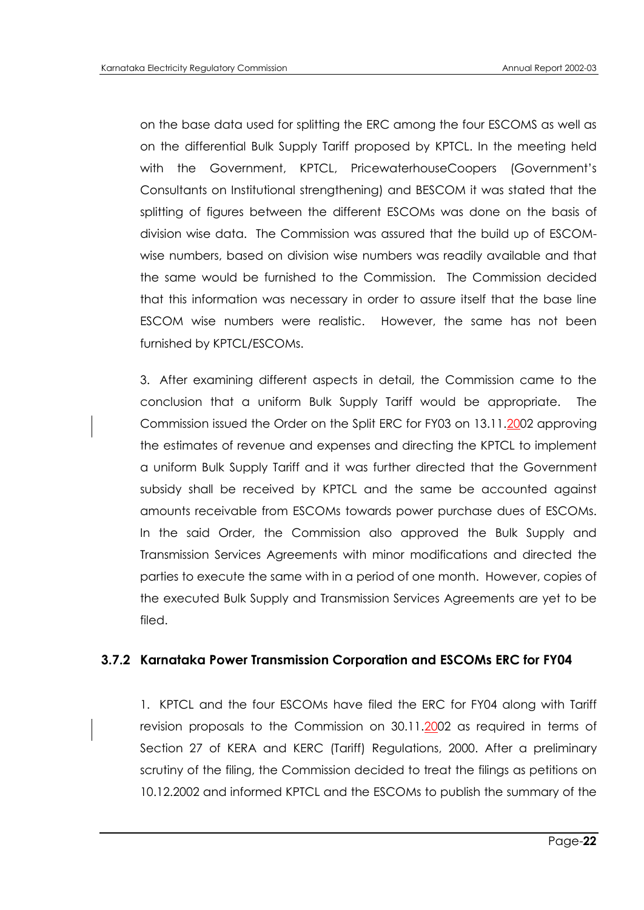on the base data used for splitting the ERC among the four ESCOMS as well as on the differential Bulk Supply Tariff proposed by KPTCL. In the meeting held with the Government, KPTCL, PricewaterhouseCoopers (Government's Consultants on Institutional strengthening) and BESCOM it was stated that the splitting of figures between the different ESCOMs was done on the basis of division wise data. The Commission was assured that the build up of ESCOM-wise numbers, based on division wise numbers was readily available and that the same would be furnished to the Commission. The Commission decided that this information was necessary in order to assure itself that the base line ESCOM wise numbers were realistic. However, the same has not been furnished by KPTCL/ESCOMs.

3. After examining different aspects in detail, the Commission came to the conclusion that a uniform Bulk Supply Tariff would be appropriate. The Commission issued the Order on the Split ERC for FY03 on 13.11.2002 approving the estimates of revenue and expenses and directing the KPTCL to implement a uniform Bulk Supply Tariff and it was further directed that the Government subsidy shall be received by KPTCL and the same be accounted against amounts receivable from ESCOMs towards power purchase dues of ESCOMs. In the said Order, the Commission also approved the Bulk Supply and Transmission Services Agreements with minor modifications and directed the parties to execute the same with in a period of one month. However, copies of the executed Bulk Supply and Transmission Services Agreements are yet to be filed.

### 3.7.2 Karnataka Power Transmission Corporation and ESCOMs ERC for FY04

1. KPTCL and the four ESCOMs have filed the ERC for FY04 along with Tariff revision proposals to the Commission on 30.11.2002 as required in terms of Section 27 of KERA and KERC (Tariff) Regulations, 2000. After a preliminary scrutiny of the filing, the Commission decided to treat the filings as petitions on 10.12.2002 and informed KPTCL and the ESCOMs to publish the summary of the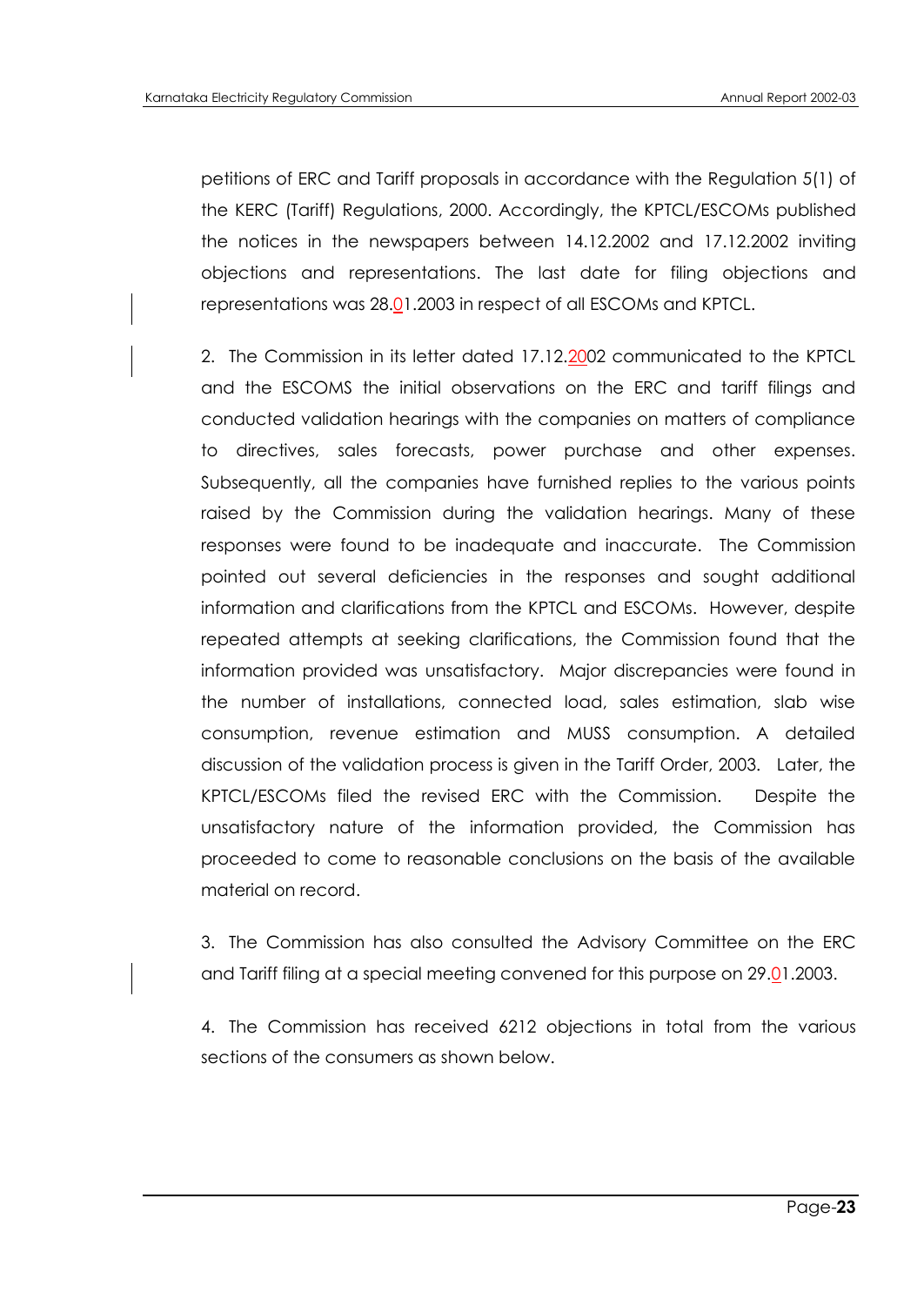petitions of ERC and Tariff proposals in accordance with the Regulation 5(1) of the KERC (Tariff) Regulations, 2000. Accordingly, the KPTCL/ESCOMs published the notices in the newspapers between 14.12.2002 and 17.12.2002 inviting objections and representations. The last date for filing objections and representations was 28.01.2003 in respect of all ESCOMs and KPTCL.

2. The Commission in its letter dated 17.12.2002 communicated to the KPTCL and the ESCOMS the initial observations on the ERC and tariff filings and conducted validation hearings with the companies on matters of compliance to directives, sales forecasts, power purchase and other expenses. Subsequently, all the companies have furnished replies to the various points raised by the Commission during the validation hearings. Many of these responses were found to be inadequate and inaccurate. The Commission pointed out several deficiencies in the responses and sought additional information and clarifications from the KPTCL and ESCOMs. However, despite repeated attempts at seeking clarifications, the Commission found that the information provided was unsatisfactory. Major discrepancies were found in the number of installations, connected load, sales estimation, slab wise consumption, revenue estimation and MUSS consumption. A detailed discussion of the validation process is given in the Tariff Order, 2003. Later, the KPTCL/ESCOMs filed the revised ERC with the Commission. Despite the unsatisfactory nature of the information provided, the Commission has proceeded to come to reasonable conclusions on the basis of the available material on record.

3. The Commission has also consulted the Advisory Committee on the ERC and Tariff filing at a special meeting convened for this purpose on 29.01.2003.

4. The Commission has received 6212 objections in total from the various sections of the consumers as shown below.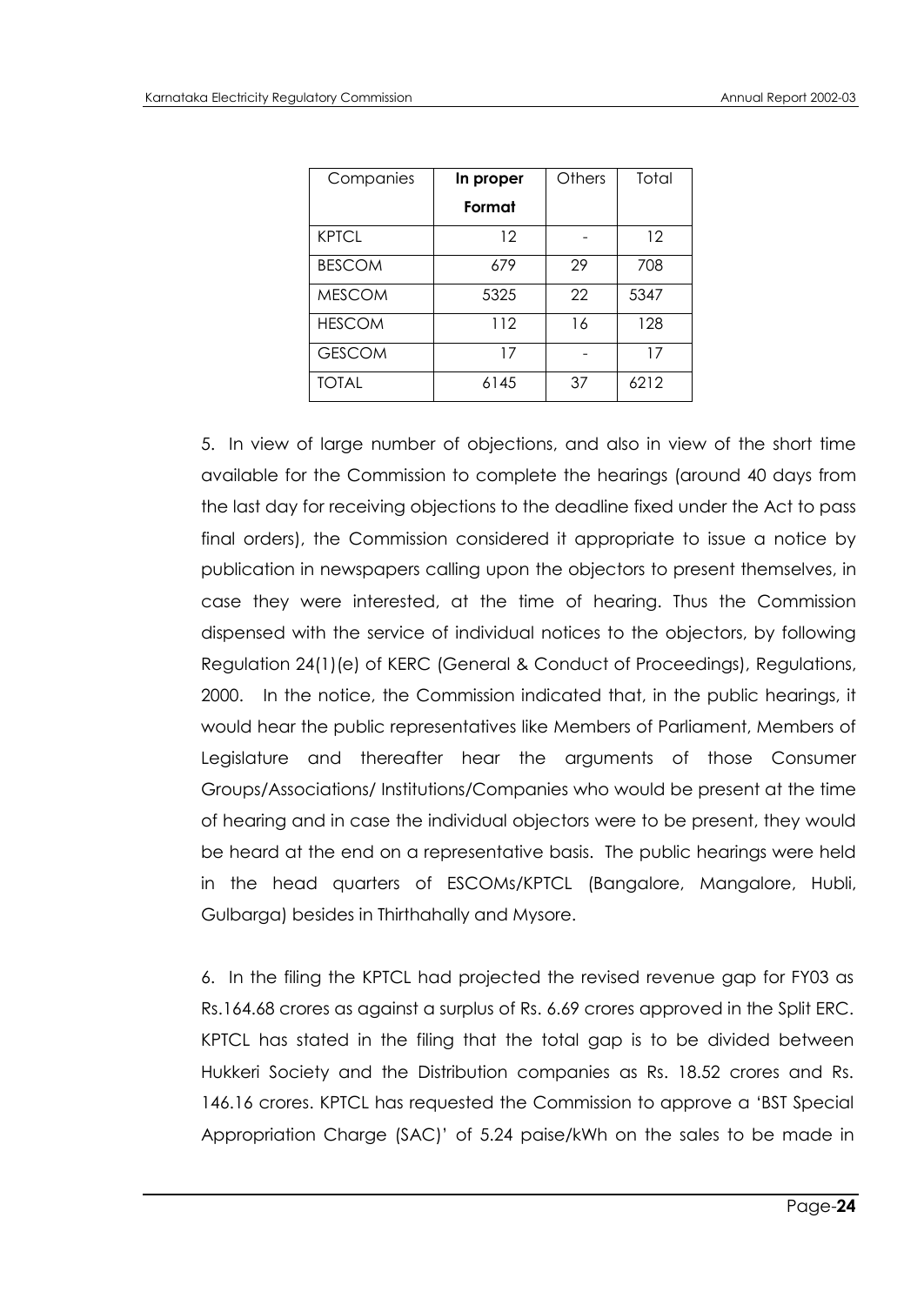| Companies | **In proper Format** | Others | Total |
|---|---|---|---|
| KPTCL | 12 | - | 12 |
| BESCOM | 679 | 29 | 708 |
| MESCOM | 5325 | 22 | 5347 |
| HESCOM | 112 | 16 | 128 |
| GESCOM | 17 | - | 17 |
| TOTAL | 6145 | 37 | 6212 |

5. In view of large number of objections, and also in view of the short time available for the Commission to complete the hearings (around 40 days from the last day for receiving objections to the deadline fixed under the Act to pass final orders), the Commission considered it appropriate to issue a notice by publication in newspapers calling upon the objectors to present themselves, in case they were interested, at the time of hearing. Thus the Commission dispensed with the service of individual notices to the objectors, by following Regulation 24(1)(e) of KERC (General & Conduct of Proceedings), Regulations, 2000. In the notice, the Commission indicated that, in the public hearings, it would hear the public representatives like Members of Parliament, Members of Legislature and thereafter hear the arguments of those Consumer Groups/Associations/ Institutions/Companies who would be present at the time of hearing and in case the individual objectors were to be present, they would be heard at the end on a representative basis. The public hearings were held in the head quarters of ESCOMs/KPTCL (Bangalore, Mangalore, Hubli, Gulbarga) besides in Thirthahally and Mysore.

6. In the filing the KPTCL had projected the revised revenue gap for FY03 as Rs.164.68 crores as against a surplus of Rs. 6.69 crores approved in the Split ERC. KPTCL has stated in the filing that the total gap is to be divided between Hukkeri Society and the Distribution companies as Rs. 18.52 crores and Rs. 146.16 crores. KPTCL has requested the Commission to approve a 'BST Special Appropriation Charge (SAC)' of 5.24 paise/kWh on the sales to be made in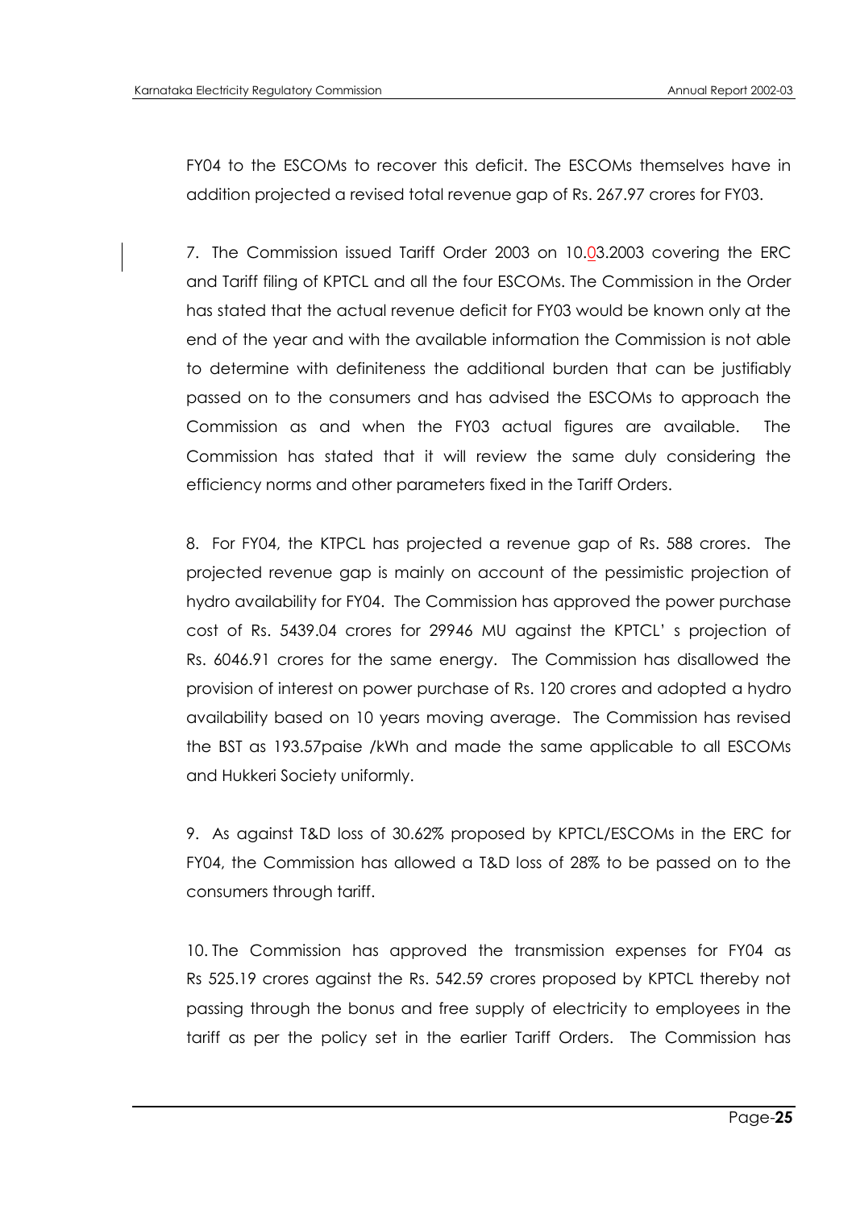FY04 to the ESCOMs to recover this deficit. The ESCOMs themselves have in addition projected a revised total revenue gap of Rs. 267.97 crores for FY03.

7. The Commission issued Tariff Order 2003 on 10.03.2003 covering the ERC and Tariff filing of KPTCL and all the four ESCOMs. The Commission in the Order has stated that the actual revenue deficit for FY03 would be known only at the end of the year and with the available information the Commission is not able to determine with definiteness the additional burden that can be justifiably passed on to the consumers and has advised the ESCOMs to approach the Commission as and when the FY03 actual figures are available. The Commission has stated that it will review the same duly considering the efficiency norms and other parameters fixed in the Tariff Orders.

8. For FY04, the KTPCL has projected a revenue gap of Rs. 588 crores. The projected revenue gap is mainly on account of the pessimistic projection of hydro availability for FY04. The Commission has approved the power purchase cost of Rs. 5439.04 crores for 29946 MU against the KPTCL' s projection of Rs. 6046.91 crores for the same energy. The Commission has disallowed the provision of interest on power purchase of Rs. 120 crores and adopted a hydro availability based on 10 years moving average. The Commission has revised the BST as 193.57paise /kWh and made the same applicable to all ESCOMs and Hukkeri Society uniformly.

9. As against T&D loss of 30.62% proposed by KPTCL/ESCOMs in the ERC for FY04, the Commission has allowed a T&D loss of 28% to be passed on to the consumers through tariff.

10. The Commission has approved the transmission expenses for FY04 as Rs 525.19 crores against the Rs. 542.59 crores proposed by KPTCL thereby not passing through the bonus and free supply of electricity to employees in the tariff as per the policy set in the earlier Tariff Orders. The Commission has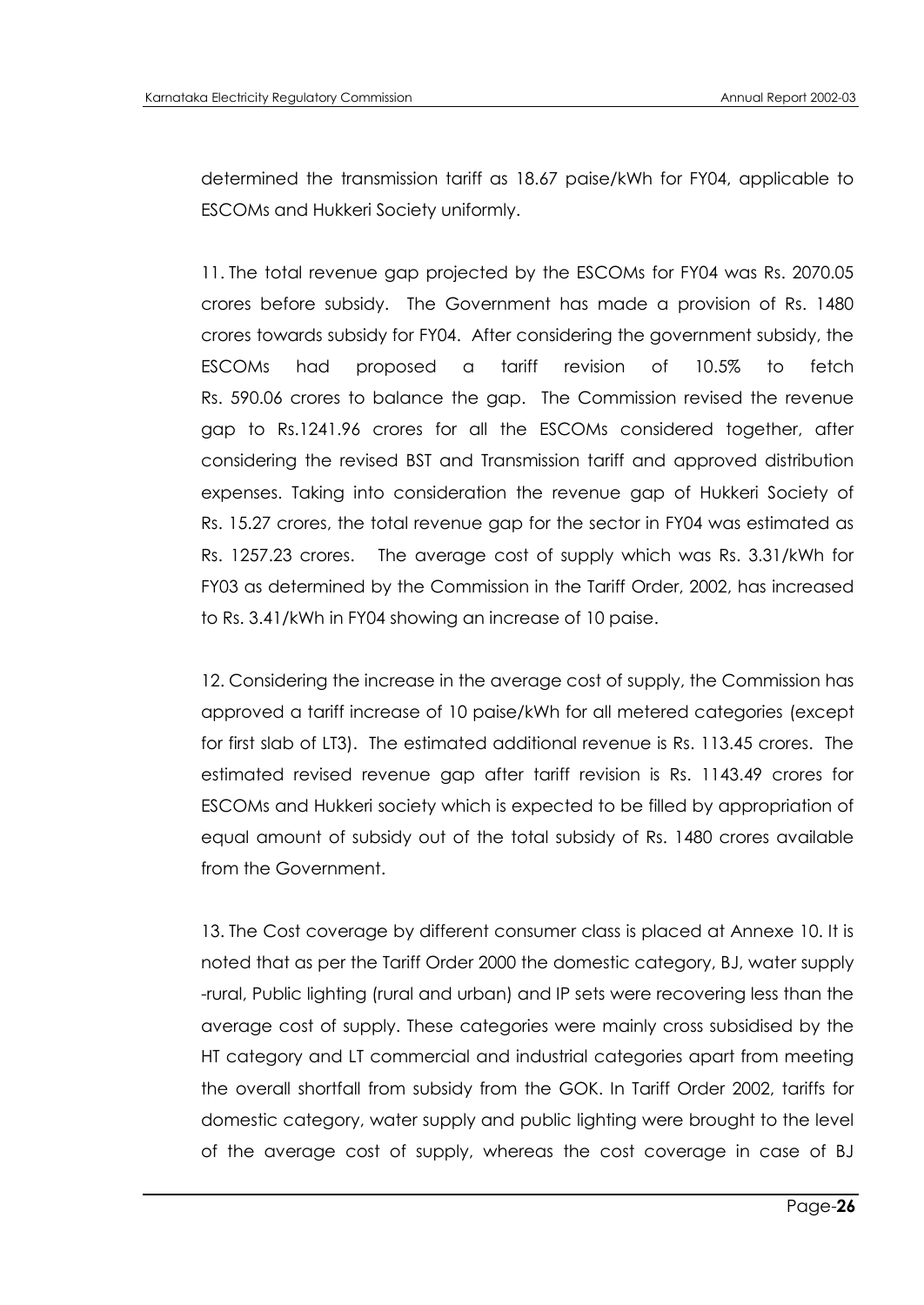determined the transmission tariff as 18.67 paise/kWh for FY04, applicable to ESCOMs and Hukkeri Society uniformly.

11. The total revenue gap projected by the ESCOMs for FY04 was Rs. 2070.05 crores before subsidy. The Government has made a provision of Rs. 1480 crores towards subsidy for FY04. After considering the government subsidy, the ESCOMs had proposed a tariff revision of 10.5% to fetch Rs. 590.06 crores to balance the gap. The Commission revised the revenue gap to Rs.1241.96 crores for all the ESCOMs considered together, after considering the revised BST and Transmission tariff and approved distribution expenses. Taking into consideration the revenue gap of Hukkeri Society of Rs. 15.27 crores, the total revenue gap for the sector in FY04 was estimated as Rs. 1257.23 crores. The average cost of supply which was Rs. 3.31/kWh for FY03 as determined by the Commission in the Tariff Order, 2002, has increased to Rs. 3.41/kWh in FY04 showing an increase of 10 paise.

12. Considering the increase in the average cost of supply, the Commission has approved a tariff increase of 10 paise/kWh for all metered categories (except for first slab of LT3). The estimated additional revenue is Rs. 113.45 crores. The estimated revised revenue gap after tariff revision is Rs. 1143.49 crores for ESCOMs and Hukkeri society which is expected to be filled by appropriation of equal amount of subsidy out of the total subsidy of Rs. 1480 crores available from the Government.

13. The Cost coverage by different consumer class is placed at Annexe 10. It is noted that as per the Tariff Order 2000 the domestic category, BJ, water supply -rural, Public lighting (rural and urban) and IP sets were recovering less than the average cost of supply. These categories were mainly cross subsidised by the HT category and LT commercial and industrial categories apart from meeting the overall shortfall from subsidy from the GOK. In Tariff Order 2002, tariffs for domestic category, water supply and public lighting were brought to the level of the average cost of supply, whereas the cost coverage in case of BJ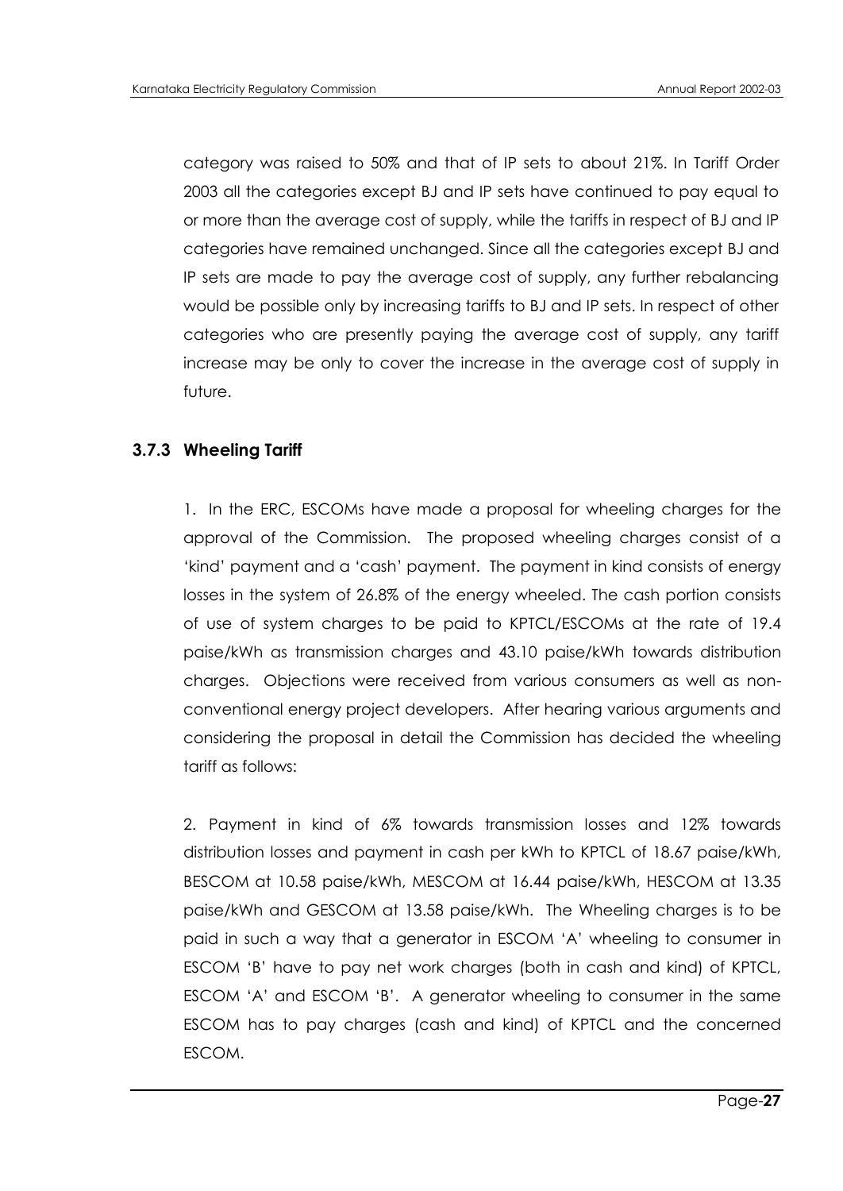category was raised to 50% and that of IP sets to about 21%. In Tariff Order 2003 all the categories except BJ and IP sets have continued to pay equal to or more than the average cost of supply, while the tariffs in respect of BJ and IP categories have remained unchanged. Since all the categories except BJ and IP sets are made to pay the average cost of supply, any further rebalancing would be possible only by increasing tariffs to BJ and IP sets. In respect of other categories who are presently paying the average cost of supply, any tariff increase may be only to cover the increase in the average cost of supply in future.

### 3.7.3 Wheeling Tariff

1. In the ERC, ESCOMs have made a proposal for wheeling charges for the approval of the Commission. The proposed wheeling charges consist of a 'kind' payment and a 'cash' payment. The payment in kind consists of energy losses in the system of 26.8% of the energy wheeled. The cash portion consists of use of system charges to be paid to KPTCL/ESCOMs at the rate of 19.4 paise/kWh as transmission charges and 43.10 paise/kWh towards distribution charges. Objections were received from various consumers as well as non-conventional energy project developers. After hearing various arguments and considering the proposal in detail the Commission has decided the wheeling tariff as follows:

2. Payment in kind of 6% towards transmission losses and 12% towards distribution losses and payment in cash per kWh to KPTCL of 18.67 paise/kWh, BESCOM at 10.58 paise/kWh, MESCOM at 16.44 paise/kWh, HESCOM at 13.35 paise/kWh and GESCOM at 13.58 paise/kWh. The Wheeling charges is to be paid in such a way that a generator in ESCOM 'A' wheeling to consumer in ESCOM 'B' have to pay net work charges (both in cash and kind) of KPTCL, ESCOM 'A' and ESCOM 'B'. A generator wheeling to consumer in the same ESCOM has to pay charges (cash and kind) of KPTCL and the concerned ESCOM.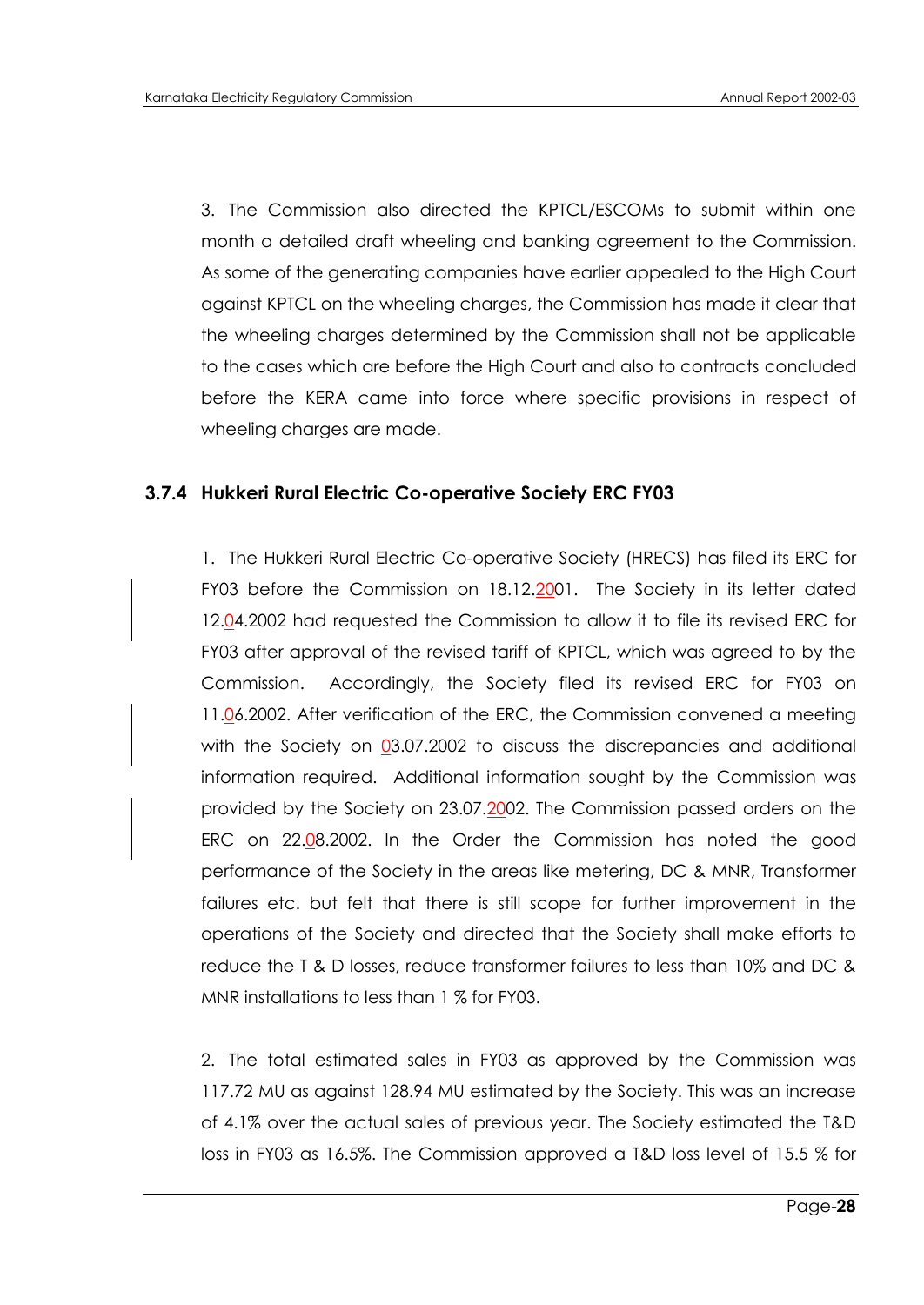3. The Commission also directed the KPTCL/ESCOMs to submit within one month a detailed draft wheeling and banking agreement to the Commission. As some of the generating companies have earlier appealed to the High Court against KPTCL on the wheeling charges, the Commission has made it clear that the wheeling charges determined by the Commission shall not be applicable to the cases which are before the High Court and also to contracts concluded before the KERA came into force where specific provisions in respect of wheeling charges are made.

### 3.7.4 Hukkeri Rural Electric Co-operative Society ERC FY03

1. The Hukkeri Rural Electric Co-operative Society (HRECS) has filed its ERC for FY03 before the Commission on 18.12.2001. The Society in its letter dated 12.04.2002 had requested the Commission to allow it to file its revised ERC for FY03 after approval of the revised tariff of KPTCL, which was agreed to by the Commission. Accordingly, the Society filed its revised ERC for FY03 on 11.06.2002. After verification of the ERC, the Commission convened a meeting with the Society on 03.07.2002 to discuss the discrepancies and additional information required. Additional information sought by the Commission was provided by the Society on 23.07.2002. The Commission passed orders on the ERC on 22.08.2002. In the Order the Commission has noted the good performance of the Society in the areas like metering, DC & MNR, Transformer failures etc. but felt that there is still scope for further improvement in the operations of the Society and directed that the Society shall make efforts to reduce the T & D losses, reduce transformer failures to less than 10% and DC & MNR installations to less than 1 % for FY03.

2. The total estimated sales in FY03 as approved by the Commission was 117.72 MU as against 128.94 MU estimated by the Society. This was an increase of 4.1% over the actual sales of previous year. The Society estimated the T&D loss in FY03 as 16.5%. The Commission approved a T&D loss level of 15.5 % for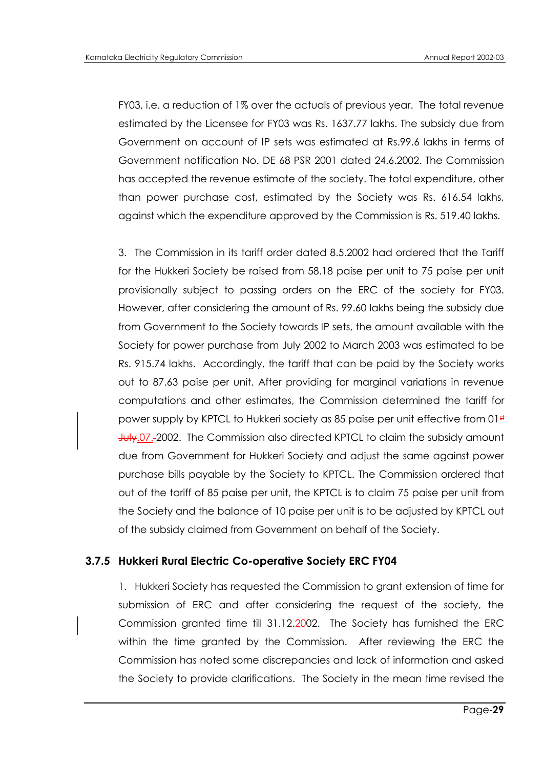FY03, i.e. a reduction of 1% over the actuals of previous year. The total revenue estimated by the Licensee for FY03 was Rs. 1637.77 lakhs. The subsidy due from Government on account of IP sets was estimated at Rs.99.6 lakhs in terms of Government notification No. DE 68 PSR 2001 dated 24.6.2002. The Commission has accepted the revenue estimate of the society. The total expenditure, other than power purchase cost, estimated by the Society was Rs. 616.54 lakhs, against which the expenditure approved by the Commission is Rs. 519.40 lakhs.

3. The Commission in its tariff order dated 8.5.2002 had ordered that the Tariff for the Hukkeri Society be raised from 58.18 paise per unit to 75 paise per unit provisionally subject to passing orders on the ERC of the society for FY03. However, after considering the amount of Rs. 99.60 lakhs being the subsidy due from Government to the Society towards IP sets, the amount available with the Society for power purchase from July 2002 to March 2003 was estimated to be Rs. 915.74 lakhs. Accordingly, the tariff that can be paid by the Society works out to 87.63 paise per unit. After providing for marginal variations in revenue computations and other estimates, the Commission determined the tariff for power supply by KPTCL to Hukkeri society as 85 paise per unit effective from 01.07.2002. The Commission also directed KPTCL to claim the subsidy amount due from Government for Hukkeri Society and adjust the same against power purchase bills payable by the Society to KPTCL. The Commission ordered that out of the tariff of 85 paise per unit, the KPTCL is to claim 75 paise per unit from the Society and the balance of 10 paise per unit is to be adjusted by KPTCL out of the subsidy claimed from Government on behalf of the Society.

### 3.7.5 Hukkeri Rural Electric Co-operative Society ERC FY04

1. Hukkeri Society has requested the Commission to grant extension of time for submission of ERC and after considering the request of the society, the Commission granted time till 31.12.2002. The Society has furnished the ERC within the time granted by the Commission. After reviewing the ERC the Commission has noted some discrepancies and lack of information and asked the Society to provide clarifications. The Society in the mean time revised the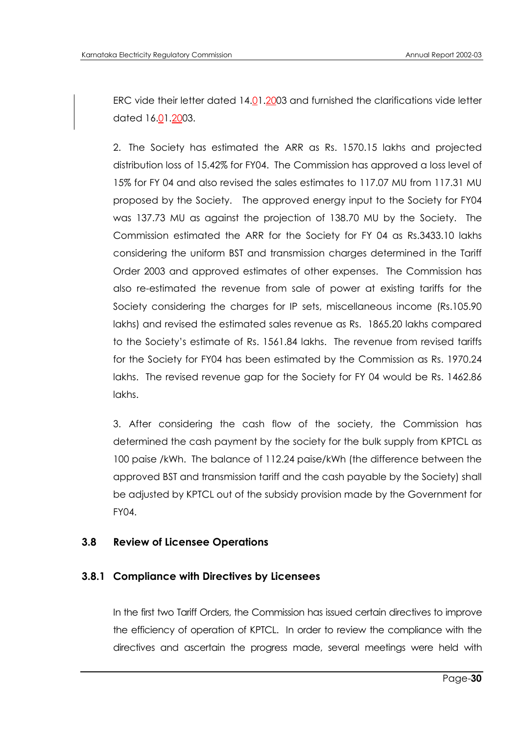ERC vide their letter dated 14.01.2003 and furnished the clarifications vide letter dated 16.01.2003.

2. The Society has estimated the ARR as Rs. 1570.15 lakhs and projected distribution loss of 15.42% for FY04. The Commission has approved a loss level of 15% for FY 04 and also revised the sales estimates to 117.07 MU from 117.31 MU proposed by the Society. The approved energy input to the Society for FY04 was 137.73 MU as against the projection of 138.70 MU by the Society. The Commission estimated the ARR for the Society for FY 04 as Rs.3433.10 lakhs considering the uniform BST and transmission charges determined in the Tariff Order 2003 and approved estimates of other expenses. The Commission has also re-estimated the revenue from sale of power at existing tariffs for the Society considering the charges for IP sets, miscellaneous income (Rs.105.90 lakhs) and revised the estimated sales revenue as Rs. 1865.20 lakhs compared to the Society's estimate of Rs. 1561.84 lakhs. The revenue from revised tariffs for the Society for FY04 has been estimated by the Commission as Rs. 1970.24 lakhs. The revised revenue gap for the Society for FY 04 would be Rs. 1462.86 lakhs.

3. After considering the cash flow of the society, the Commission has determined the cash payment by the society for the bulk supply from KPTCL as 100 paise /kWh. The balance of 112.24 paise/kWh (the difference between the approved BST and transmission tariff and the cash payable by the Society) shall be adjusted by KPTCL out of the subsidy provision made by the Government for FY04.

## 3.8 Review of Licensee Operations

### 3.8.1 Compliance with Directives by Licensees

In the first two Tariff Orders, the Commission has issued certain directives to improve the efficiency of operation of KPTCL. In order to review the compliance with the directives and ascertain the progress made, several meetings were held with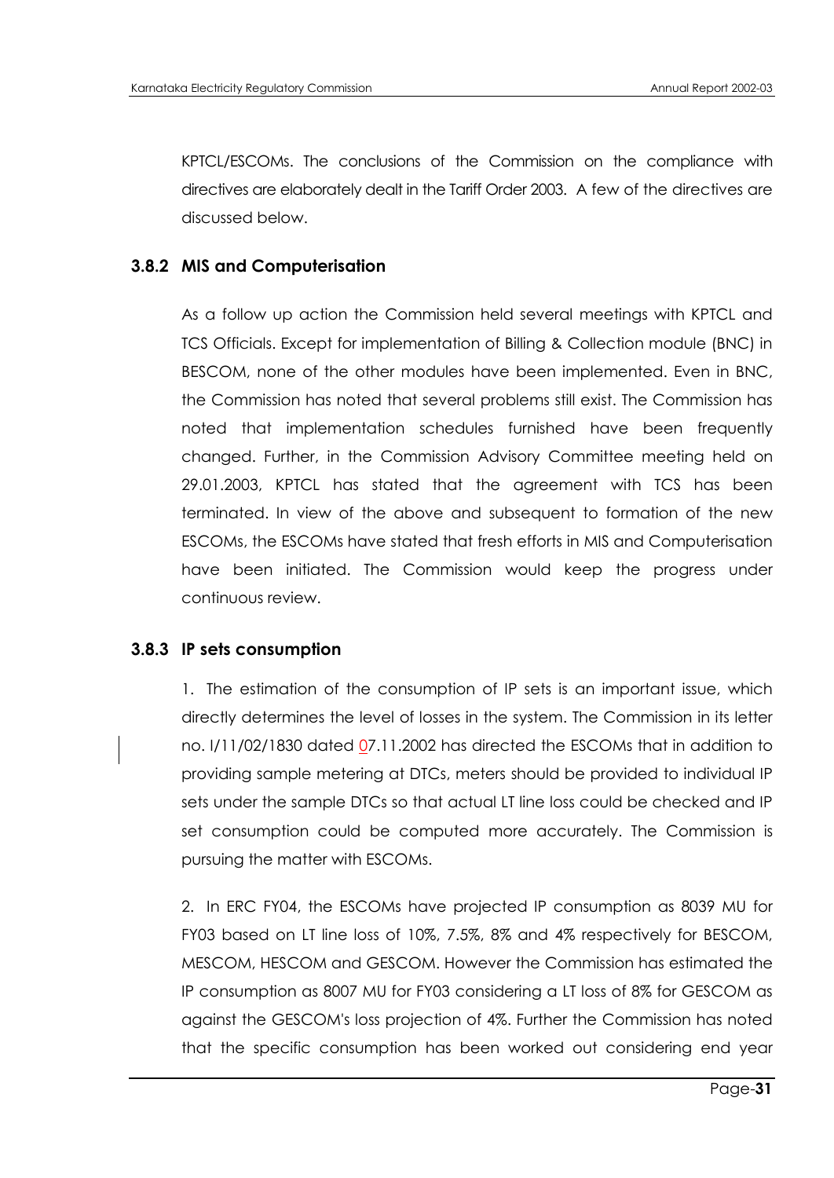KPTCL/ESCOMs. The conclusions of the Commission on the compliance with directives are elaborately dealt in the Tariff Order 2003. A few of the directives are discussed below.

### 3.8.2 MIS and Computerisation

As a follow up action the Commission held several meetings with KPTCL and TCS Officials. Except for implementation of Billing & Collection module (BNC) in BESCOM, none of the other modules have been implemented. Even in BNC, the Commission has noted that several problems still exist. The Commission has noted that implementation schedules furnished have been frequently changed. Further, in the Commission Advisory Committee meeting held on 29.01.2003, KPTCL has stated that the agreement with TCS has been terminated. In view of the above and subsequent to formation of the new ESCOMs, the ESCOMs have stated that fresh efforts in MIS and Computerisation have been initiated. The Commission would keep the progress under continuous review.

### 3.8.3 IP sets consumption

1. The estimation of the consumption of IP sets is an important issue, which directly determines the level of losses in the system. The Commission in its letter no. I/11/02/1830 dated 07.11.2002 has directed the ESCOMs that in addition to providing sample metering at DTCs, meters should be provided to individual IP sets under the sample DTCs so that actual LT line loss could be checked and IP set consumption could be computed more accurately. The Commission is pursuing the matter with ESCOMs.

2. In ERC FY04, the ESCOMs have projected IP consumption as 8039 MU for FY03 based on LT line loss of 10%, 7.5%, 8% and 4% respectively for BESCOM, MESCOM, HESCOM and GESCOM. However the Commission has estimated the IP consumption as 8007 MU for FY03 considering a LT loss of 8% for GESCOM as against the GESCOM's loss projection of 4%. Further the Commission has noted that the specific consumption has been worked out considering end year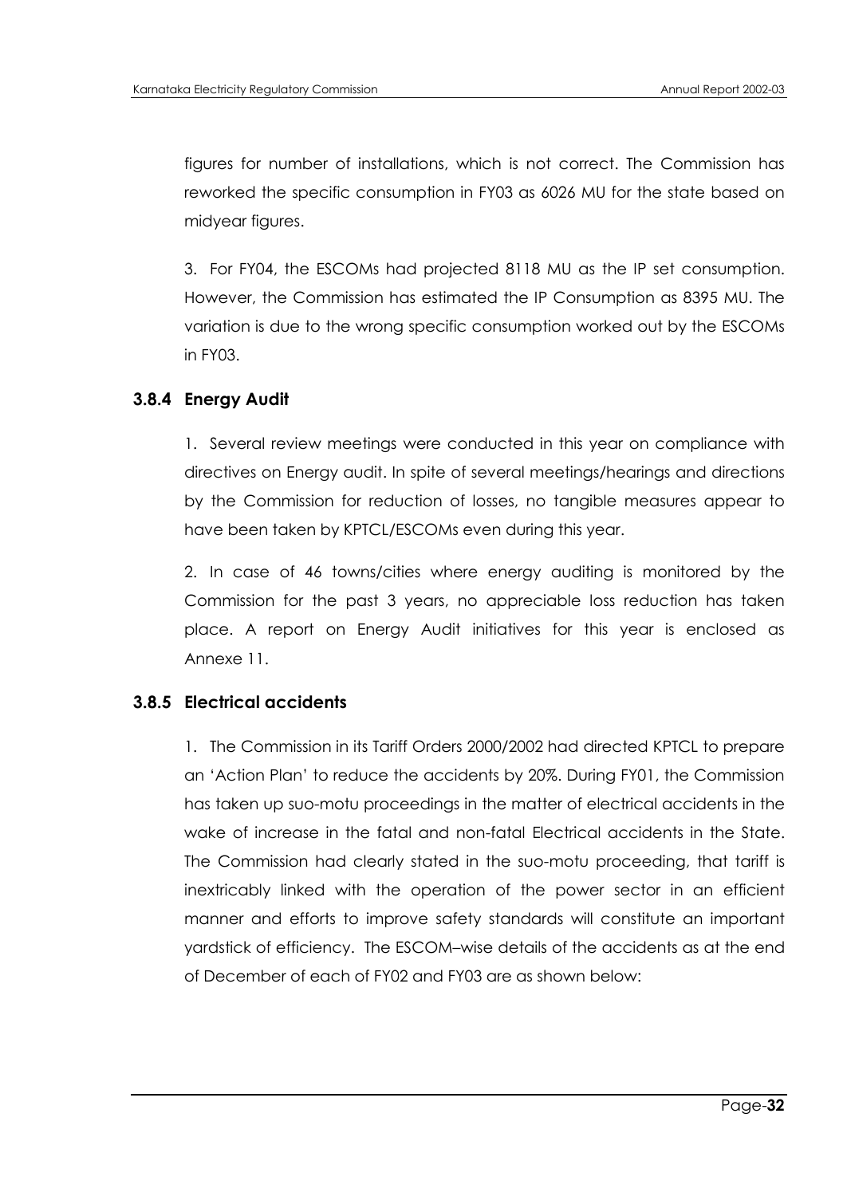figures for number of installations, which is not correct. The Commission has reworked the specific consumption in FY03 as 6026 MU for the state based on midyear figures.

3. For FY04, the ESCOMs had projected 8118 MU as the IP set consumption. However, the Commission has estimated the IP Consumption as 8395 MU. The variation is due to the wrong specific consumption worked out by the ESCOMs in FY03.

### 3.8.4 Energy Audit

1. Several review meetings were conducted in this year on compliance with directives on Energy audit. In spite of several meetings/hearings and directions by the Commission for reduction of losses, no tangible measures appear to have been taken by KPTCL/ESCOMs even during this year.

2. In case of 46 towns/cities where energy auditing is monitored by the Commission for the past 3 years, no appreciable loss reduction has taken place. A report on Energy Audit initiatives for this year is enclosed as Annexe 11.

### 3.8.5 Electrical accidents

1. The Commission in its Tariff Orders 2000/2002 had directed KPTCL to prepare an 'Action Plan' to reduce the accidents by 20%. During FY01, the Commission has taken up suo-motu proceedings in the matter of electrical accidents in the wake of increase in the fatal and non-fatal Electrical accidents in the State. The Commission had clearly stated in the suo-motu proceeding, that tariff is inextricably linked with the operation of the power sector in an efficient manner and efforts to improve safety standards will constitute an important yardstick of efficiency. The ESCOM–wise details of the accidents as at the end of December of each of FY02 and FY03 are as shown below: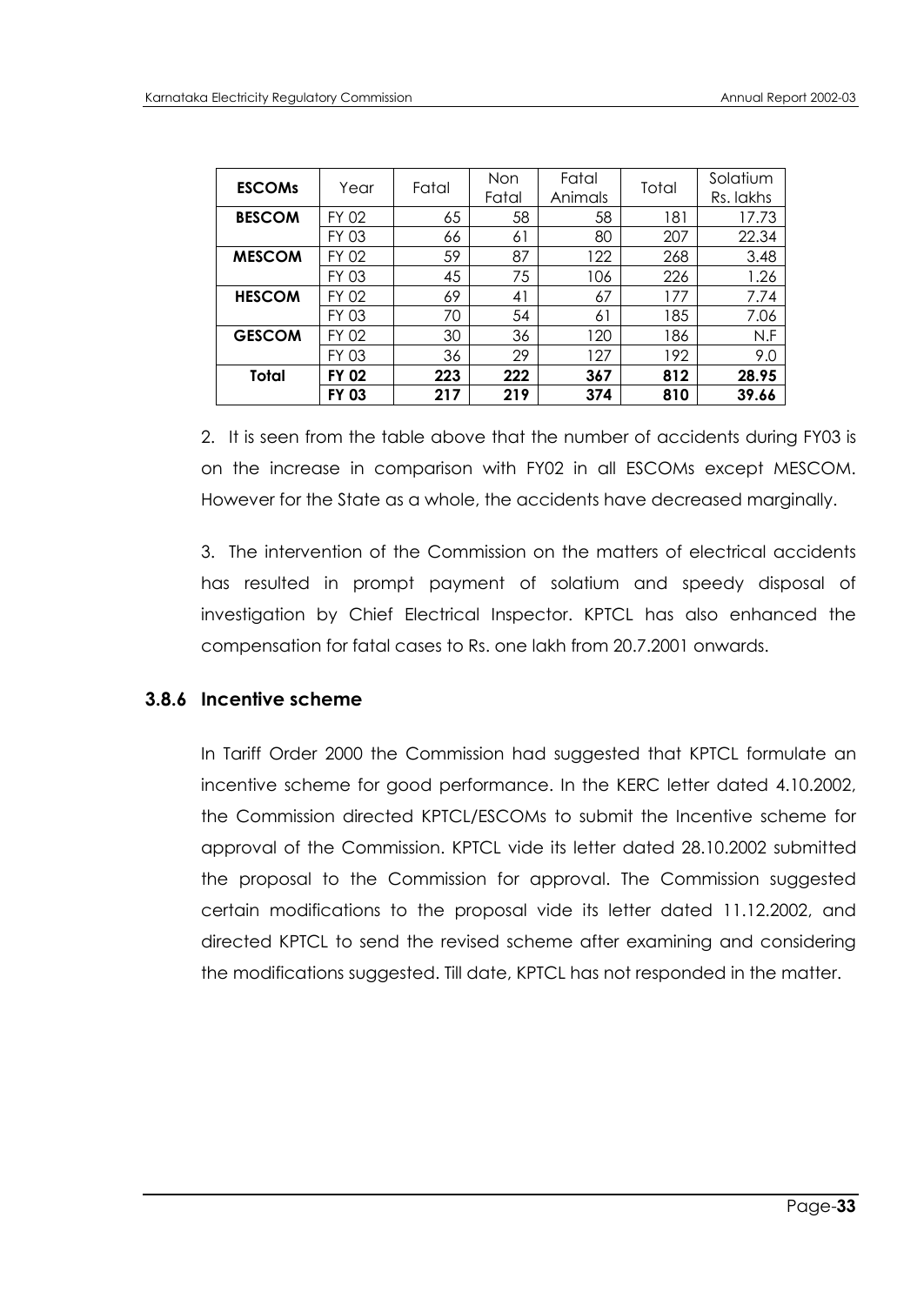| ESCOMs | Year | Fatal | Non Fatal | Fatal Animals | Total | Solatium Rs. lakhs |
|---|---|---|---|---|---|---|
| **BESCOM** | FY 02 | 65 | 58 | 58 | 181 | 17.73 |
| | FY 03 | 66 | 61 | 80 | 207 | 22.34 |
| **MESCOM** | FY 02 | 59 | 87 | 122 | 268 | 3.48 |
| | FY 03 | 45 | 75 | 106 | 226 | 1.26 |
| **HESCOM** | FY 02 | 69 | 41 | 67 | 177 | 7.74 |
| | FY 03 | 70 | 54 | 61 | 185 | 7.06 |
| **GESCOM** | FY 02 | 30 | 36 | 120 | 186 | N.F |
| | FY 03 | 36 | 29 | 127 | 192 | 9.0 |
| **Total** | **FY 02** | **223** | **222** | **367** | **812** | **28.95** |
| | **FY 03** | **217** | **219** | **374** | **810** | **39.66** |

2. It is seen from the table above that the number of accidents during FY03 is on the increase in comparison with FY02 in all ESCOMs except MESCOM. However for the State as a whole, the accidents have decreased marginally.

3. The intervention of the Commission on the matters of electrical accidents has resulted in prompt payment of solatium and speedy disposal of investigation by Chief Electrical Inspector. KPTCL has also enhanced the compensation for fatal cases to Rs. one lakh from 20.7.2001 onwards.

### 3.8.6 Incentive scheme

In Tariff Order 2000 the Commission had suggested that KPTCL formulate an incentive scheme for good performance. In the KERC letter dated 4.10.2002, the Commission directed KPTCL/ESCOMs to submit the Incentive scheme for approval of the Commission. KPTCL vide its letter dated 28.10.2002 submitted the proposal to the Commission for approval. The Commission suggested certain modifications to the proposal vide its letter dated 11.12.2002, and directed KPTCL to send the revised scheme after examining and considering the modifications suggested. Till date, KPTCL has not responded in the matter.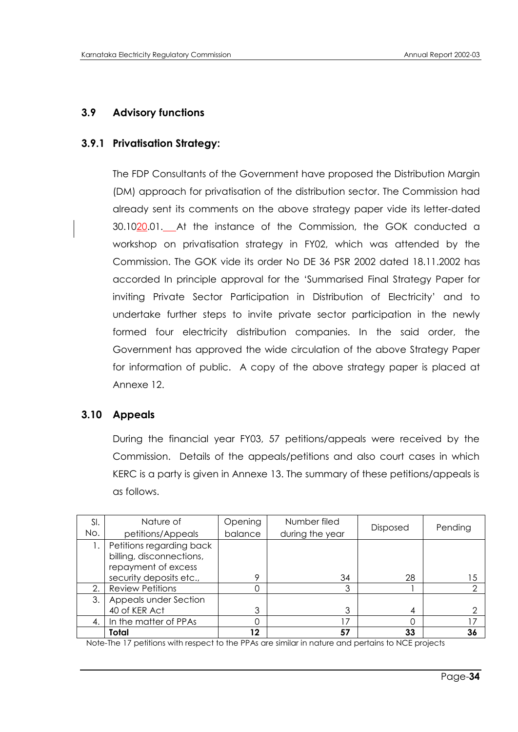## 3.9 Advisory functions

### 3.9.1 Privatisation Strategy:

The FDP Consultants of the Government have proposed the Distribution Margin (DM) approach for privatisation of the distribution sector. The Commission had already sent its comments on the above strategy paper vide its letter-dated 30.1020.01. At the instance of the Commission, the GOK conducted a workshop on privatisation strategy in FY02, which was attended by the Commission. The GOK vide its order No DE 36 PSR 2002 dated 18.11.2002 has accorded In principle approval for the 'Summarised Final Strategy Paper for inviting Private Sector Participation in Distribution of Electricity' and to undertake further steps to invite private sector participation in the newly formed four electricity distribution companies. In the said order, the Government has approved the wide circulation of the above Strategy Paper for information of public. A copy of the above strategy paper is placed at Annexe 12.

## 3.10 Appeals

During the financial year FY03, 57 petitions/appeals were received by the Commission. Details of the appeals/petitions and also court cases in which KERC is a party is given in Annexe 13. The summary of these petitions/appeals is as follows.

| Sl. No. | Nature of petitions/Appeals | Opening balance | Number filed during the year | Disposed | Pending |
|---|---|---|---|---|---|
| 1. | Petitions regarding back billing, disconnections, repayment of excess security deposits etc., | 9 | 34 | 28 | 15 |
| 2. | Review Petitions | 0 | 3 | 1 | 2 |
| 3. | Appeals under Section 40 of KER Act | 3 | 3 | 4 | 2 |
| 4. | In the matter of PPAs | 0 | 17 | 0 | 17 |
| | **Total** | **12** | **57** | **33** | **36** |

Note-The 17 petitions with respect to the PPAs are similar in nature and pertains to NCE projects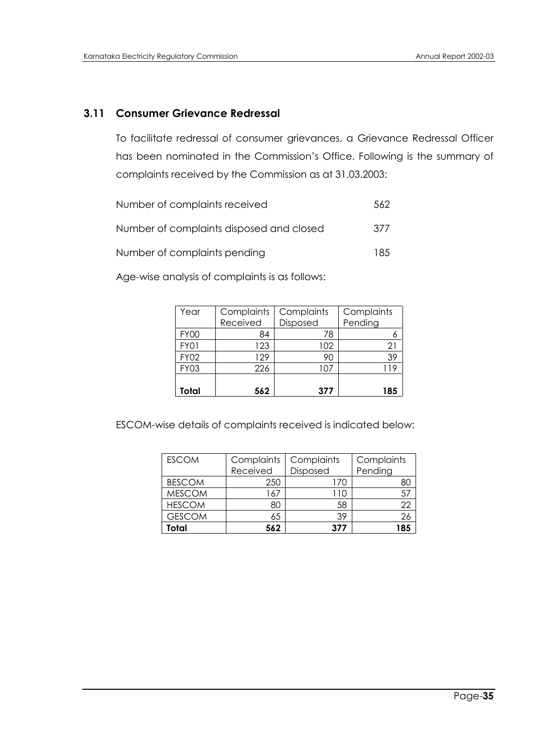### 3.11 Consumer Grievance Redressal

To facilitate redressal of consumer grievances, a Grievance Redressal Officer has been nominated in the Commission's Office. Following is the summary of complaints received by the Commission as at 31.03.2003:

| | |
|---|---|
| Number of complaints received | 562 |
| Number of complaints disposed and closed | 377 |
| Number of complaints pending | 185 |

Age-wise analysis of complaints is as follows:

| Year | Complaints Received | Complaints Disposed | Complaints Pending |
|---|---|---|---|
| FY00 | 84 | 78 | 6 |
| FY01 | 123 | 102 | 21 |
| FY02 | 129 | 90 | 39 |
| FY03 | 226 | 107 | 119 |
| **Total** | **562** | **377** | **185** |

ESCOM-wise details of complaints received is indicated below:

| ESCOM | Complaints Received | Complaints Disposed | Complaints Pending |
|---|---|---|---|
| BESCOM | 250 | 170 | 80 |
| MESCOM | 167 | 110 | 57 |
| HESCOM | 80 | 58 | 22 |
| GESCOM | 65 | 39 | 26 |
| **Total** | **562** | **377** | **185** |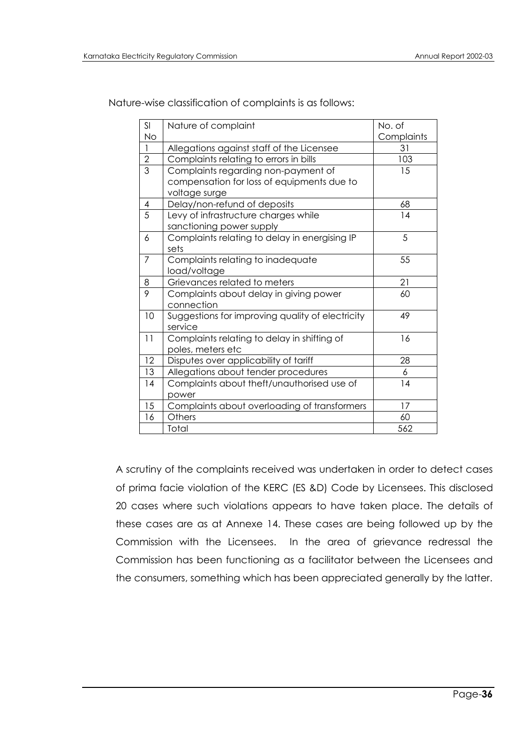Nature-wise classification of complaints is as follows:

| Sl No | Nature of complaint | No. of Complaints |
|---|---|---|
| 1 | Allegations against staff of the Licensee | 31 |
| 2 | Complaints relating to errors in bills | 103 |
| 3 | Complaints regarding non-payment of compensation for loss of equipments due to voltage surge | 15 |
| 4 | Delay/non-refund of deposits | 68 |
| 5 | Levy of infrastructure charges while sanctioning power supply | 14 |
| 6 | Complaints relating to delay in energising IP sets | 5 |
| 7 | Complaints relating to inadequate load/voltage | 55 |
| 8 | Grievances related to meters | 21 |
| 9 | Complaints about delay in giving power connection | 60 |
| 10 | Suggestions for improving quality of electricity service | 49 |
| 11 | Complaints relating to delay in shifting of poles, meters etc | 16 |
| 12 | Disputes over applicability of tariff | 28 |
| 13 | Allegations about tender procedures | 6 |
| 14 | Complaints about theft/unauthorised use of power | 14 |
| 15 | Complaints about overloading of transformers | 17 |
| 16 | Others | 60 |
| | Total | 562 |

A scrutiny of the complaints received was undertaken in order to detect cases of prima facie violation of the KERC (ES &D) Code by Licensees. This disclosed 20 cases where such violations appears to have taken place. The details of these cases are as at Annexe 14. These cases are being followed up by the Commission with the Licensees. In the area of grievance redressal the Commission has been functioning as a facilitator between the Licensees and the consumers, something which has been appreciated generally by the latter.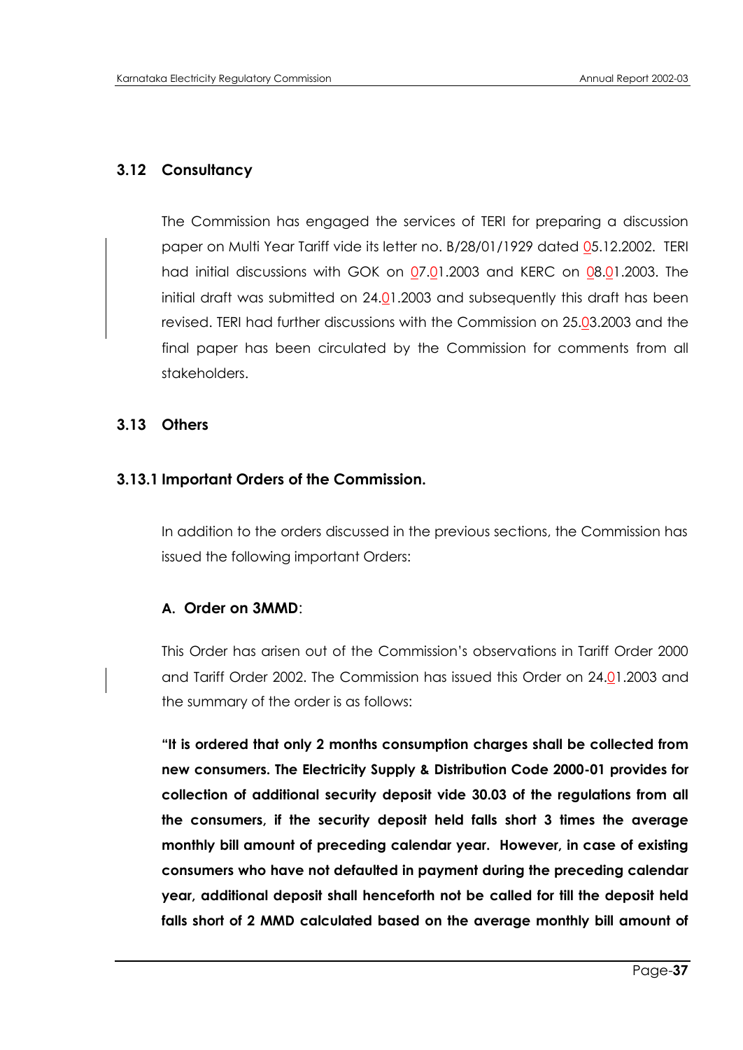## 3.12 Consultancy

The Commission has engaged the services of TERI for preparing a discussion paper on Multi Year Tariff vide its letter no. B/28/01/1929 dated 05.12.2002. TERI had initial discussions with GOK on 07.01.2003 and KERC on 08.01.2003. The initial draft was submitted on 24.01.2003 and subsequently this draft has been revised. TERI had further discussions with the Commission on 25.03.2003 and the final paper has been circulated by the Commission for comments from all stakeholders.

## 3.13 Others

### 3.13.1 Important Orders of the Commission.

In addition to the orders discussed in the previous sections, the Commission has issued the following important Orders:

#### A. Order on 3MMD:

This Order has arisen out of the Commission's observations in Tariff Order 2000 and Tariff Order 2002. The Commission has issued this Order on 24.01.2003 and the summary of the order is as follows:

**"It is ordered that only 2 months consumption charges shall be collected from new consumers. The Electricity Supply & Distribution Code 2000-01 provides for collection of additional security deposit vide 30.03 of the regulations from all the consumers, if the security deposit held falls short 3 times the average monthly bill amount of preceding calendar year. However, in case of existing consumers who have not defaulted in payment during the preceding calendar year, additional deposit shall henceforth not be called for till the deposit held falls short of 2 MMD calculated based on the average monthly bill amount of**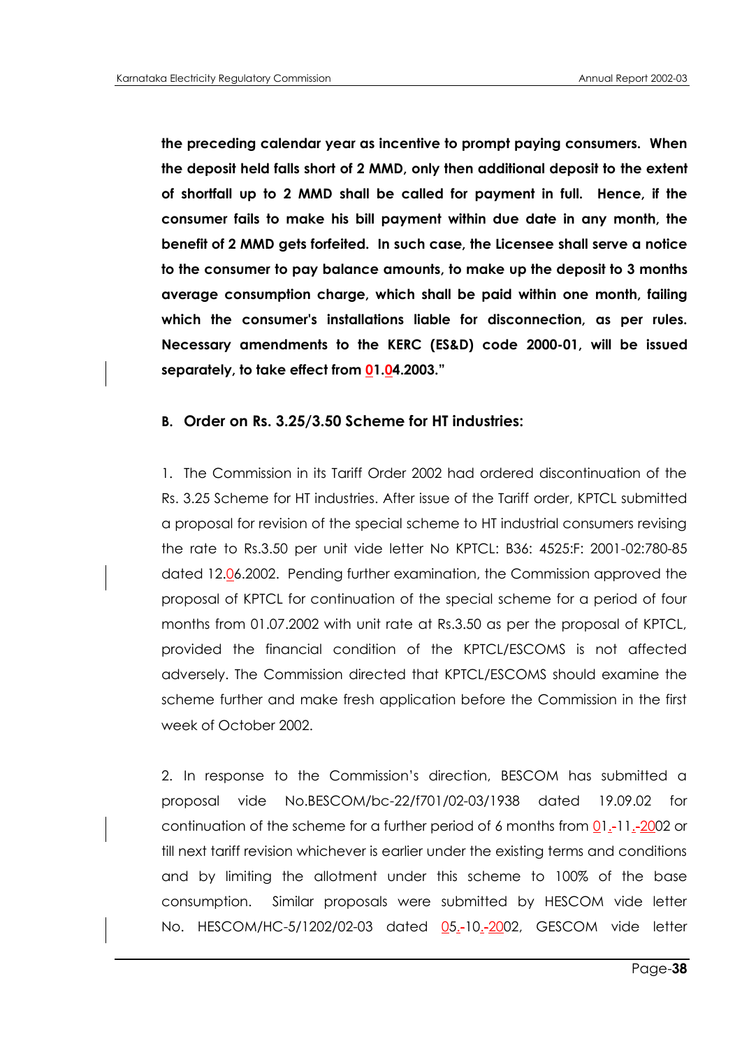**the preceding calendar year as incentive to prompt paying consumers. When the deposit held falls short of 2 MMD, only then additional deposit to the extent of shortfall up to 2 MMD shall be called for payment in full. Hence, if the consumer fails to make his bill payment within due date in any month, the benefit of 2 MMD gets forfeited. In such case, the Licensee shall serve a notice to the consumer to pay balance amounts, to make up the deposit to 3 months average consumption charge, which shall be paid within one month, failing which the consumer's installations liable for disconnection, as per rules. Necessary amendments to the KERC (ES&D) code 2000-01, will be issued separately, to take effect from 01.04.2003."**

### B. Order on Rs. 3.25/3.50 Scheme for HT industries:

1. The Commission in its Tariff Order 2002 had ordered discontinuation of the Rs. 3.25 Scheme for HT industries. After issue of the Tariff order, KPTCL submitted a proposal for revision of the special scheme to HT industrial consumers revising the rate to Rs.3.50 per unit vide letter No KPTCL: B36: 4525:F: 2001-02:780-85 dated 12.06.2002. Pending further examination, the Commission approved the proposal of KPTCL for continuation of the special scheme for a period of four months from 01.07.2002 with unit rate at Rs.3.50 as per the proposal of KPTCL, provided the financial condition of the KPTCL/ESCOMS is not affected adversely. The Commission directed that KPTCL/ESCOMS should examine the scheme further and make fresh application before the Commission in the first week of October 2002.

2. In response to the Commission's direction, BESCOM has submitted a proposal vide No.BESCOM/bc-22/f701/02-03/1938 dated 19.09.02 for continuation of the scheme for a further period of 6 months from 01.-11.-2002 or till next tariff revision whichever is earlier under the existing terms and conditions and by limiting the allotment under this scheme to 100% of the base consumption. Similar proposals were submitted by HESCOM vide letter No. HESCOM/HC-5/1202/02-03 dated 05.-10.-2002, GESCOM vide letter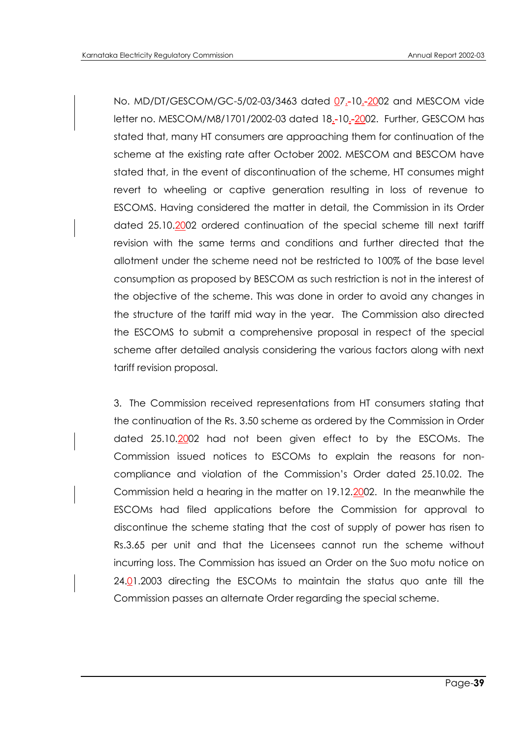No. MD/DT/GESCOM/GC-5/02-03/3463 dated 07.-10.-2002 and MESCOM vide letter no. MESCOM/M8/1701/2002-03 dated 18.-10.-2002. Further, GESCOM has stated that, many HT consumers are approaching them for continuation of the scheme at the existing rate after October 2002. MESCOM and BESCOM have stated that, in the event of discontinuation of the scheme, HT consumes might revert to wheeling or captive generation resulting in loss of revenue to ESCOMS. Having considered the matter in detail, the Commission in its Order dated 25.10.2002 ordered continuation of the special scheme till next tariff revision with the same terms and conditions and further directed that the allotment under the scheme need not be restricted to 100% of the base level consumption as proposed by BESCOM as such restriction is not in the interest of the objective of the scheme. This was done in order to avoid any changes in the structure of the tariff mid way in the year. The Commission also directed the ESCOMS to submit a comprehensive proposal in respect of the special scheme after detailed analysis considering the various factors along with next tariff revision proposal.

3. The Commission received representations from HT consumers stating that the continuation of the Rs. 3.50 scheme as ordered by the Commission in Order dated 25.10.2002 had not been given effect to by the ESCOMs. The Commission issued notices to ESCOMs to explain the reasons for non-compliance and violation of the Commission's Order dated 25.10.02. The Commission held a hearing in the matter on 19.12.2002. In the meanwhile the ESCOMs had filed applications before the Commission for approval to discontinue the scheme stating that the cost of supply of power has risen to Rs.3.65 per unit and that the Licensees cannot run the scheme without incurring loss. The Commission has issued an Order on the Suo motu notice on 24.01.2003 directing the ESCOMs to maintain the status quo ante till the Commission passes an alternate Order regarding the special scheme.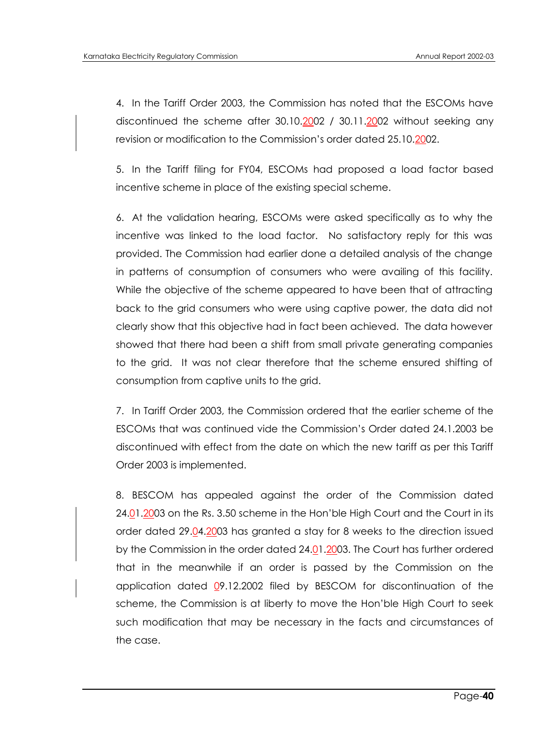4. In the Tariff Order 2003, the Commission has noted that the ESCOMs have discontinued the scheme after 30.10.2002 / 30.11.2002 without seeking any revision or modification to the Commission's order dated 25.10.2002.

5. In the Tariff filing for FY04, ESCOMs had proposed a load factor based incentive scheme in place of the existing special scheme.

6. At the validation hearing, ESCOMs were asked specifically as to why the incentive was linked to the load factor. No satisfactory reply for this was provided. The Commission had earlier done a detailed analysis of the change in patterns of consumption of consumers who were availing of this facility. While the objective of the scheme appeared to have been that of attracting back to the grid consumers who were using captive power, the data did not clearly show that this objective had in fact been achieved. The data however showed that there had been a shift from small private generating companies to the grid. It was not clear therefore that the scheme ensured shifting of consumption from captive units to the grid.

7. In Tariff Order 2003, the Commission ordered that the earlier scheme of the ESCOMs that was continued vide the Commission's Order dated 24.1.2003 be discontinued with effect from the date on which the new tariff as per this Tariff Order 2003 is implemented.

8. BESCOM has appealed against the order of the Commission dated 24.01.2003 on the Rs. 3.50 scheme in the Hon'ble High Court and the Court in its order dated 29.04.2003 has granted a stay for 8 weeks to the direction issued by the Commission in the order dated 24.01.2003. The Court has further ordered that in the meanwhile if an order is passed by the Commission on the application dated 09.12.2002 filed by BESCOM for discontinuation of the scheme, the Commission is at liberty to move the Hon'ble High Court to seek such modification that may be necessary in the facts and circumstances of the case.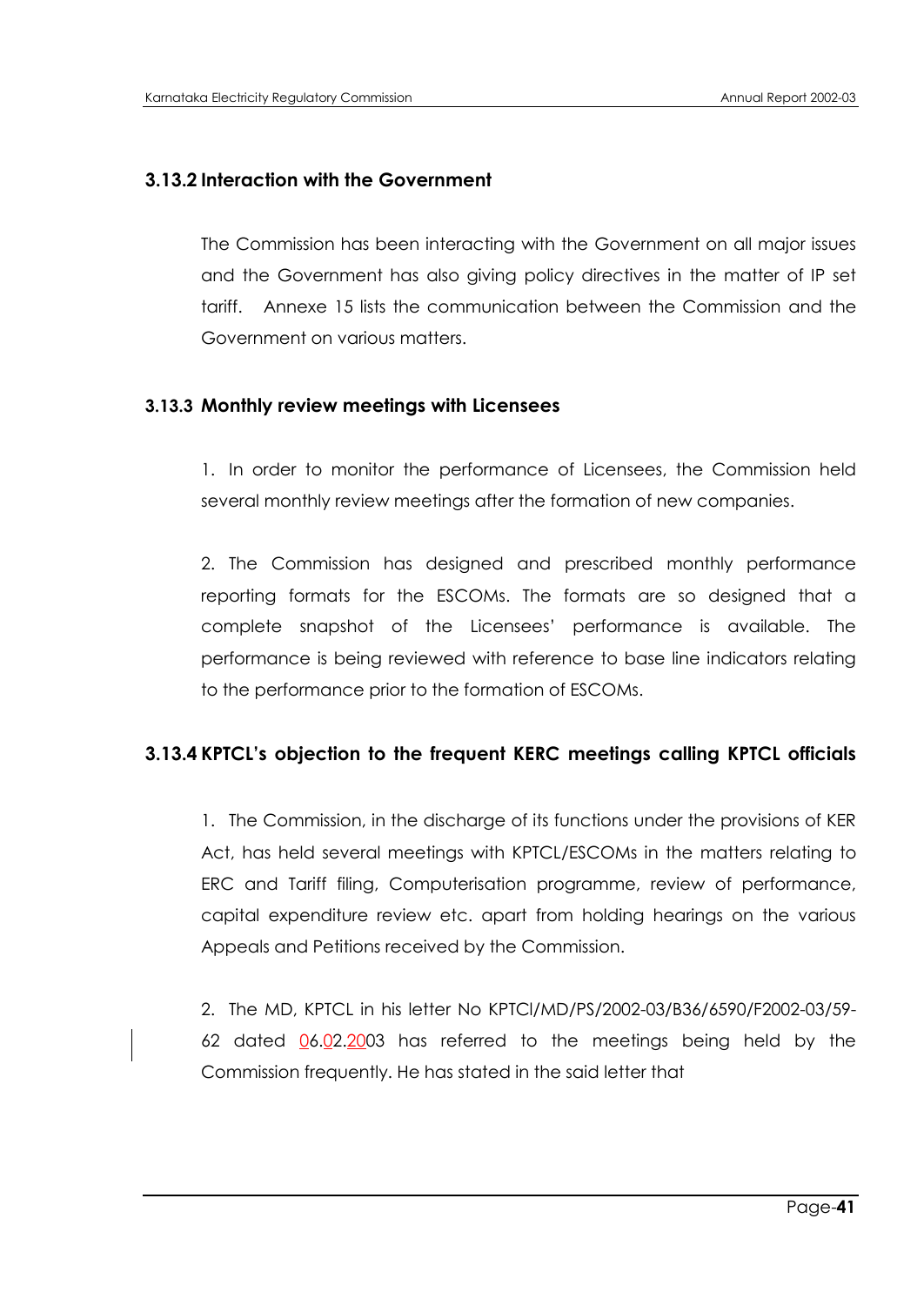### 3.13.2 Interaction with the Government

The Commission has been interacting with the Government on all major issues and the Government has also giving policy directives in the matter of IP set tariff. Annexe 15 lists the communication between the Commission and the Government on various matters.

### 3.13.3 Monthly review meetings with Licensees

1. In order to monitor the performance of Licensees, the Commission held several monthly review meetings after the formation of new companies.

2. The Commission has designed and prescribed monthly performance reporting formats for the ESCOMs. The formats are so designed that a complete snapshot of the Licensees' performance is available. The performance is being reviewed with reference to base line indicators relating to the performance prior to the formation of ESCOMs.

### 3.13.4 KPTCL's objection to the frequent KERC meetings calling KPTCL officials

1. The Commission, in the discharge of its functions under the provisions of KER Act, has held several meetings with KPTCL/ESCOMs in the matters relating to ERC and Tariff filing, Computerisation programme, review of performance, capital expenditure review etc. apart from holding hearings on the various Appeals and Petitions received by the Commission.

2. The MD, KPTCL in his letter No KPTCl/MD/PS/2002-03/B36/6590/F2002-03/59-62 dated 06.02.2003 has referred to the meetings being held by the Commission frequently. He has stated in the said letter that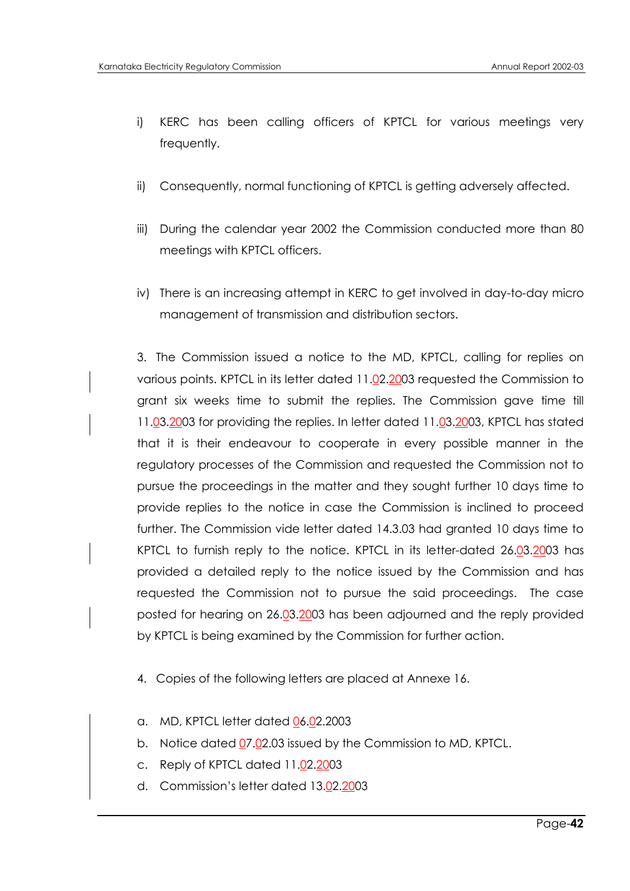i) KERC has been calling officers of KPTCL for various meetings very frequently.

ii) Consequently, normal functioning of KPTCL is getting adversely affected.

iii) During the calendar year 2002 the Commission conducted more than 80 meetings with KPTCL officers.

iv) There is an increasing attempt in KERC to get involved in day-to-day micro management of transmission and distribution sectors.

3. The Commission issued a notice to the MD, KPTCL, calling for replies on various points. KPTCL in its letter dated 11.02.2003 requested the Commission to grant six weeks time to submit the replies. The Commission gave time till 11.03.2003 for providing the replies. In letter dated 11.03.2003, KPTCL has stated that it is their endeavour to cooperate in every possible manner in the regulatory processes of the Commission and requested the Commission not to pursue the proceedings in the matter and they sought further 10 days time to provide replies to the notice in case the Commission is inclined to proceed further. The Commission vide letter dated 14.3.03 had granted 10 days time to KPTCL to furnish reply to the notice. KPTCL in its letter-dated 26.03.2003 has provided a detailed reply to the notice issued by the Commission and has requested the Commission not to pursue the said proceedings. The case posted for hearing on 26.03.2003 has been adjourned and the reply provided by KPTCL is being examined by the Commission for further action.

4. Copies of the following letters are placed at Annexe 16.

a. MD, KPTCL letter dated 06.02.2003
b. Notice dated 07.02.03 issued by the Commission to MD, KPTCL.
c. Reply of KPTCL dated 11.02.2003
d. Commission's letter dated 13.02.2003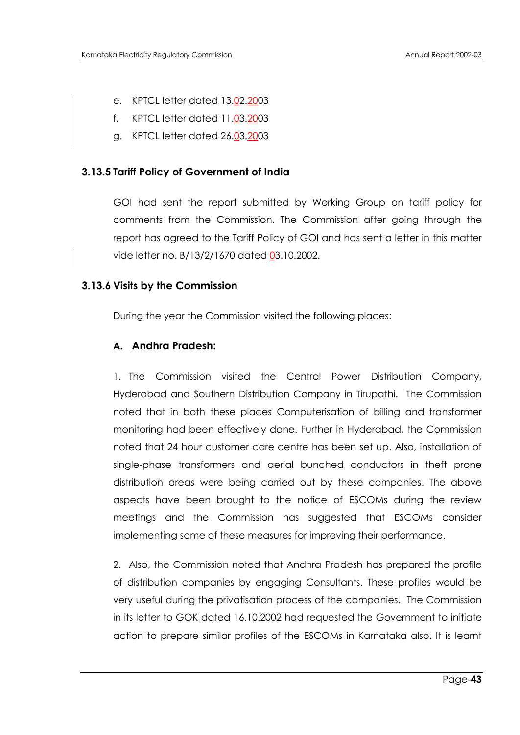e. KPTCL letter dated 13.02.2003
f. KPTCL letter dated 11.03.2003
g. KPTCL letter dated 26.03.2003

### 3.13.5 Tariff Policy of Government of India

GOI had sent the report submitted by Working Group on tariff policy for comments from the Commission. The Commission after going through the report has agreed to the Tariff Policy of GOI and has sent a letter in this matter vide letter no. B/13/2/1670 dated 03.10.2002.

### 3.13.6 Visits by the Commission

During the year the Commission visited the following places:

#### A. Andhra Pradesh:

1. The Commission visited the Central Power Distribution Company, Hyderabad and Southern Distribution Company in Tirupathi. The Commission noted that in both these places Computerisation of billing and transformer monitoring had been effectively done. Further in Hyderabad, the Commission noted that 24 hour customer care centre has been set up. Also, installation of single-phase transformers and aerial bunched conductors in theft prone distribution areas were being carried out by these companies. The above aspects have been brought to the notice of ESCOMs during the review meetings and the Commission has suggested that ESCOMs consider implementing some of these measures for improving their performance.

2. Also, the Commission noted that Andhra Pradesh has prepared the profile of distribution companies by engaging Consultants. These profiles would be very useful during the privatisation process of the companies. The Commission in its letter to GOK dated 16.10.2002 had requested the Government to initiate action to prepare similar profiles of the ESCOMs in Karnataka also. It is learnt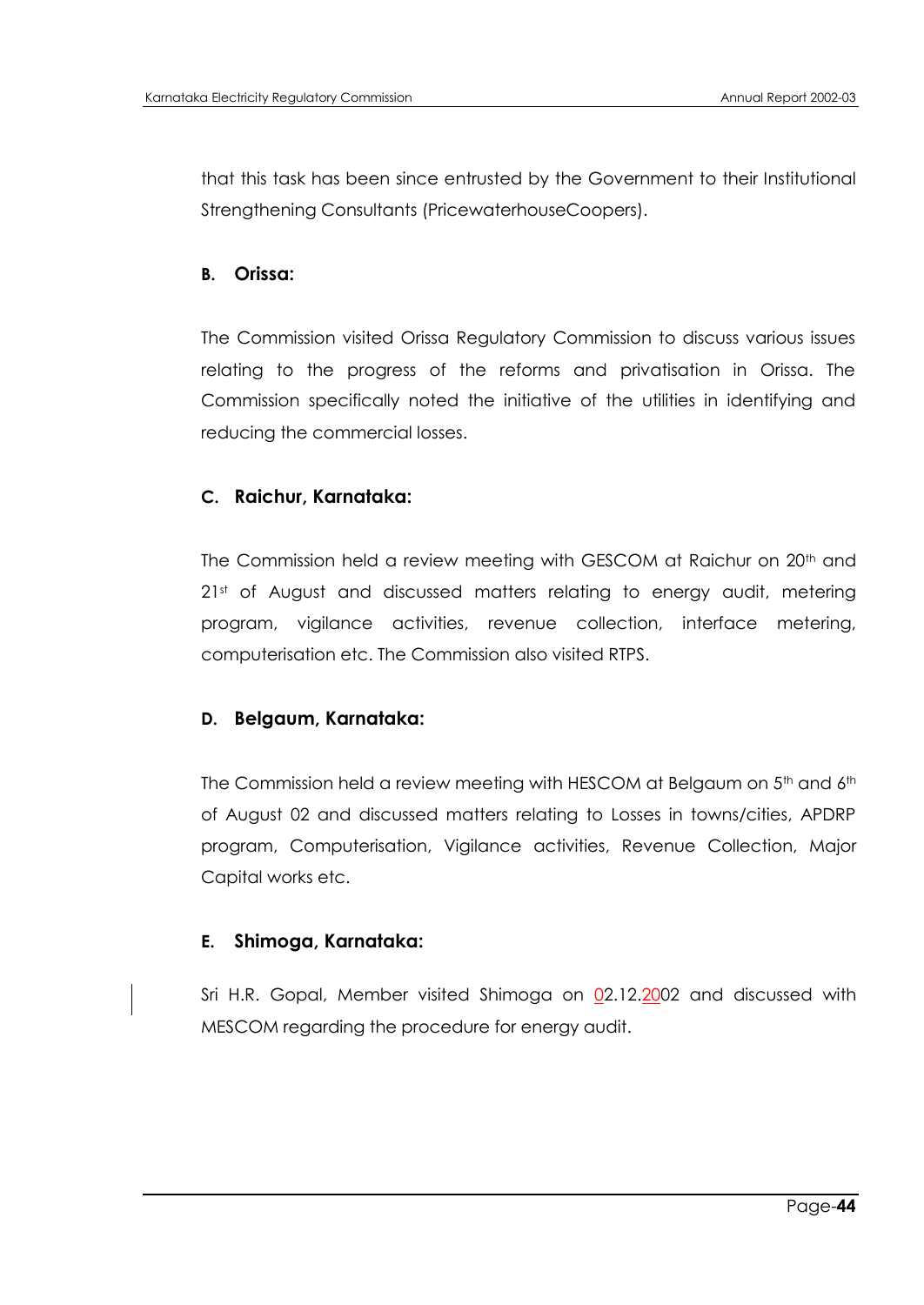that this task has been since entrusted by the Government to their Institutional Strengthening Consultants (PricewaterhouseCoopers).

**B. Orissa:**

The Commission visited Orissa Regulatory Commission to discuss various issues relating to the progress of the reforms and privatisation in Orissa. The Commission specifically noted the initiative of the utilities in identifying and reducing the commercial losses.

**C. Raichur, Karnataka:**

The Commission held a review meeting with GESCOM at Raichur on 20th and 21st of August and discussed matters relating to energy audit, metering program, vigilance activities, revenue collection, interface metering, computerisation etc. The Commission also visited RTPS.

**D. Belgaum, Karnataka:**

The Commission held a review meeting with HESCOM at Belgaum on 5th and 6th of August 02 and discussed matters relating to Losses in towns/cities, APDRP program, Computerisation, Vigilance activities, Revenue Collection, Major Capital works etc.

**E. Shimoga, Karnataka:**

Sri H.R. Gopal, Member visited Shimoga on 02.12.2002 and discussed with MESCOM regarding the procedure for energy audit.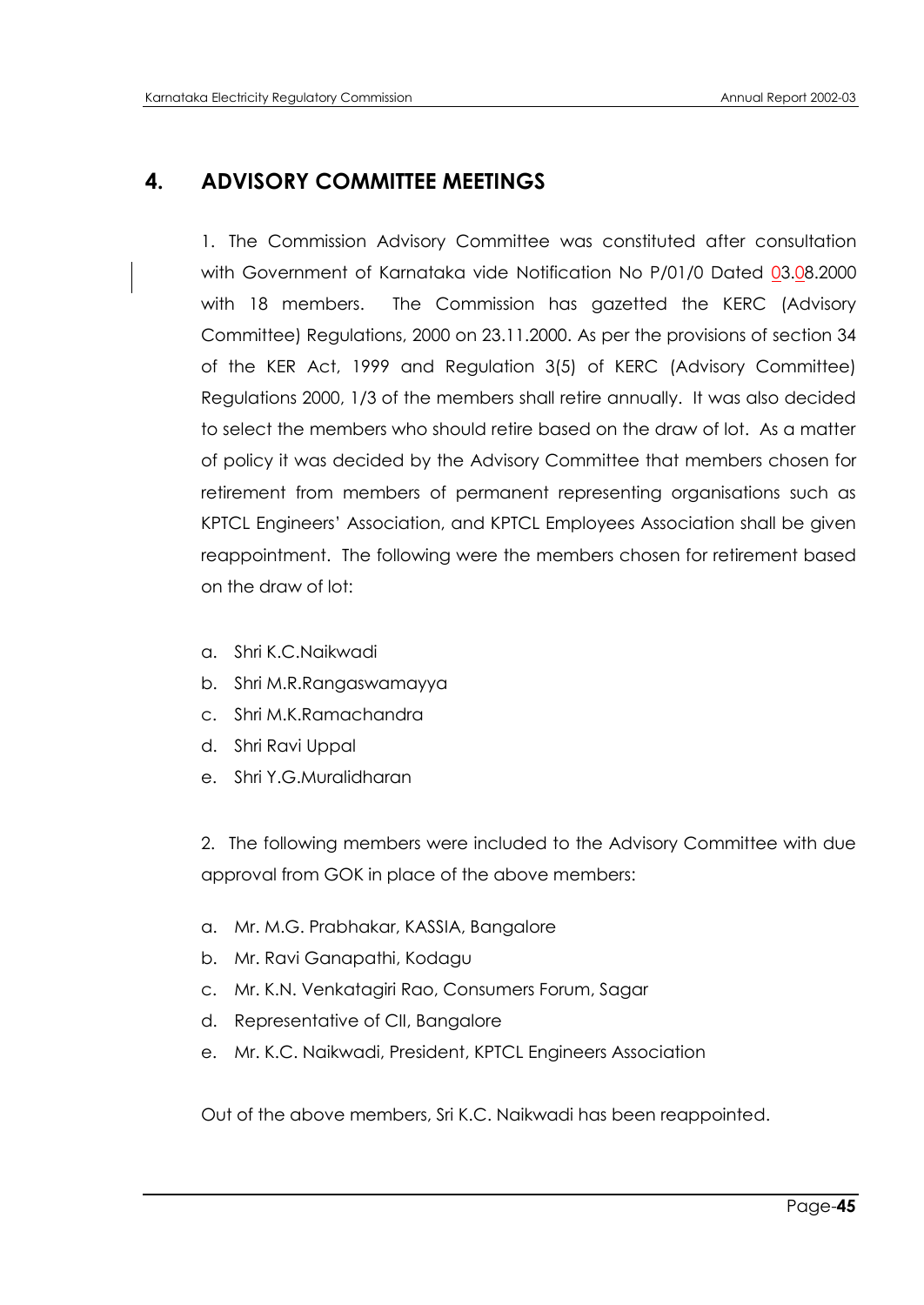# 4. ADVISORY COMMITTEE MEETINGS

1. The Commission Advisory Committee was constituted after consultation with Government of Karnataka vide Notification No P/01/0 Dated 03.08.2000 with 18 members. The Commission has gazetted the KERC (Advisory Committee) Regulations, 2000 on 23.11.2000. As per the provisions of section 34 of the KER Act, 1999 and Regulation 3(5) of KERC (Advisory Committee) Regulations 2000, 1/3 of the members shall retire annually. It was also decided to select the members who should retire based on the draw of lot. As a matter of policy it was decided by the Advisory Committee that members chosen for retirement from members of permanent representing organisations such as KPTCL Engineers' Association, and KPTCL Employees Association shall be given reappointment. The following were the members chosen for retirement based on the draw of lot:

a. Shri K.C.Naikwadi
b. Shri M.R.Rangaswamayya
c. Shri M.K.Ramachandra
d. Shri Ravi Uppal
e. Shri Y.G.Muralidharan

2. The following members were included to the Advisory Committee with due approval from GOK in place of the above members:

a. Mr. M.G. Prabhakar, KASSIA, Bangalore
b. Mr. Ravi Ganapathi, Kodagu
c. Mr. K.N. Venkatagiri Rao, Consumers Forum, Sagar
d. Representative of CII, Bangalore
e. Mr. K.C. Naikwadi, President, KPTCL Engineers Association

Out of the above members, Sri K.C. Naikwadi has been reappointed.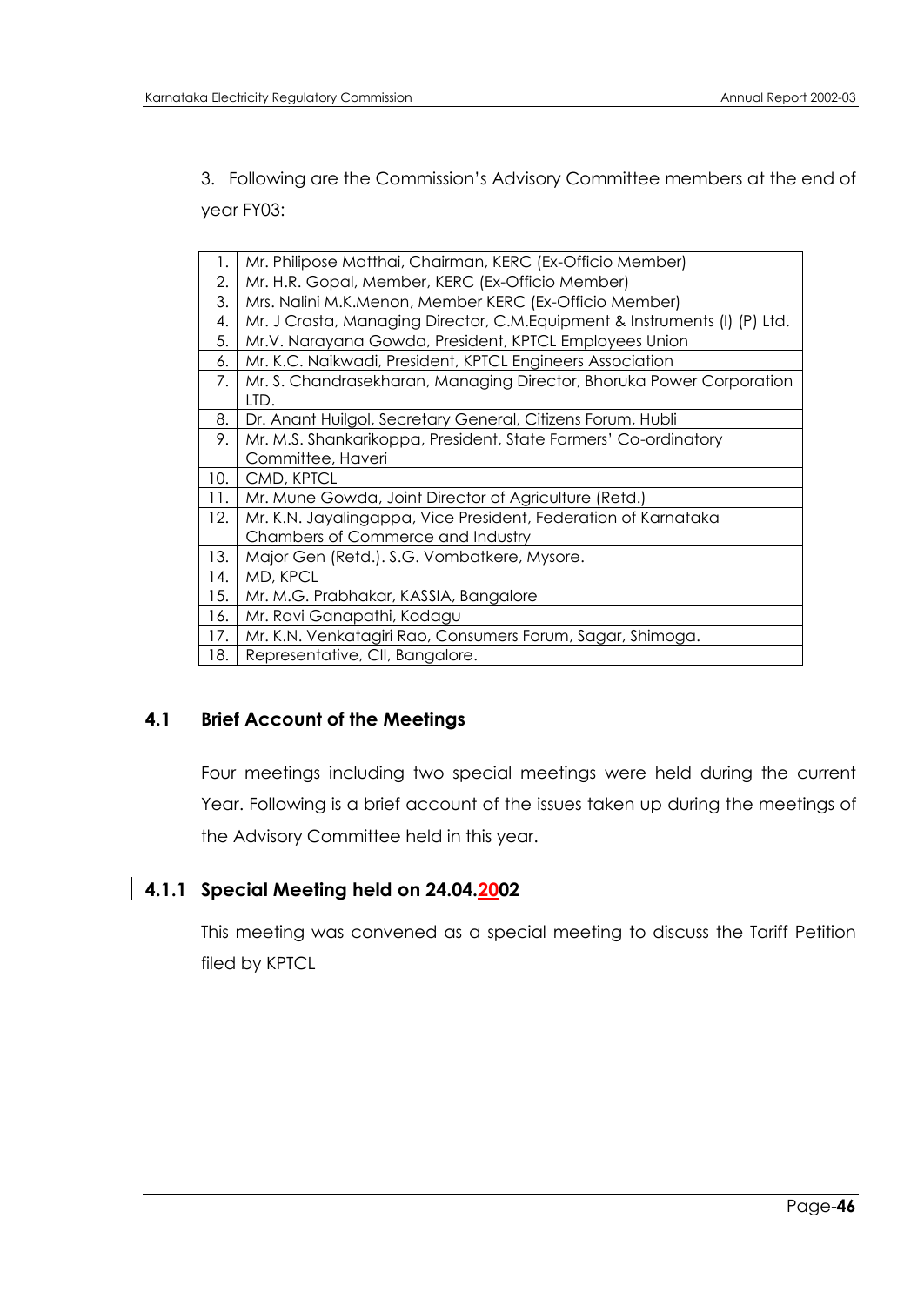3. Following are the Commission's Advisory Committee members at the end of year FY03:

| | |
|---|---|
| 1. | Mr. Philipose Matthai, Chairman, KERC (Ex-Officio Member) |
| 2. | Mr. H.R. Gopal, Member, KERC (Ex-Officio Member) |
| 3. | Mrs. Nalini M.K.Menon, Member KERC (Ex-Officio Member) |
| 4. | Mr. J Crasta, Managing Director, C.M.Equipment & Instruments (I) (P) Ltd. |
| 5. | Mr.V. Narayana Gowda, President, KPTCL Employees Union |
| 6. | Mr. K.C. Naikwadi, President, KPTCL Engineers Association |
| 7. | Mr. S. Chandrasekharan, Managing Director, Bhoruka Power Corporation LTD. |
| 8. | Dr. Anant Huilgol, Secretary General, Citizens Forum, Hubli |
| 9. | Mr. M.S. Shankarikoppa, President, State Farmers' Co-ordinatory Committee, Haveri |
| 10. | CMD, KPTCL |
| 11. | Mr. Mune Gowda, Joint Director of Agriculture (Retd.) |
| 12. | Mr. K.N. Jayalingappa, Vice President, Federation of Karnataka Chambers of Commerce and Industry |
| 13. | Major Gen (Retd.). S.G. Vombatkere, Mysore. |
| 14. | MD, KPCL |
| 15. | Mr. M.G. Prabhakar, KASSIA, Bangalore |
| 16. | Mr. Ravi Ganapathi, Kodagu |
| 17. | Mr. K.N. Venkatagiri Rao, Consumers Forum, Sagar, Shimoga. |
| 18. | Representative, CII, Bangalore. |

## 4.1 Brief Account of the Meetings

Four meetings including two special meetings were held during the current Year. Following is a brief account of the issues taken up during the meetings of the Advisory Committee held in this year.

### 4.1.1 Special Meeting held on 24.04.2002

This meeting was convened as a special meeting to discuss the Tariff Petition filed by KPTCL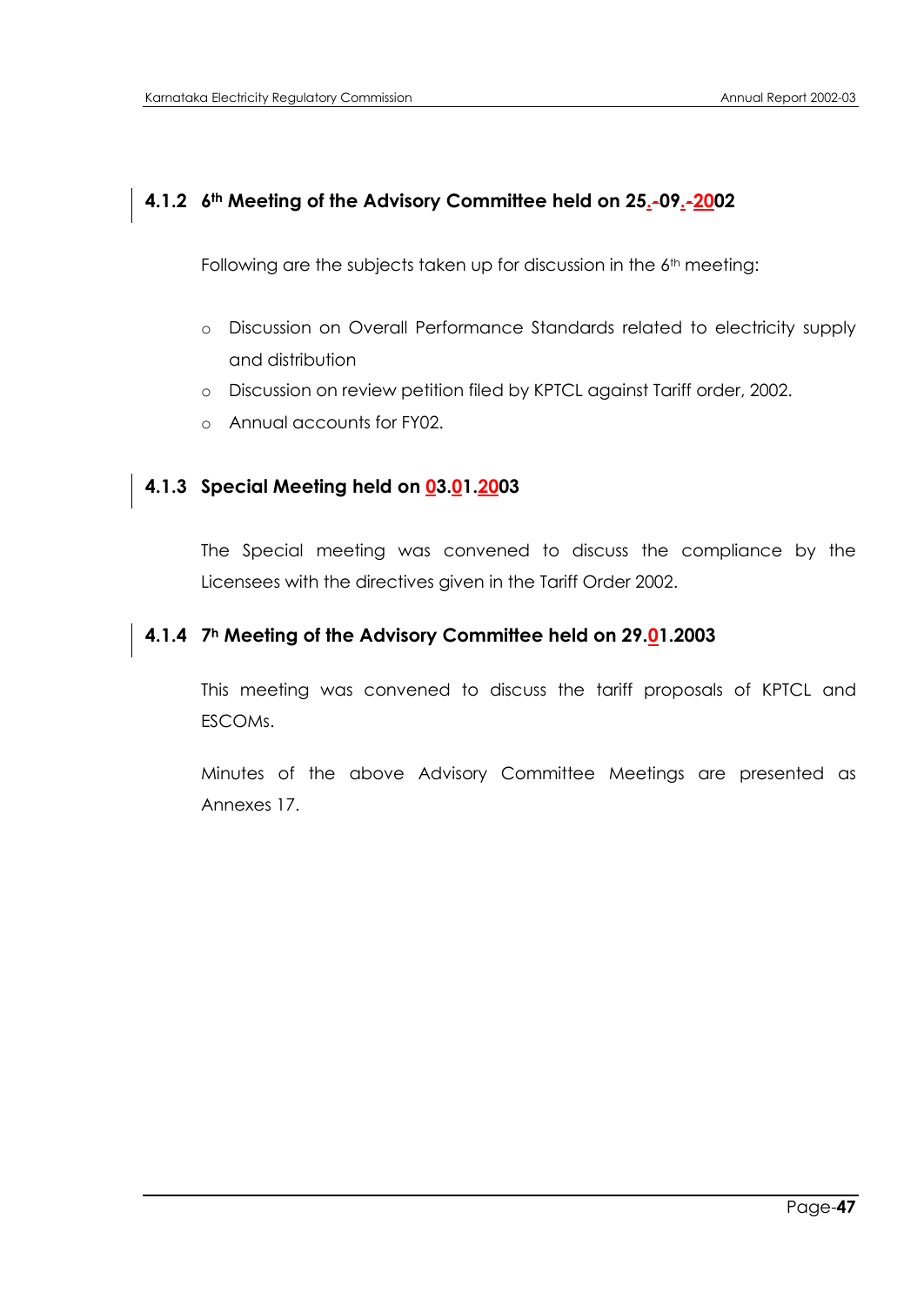### 4.1.2 6th Meeting of the Advisory Committee held on 25.-09.-2002

Following are the subjects taken up for discussion in the 6th meeting:

- Discussion on Overall Performance Standards related to electricity supply and distribution
- Discussion on review petition filed by KPTCL against Tariff order, 2002.
- Annual accounts for FY02.

### 4.1.3 Special Meeting held on 03.01.2003

The Special meeting was convened to discuss the compliance by the Licensees with the directives given in the Tariff Order 2002.

### 4.1.4 7h Meeting of the Advisory Committee held on 29.01.2003

This meeting was convened to discuss the tariff proposals of KPTCL and ESCOMs.

Minutes of the above Advisory Committee Meetings are presented as Annexes 17.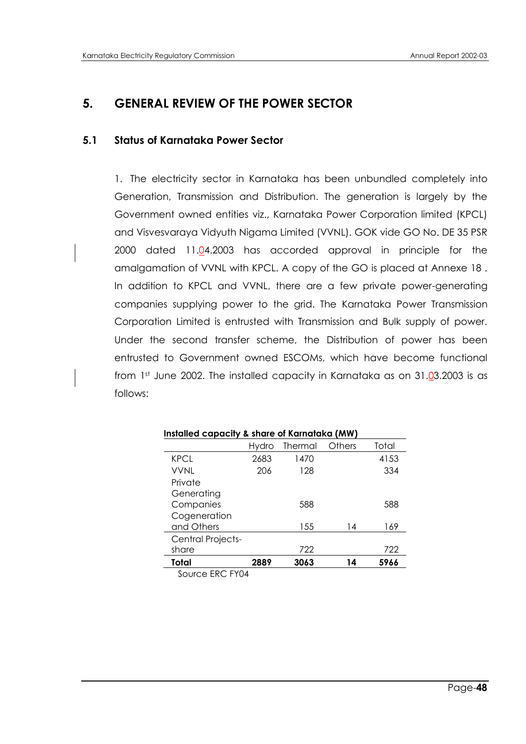# 5. GENERAL REVIEW OF THE POWER SECTOR

## 5.1 Status of Karnataka Power Sector

1. The electricity sector in Karnataka has been unbundled completely into Generation, Transmission and Distribution. The generation is largely by the Government owned entities viz., Karnataka Power Corporation limited (KPCL) and Visvesvaraya Vidyuth Nigama Limited (VVNL). GOK vide GO No. DE 35 PSR 2000 dated 11.04.2003 has accorded approval in principle for the amalgamation of VVNL with KPCL. A copy of the GO is placed at Annexe 18 . In addition to KPCL and VVNL, there are a few private power-generating companies supplying power to the grid. The Karnataka Power Transmission Corporation Limited is entrusted with Transmission and Bulk supply of power. Under the second transfer scheme, the Distribution of power has been entrusted to Government owned ESCOMs, which have become functional from 1st June 2002. The installed capacity in Karnataka as on 31.03.2003 is as follows:

**Installed capacity & share of Karnataka (MW)**

| | Hydro | Thermal | Others | Total |
|---|---|---|---|---|
| KPCL | 2683 | 1470 | | 4153 |
| VVNL | 206 | 128 | | 334 |
| Private Generating Companies | | 588 | | 588 |
| Cogeneration and Others | | 155 | 14 | 169 |
| Central Projects-share | | 722 | | 722 |
| **Total** | **2889** | **3063** | **14** | **5966** |

Source ERC FY04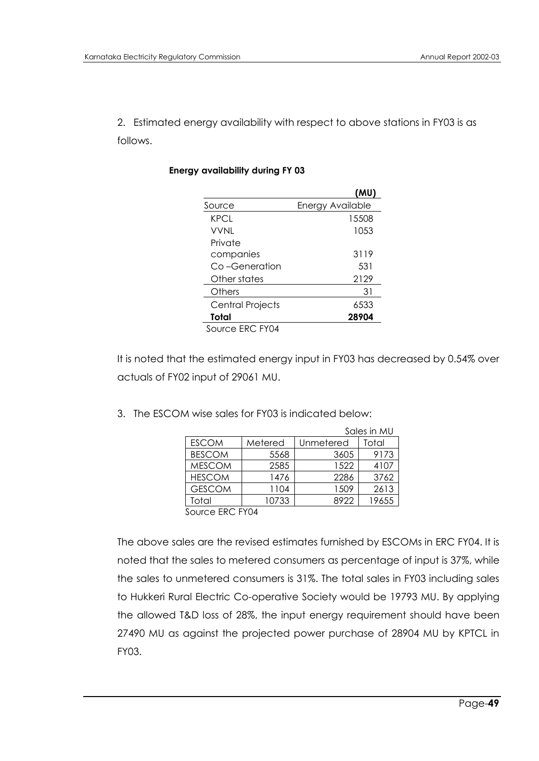2. Estimated energy availability with respect to above stations in FY03 is as follows.

**Energy availability during FY 03**

| Source | Energy Available (MU) |
|---|---|
| KPCL | 15508 |
| VVNL | 1053 |
| Private companies | 3119 |
| Co –Generation | 531 |
| Other states | 2129 |
| Others | 31 |
| Central Projects | 6533 |
| **Total** | **28904** |

Source ERC FY04

It is noted that the estimated energy input in FY03 has decreased by 0.54% over actuals of FY02 input of 29061 MU.

3. The ESCOM wise sales for FY03 is indicated below:

Sales in MU

| ESCOM | Metered | Unmetered | Total |
|---|---|---|---|
| BESCOM | 5568 | 3605 | 9173 |
| MESCOM | 2585 | 1522 | 4107 |
| HESCOM | 1476 | 2286 | 3762 |
| GESCOM | 1104 | 1509 | 2613 |
| Total | 10733 | 8922 | 19655 |

Source ERC FY04

The above sales are the revised estimates furnished by ESCOMs in ERC FY04. It is noted that the sales to metered consumers as percentage of input is 37%, while the sales to unmetered consumers is 31%. The total sales in FY03 including sales to Hukkeri Rural Electric Co-operative Society would be 19793 MU. By applying the allowed T&D loss of 28%, the input energy requirement should have been 27490 MU as against the projected power purchase of 28904 MU by KPTCL in FY03.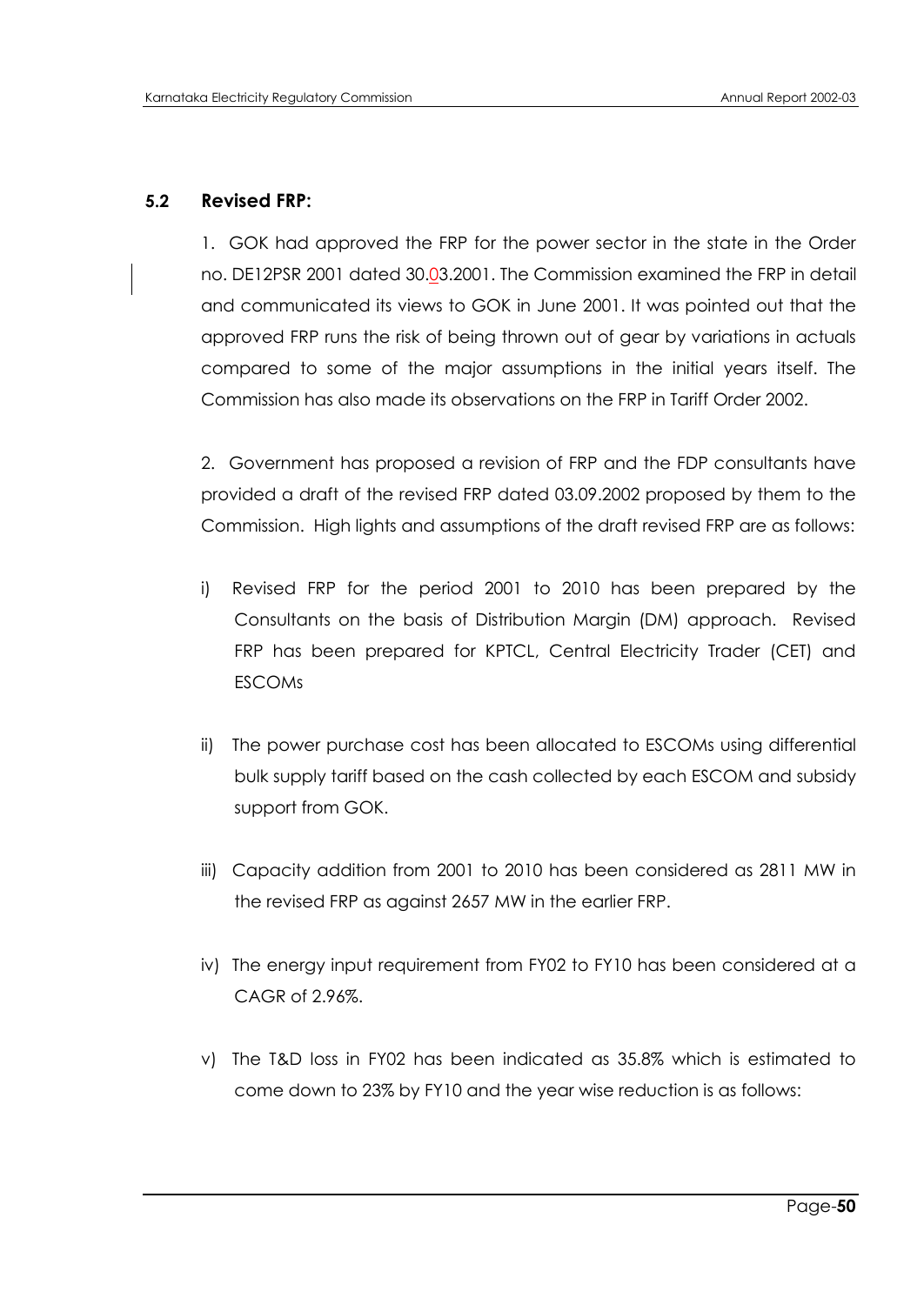### 5.2 Revised FRP:

1. GOK had approved the FRP for the power sector in the state in the Order no. DE12PSR 2001 dated 30.03.2001. The Commission examined the FRP in detail and communicated its views to GOK in June 2001. It was pointed out that the approved FRP runs the risk of being thrown out of gear by variations in actuals compared to some of the major assumptions in the initial years itself. The Commission has also made its observations on the FRP in Tariff Order 2002.

2. Government has proposed a revision of FRP and the FDP consultants have provided a draft of the revised FRP dated 03.09.2002 proposed by them to the Commission. High lights and assumptions of the draft revised FRP are as follows:

i) Revised FRP for the period 2001 to 2010 has been prepared by the Consultants on the basis of Distribution Margin (DM) approach. Revised FRP has been prepared for KPTCL, Central Electricity Trader (CET) and ESCOMs

ii) The power purchase cost has been allocated to ESCOMs using differential bulk supply tariff based on the cash collected by each ESCOM and subsidy support from GOK.

iii) Capacity addition from 2001 to 2010 has been considered as 2811 MW in the revised FRP as against 2657 MW in the earlier FRP.

iv) The energy input requirement from FY02 to FY10 has been considered at a CAGR of 2.96%.

v) The T&D loss in FY02 has been indicated as 35.8% which is estimated to come down to 23% by FY10 and the year wise reduction is as follows: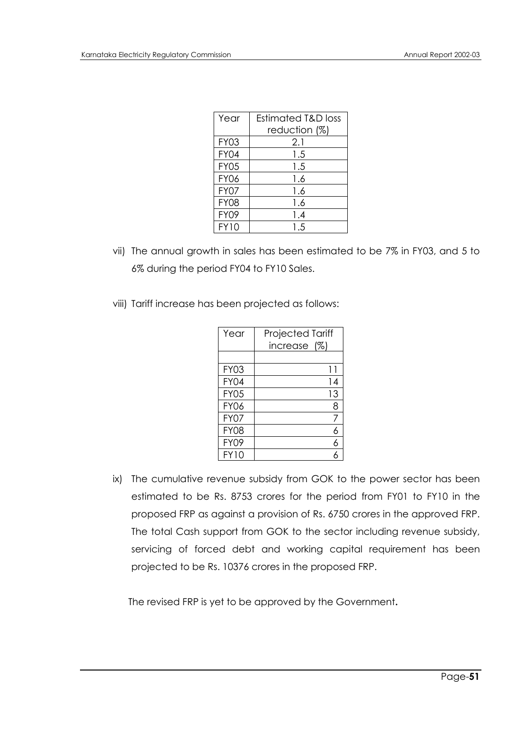| Year | Estimated T&D loss reduction (%) |
|---|---|
| FY03 | 2.1 |
| FY04 | 1.5 |
| FY05 | 1.5 |
| FY06 | 1.6 |
| FY07 | 1.6 |
| FY08 | 1.6 |
| FY09 | 1.4 |
| FY10 | 1.5 |

vii) The annual growth in sales has been estimated to be 7% in FY03, and 5 to 6% during the period FY04 to FY10 Sales.

viii) Tariff increase has been projected as follows:

| Year | Projected Tariff increase (%) |
|---|---|
| | |
| FY03 | 11 |
| FY04 | 14 |
| FY05 | 13 |
| FY06 | 8 |
| FY07 | 7 |
| FY08 | 6 |
| FY09 | 6 |
| FY10 | 6 |

ix) The cumulative revenue subsidy from GOK to the power sector has been estimated to be Rs. 8753 crores for the period from FY01 to FY10 in the proposed FRP as against a provision of Rs. 6750 crores in the approved FRP. The total Cash support from GOK to the sector including revenue subsidy, servicing of forced debt and working capital requirement has been projected to be Rs. 10376 crores in the proposed FRP.

The revised FRP is yet to be approved by the Government**.**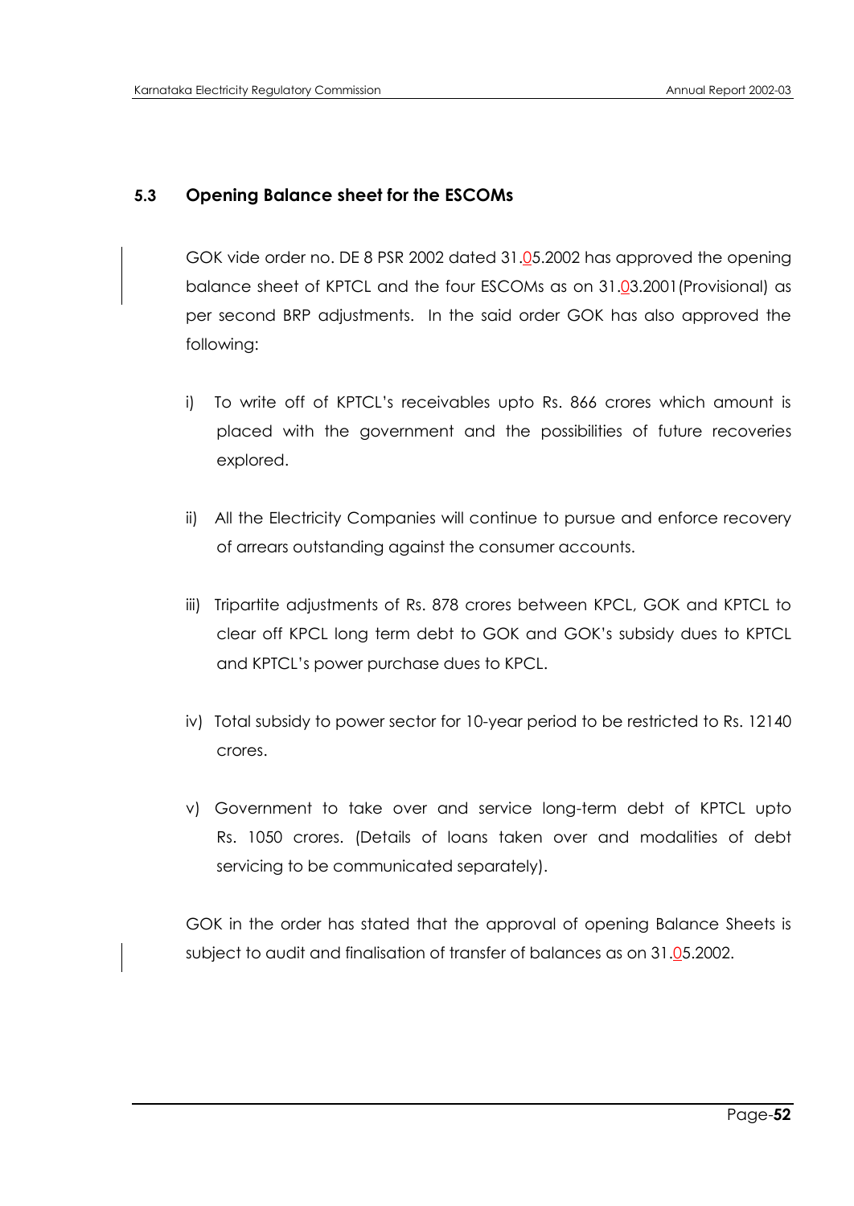## 5.3 Opening Balance sheet for the ESCOMs

GOK vide order no. DE 8 PSR 2002 dated 31.05.2002 has approved the opening balance sheet of KPTCL and the four ESCOMs as on 31.03.2001(Provisional) as per second BRP adjustments. In the said order GOK has also approved the following:

i) To write off of KPTCL's receivables upto Rs. 866 crores which amount is placed with the government and the possibilities of future recoveries explored.

ii) All the Electricity Companies will continue to pursue and enforce recovery of arrears outstanding against the consumer accounts.

iii) Tripartite adjustments of Rs. 878 crores between KPCL, GOK and KPTCL to clear off KPCL long term debt to GOK and GOK's subsidy dues to KPTCL and KPTCL's power purchase dues to KPCL.

iv) Total subsidy to power sector for 10-year period to be restricted to Rs. 12140 crores.

v) Government to take over and service long-term debt of KPTCL upto Rs. 1050 crores. (Details of loans taken over and modalities of debt servicing to be communicated separately).

GOK in the order has stated that the approval of opening Balance Sheets is subject to audit and finalisation of transfer of balances as on 31.05.2002.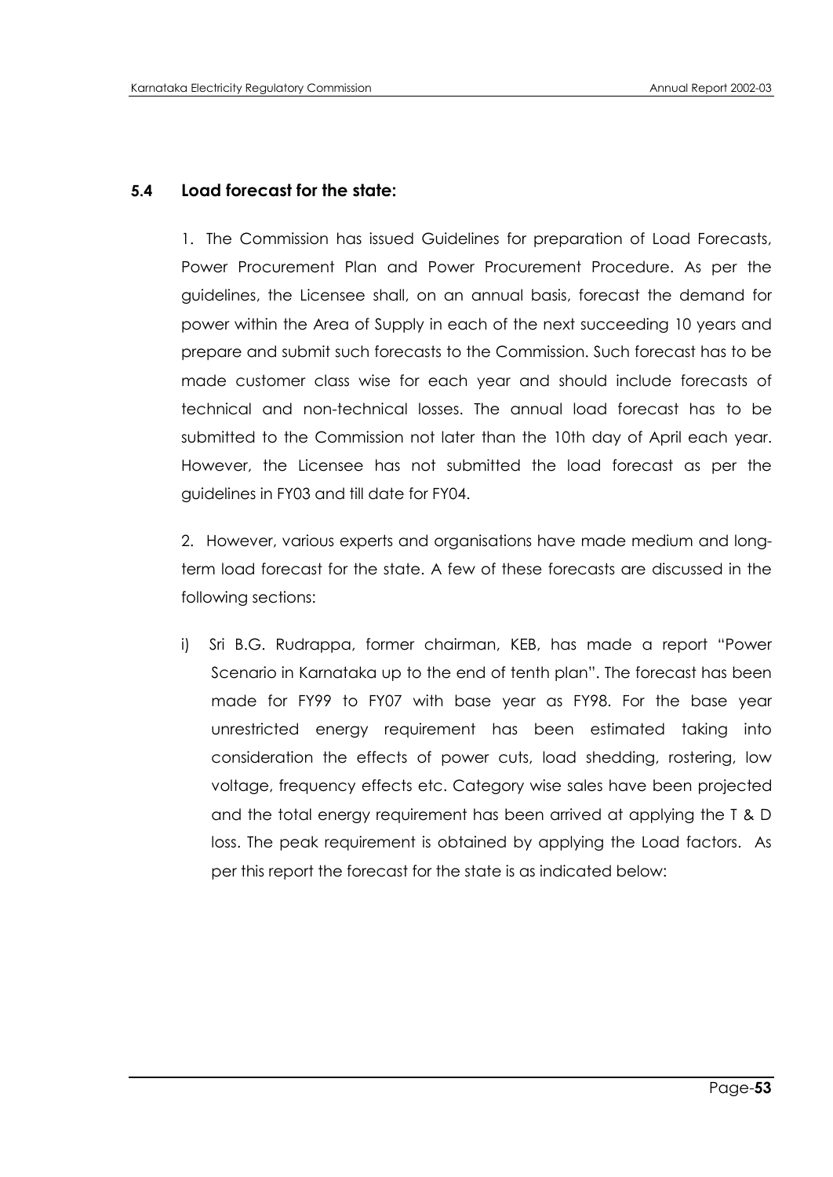### 5.4 Load forecast for the state:

1. The Commission has issued Guidelines for preparation of Load Forecasts, Power Procurement Plan and Power Procurement Procedure. As per the guidelines, the Licensee shall, on an annual basis, forecast the demand for power within the Area of Supply in each of the next succeeding 10 years and prepare and submit such forecasts to the Commission. Such forecast has to be made customer class wise for each year and should include forecasts of technical and non-technical losses. The annual load forecast has to be submitted to the Commission not later than the 10th day of April each year. However, the Licensee has not submitted the load forecast as per the guidelines in FY03 and till date for FY04.

2. However, various experts and organisations have made medium and long-term load forecast for the state. A few of these forecasts are discussed in the following sections:

i) Sri B.G. Rudrappa, former chairman, KEB, has made a report "Power Scenario in Karnataka up to the end of tenth plan". The forecast has been made for FY99 to FY07 with base year as FY98. For the base year unrestricted energy requirement has been estimated taking into consideration the effects of power cuts, load shedding, rostering, low voltage, frequency effects etc. Category wise sales have been projected and the total energy requirement has been arrived at applying the T & D loss. The peak requirement is obtained by applying the Load factors. As per this report the forecast for the state is as indicated below: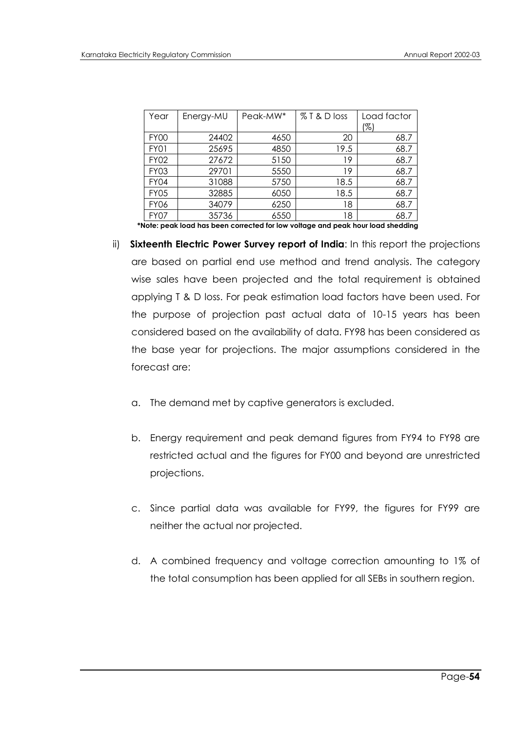| Year | Energy-MU | Peak-MW* | % T & D loss | Load factor (%) |
|---|---|---|---|---|
| FY00 | 24402 | 4650 | 20 | 68.7 |
| FY01 | 25695 | 4850 | 19.5 | 68.7 |
| FY02 | 27672 | 5150 | 19 | 68.7 |
| FY03 | 29701 | 5550 | 19 | 68.7 |
| FY04 | 31088 | 5750 | 18.5 | 68.7 |
| FY05 | 32885 | 6050 | 18.5 | 68.7 |
| FY06 | 34079 | 6250 | 18 | 68.7 |
| FY07 | 35736 | 6550 | 18 | 68.7 |

**\*Note: peak load has been corrected for low voltage and peak hour load shedding**

ii) **Sixteenth Electric Power Survey report of India**: In this report the projections are based on partial end use method and trend analysis. The category wise sales have been projected and the total requirement is obtained applying T & D loss. For peak estimation load factors have been used. For the purpose of projection past actual data of 10-15 years has been considered based on the availability of data. FY98 has been considered as the base year for projections. The major assumptions considered in the forecast are:

a. The demand met by captive generators is excluded.

b. Energy requirement and peak demand figures from FY94 to FY98 are restricted actual and the figures for FY00 and beyond are unrestricted projections.

c. Since partial data was available for FY99, the figures for FY99 are neither the actual nor projected.

d. A combined frequency and voltage correction amounting to 1% of the total consumption has been applied for all SEBs in southern region.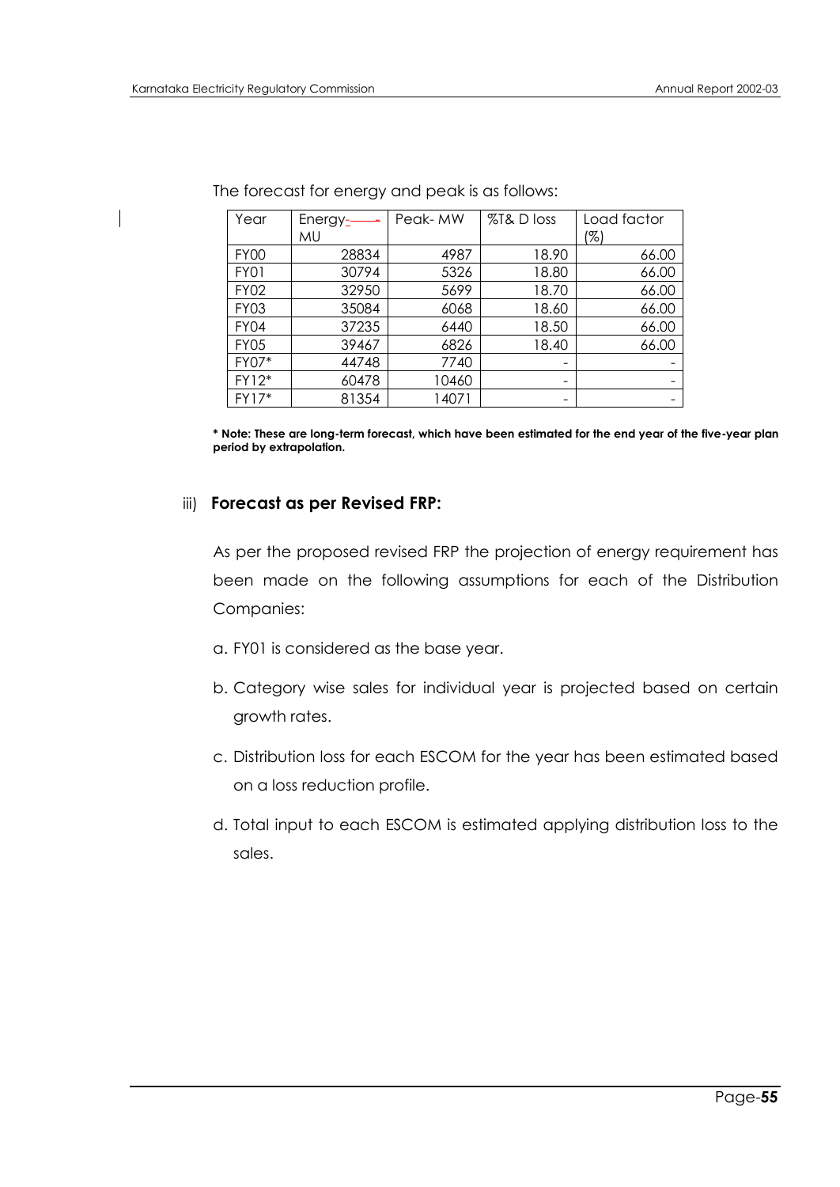The forecast for energy and peak is as follows:

| Year | Energy-MU | Peak- MW | %T& D loss | Load factor (%) |
|---|---|---|---|---|
| FY00 | 28834 | 4987 | 18.90 | 66.00 |
| FY01 | 30794 | 5326 | 18.80 | 66.00 |
| FY02 | 32950 | 5699 | 18.70 | 66.00 |
| FY03 | 35084 | 6068 | 18.60 | 66.00 |
| FY04 | 37235 | 6440 | 18.50 | 66.00 |
| FY05 | 39467 | 6826 | 18.40 | 66.00 |
| FY07* | 44748 | 7740 | - | - |
| FY12* | 60478 | 10460 | - | - |
| FY17* | 81354 | 14071 | - | - |

**\* Note: These are long-term forecast, which have been estimated for the end year of the five-year plan period by extrapolation.**

iii) **Forecast as per Revised FRP:**

As per the proposed revised FRP the projection of energy requirement has been made on the following assumptions for each of the Distribution Companies:

a. FY01 is considered as the base year.

b. Category wise sales for individual year is projected based on certain growth rates.

c. Distribution loss for each ESCOM for the year has been estimated based on a loss reduction profile.

d. Total input to each ESCOM is estimated applying distribution loss to the sales.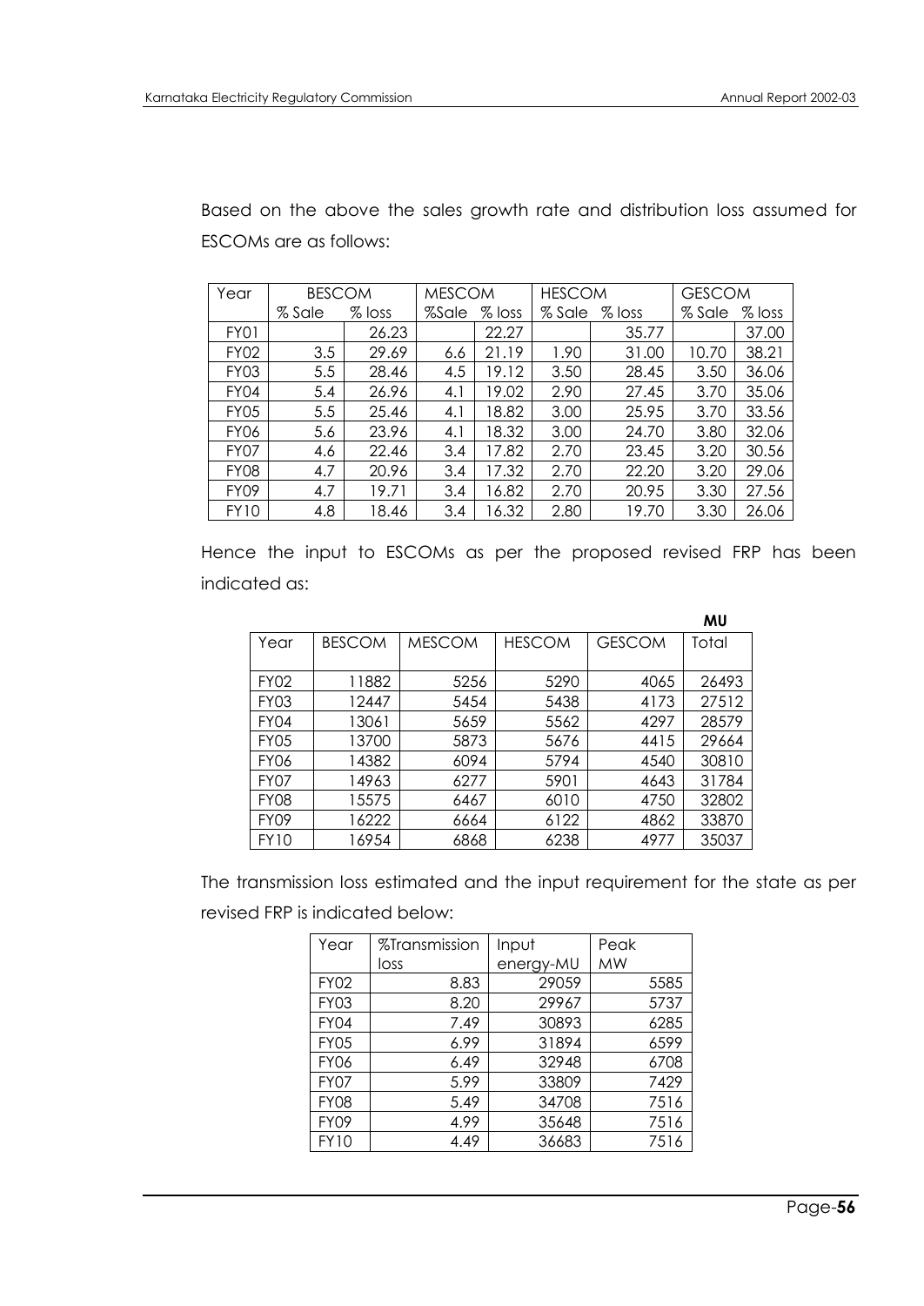Based on the above the sales growth rate and distribution loss assumed for ESCOMs are as follows:

| Year | BESCOM | | MESCOM | | HESCOM | | GESCOM | |
|---|---|---|---|---|---|---|---|---|
| | % Sale | % loss | %Sale | % loss | % Sale | % loss | % Sale | % loss |
| FY01 | | 26.23 | | 22.27 | | 35.77 | | 37.00 |
| FY02 | 3.5 | 29.69 | 6.6 | 21.19 | 1.90 | 31.00 | 10.70 | 38.21 |
| FY03 | 5.5 | 28.46 | 4.5 | 19.12 | 3.50 | 28.45 | 3.50 | 36.06 |
| FY04 | 5.4 | 26.96 | 4.1 | 19.02 | 2.90 | 27.45 | 3.70 | 35.06 |
| FY05 | 5.5 | 25.46 | 4.1 | 18.82 | 3.00 | 25.95 | 3.70 | 33.56 |
| FY06 | 5.6 | 23.96 | 4.1 | 18.32 | 3.00 | 24.70 | 3.80 | 32.06 |
| FY07 | 4.6 | 22.46 | 3.4 | 17.82 | 2.70 | 23.45 | 3.20 | 30.56 |
| FY08 | 4.7 | 20.96 | 3.4 | 17.32 | 2.70 | 22.20 | 3.20 | 29.06 |
| FY09 | 4.7 | 19.71 | 3.4 | 16.82 | 2.70 | 20.95 | 3.30 | 27.56 |
| FY10 | 4.8 | 18.46 | 3.4 | 16.32 | 2.80 | 19.70 | 3.30 | 26.06 |

Hence the input to ESCOMs as per the proposed revised FRP has been indicated as:

**MU**

| Year | BESCOM | MESCOM | HESCOM | GESCOM | Total |
|---|---|---|---|---|---|
| FY02 | 11882 | 5256 | 5290 | 4065 | 26493 |
| FY03 | 12447 | 5454 | 5438 | 4173 | 27512 |
| FY04 | 13061 | 5659 | 5562 | 4297 | 28579 |
| FY05 | 13700 | 5873 | 5676 | 4415 | 29664 |
| FY06 | 14382 | 6094 | 5794 | 4540 | 30810 |
| FY07 | 14963 | 6277 | 5901 | 4643 | 31784 |
| FY08 | 15575 | 6467 | 6010 | 4750 | 32802 |
| FY09 | 16222 | 6664 | 6122 | 4862 | 33870 |
| FY10 | 16954 | 6868 | 6238 | 4977 | 35037 |

The transmission loss estimated and the input requirement for the state as per revised FRP is indicated below:

| Year | %Transmission loss | Input energy-MU | Peak MW |
|---|---|---|---|
| FY02 | 8.83 | 29059 | 5585 |
| FY03 | 8.20 | 29967 | 5737 |
| FY04 | 7.49 | 30893 | 6285 |
| FY05 | 6.99 | 31894 | 6599 |
| FY06 | 6.49 | 32948 | 6708 |
| FY07 | 5.99 | 33809 | 7429 |
| FY08 | 5.49 | 34708 | 7516 |
| FY09 | 4.99 | 35648 | 7516 |
| FY10 | 4.49 | 36683 | 7516 |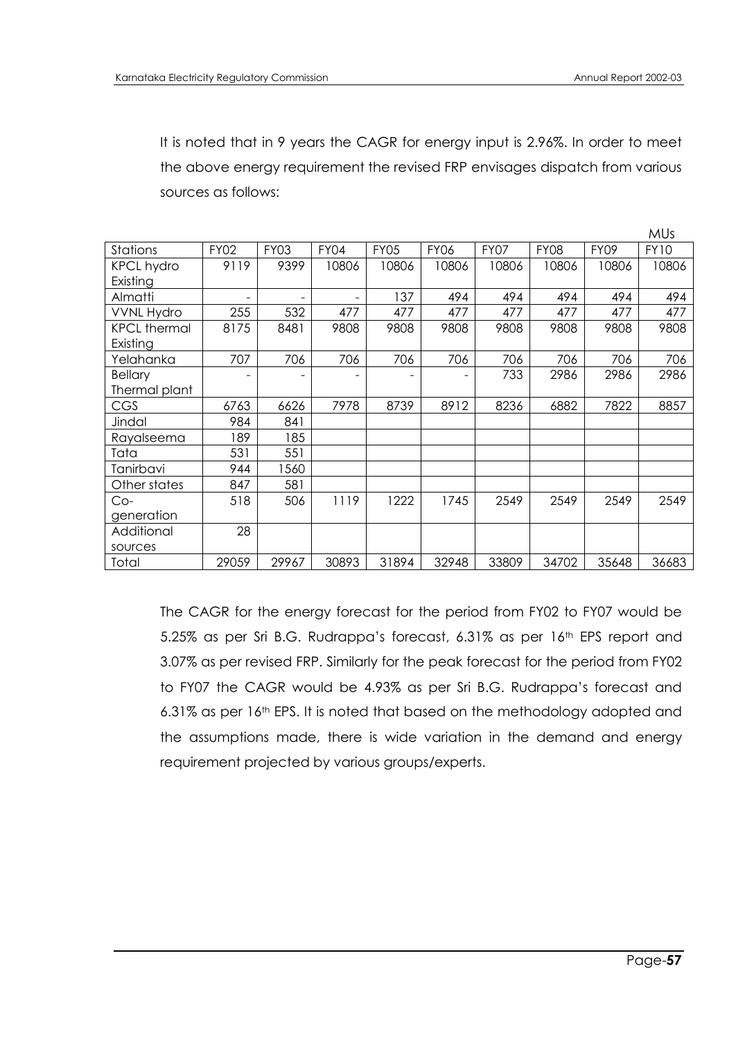It is noted that in 9 years the CAGR for energy input is 2.96%. In order to meet the above energy requirement the revised FRP envisages dispatch from various sources as follows:

MUs

| Stations | FY02 | FY03 | FY04 | FY05 | FY06 | FY07 | FY08 | FY09 | FY10 |
|---|---|---|---|---|---|---|---|---|---|
| KPCL hydro Existing | 9119 | 9399 | 10806 | 10806 | 10806 | 10806 | 10806 | 10806 | 10806 |
| Almatti | - | - | - | 137 | 494 | 494 | 494 | 494 | 494 |
| VVNL Hydro | 255 | 532 | 477 | 477 | 477 | 477 | 477 | 477 | 477 |
| KPCL thermal Existing | 8175 | 8481 | 9808 | 9808 | 9808 | 9808 | 9808 | 9808 | 9808 |
| Yelahanka | 707 | 706 | 706 | 706 | 706 | 706 | 706 | 706 | 706 |
| Bellary Thermal plant | - | - | - | - | - | 733 | 2986 | 2986 | 2986 |
| CGS | 6763 | 6626 | 7978 | 8739 | 8912 | 8236 | 6882 | 7822 | 8857 |
| Jindal | 984 | 841 | | | | | | | |
| Rayalseema | 189 | 185 | | | | | | | |
| Tata | 531 | 551 | | | | | | | |
| Tanirbavi | 944 | 1560 | | | | | | | |
| Other states | 847 | 581 | | | | | | | |
| Co-generation | 518 | 506 | 1119 | 1222 | 1745 | 2549 | 2549 | 2549 | 2549 |
| Additional sources | 28 | | | | | | | | |
| Total | 29059 | 29967 | 30893 | 31894 | 32948 | 33809 | 34702 | 35648 | 36683 |

The CAGR for the energy forecast for the period from FY02 to FY07 would be 5.25% as per Sri B.G. Rudrappa's forecast, 6.31% as per 16th EPS report and 3.07% as per revised FRP. Similarly for the peak forecast for the period from FY02 to FY07 the CAGR would be 4.93% as per Sri B.G. Rudrappa's forecast and 6.31% as per 16th EPS. It is noted that based on the methodology adopted and the assumptions made, there is wide variation in the demand and energy requirement projected by various groups/experts.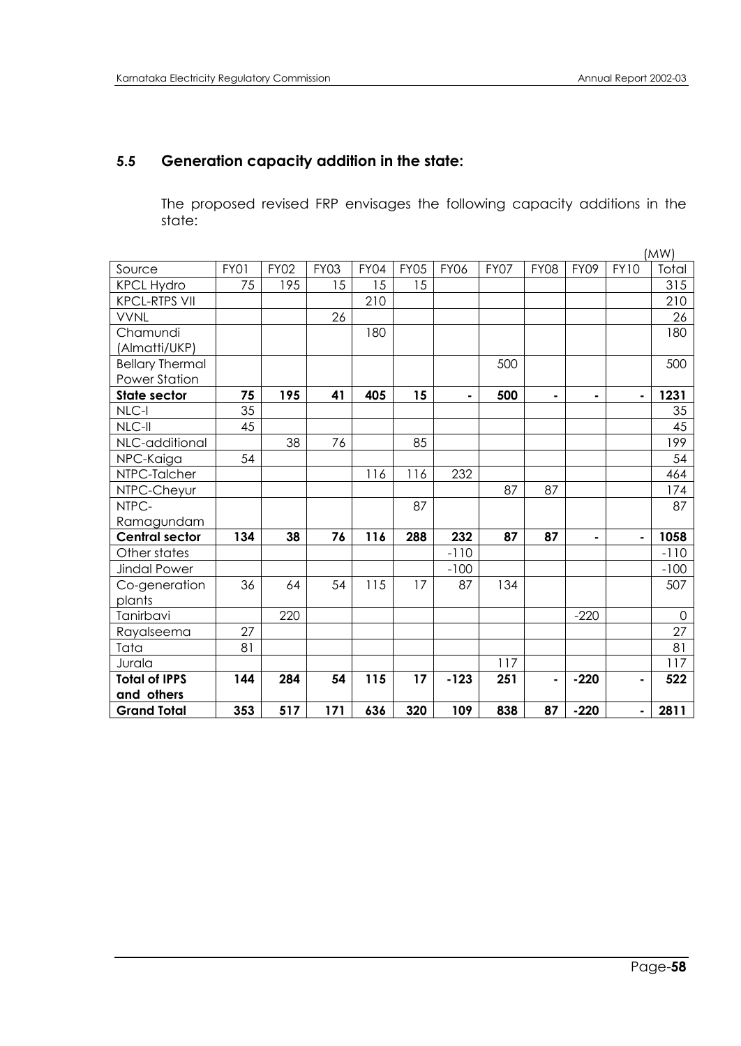### 5.5 Generation capacity addition in the state:

The proposed revised FRP envisages the following capacity additions in the state:

(MW)

| Source | FY01 | FY02 | FY03 | FY04 | FY05 | FY06 | FY07 | FY08 | FY09 | FY10 | Total |
|---|---|---|---|---|---|---|---|---|---|---|---|
| KPCL Hydro | 75 | 195 | 15 | 15 | 15 | | | | | | 315 |
| KPCL-RTPS VII | | | | 210 | | | | | | | 210 |
| VVNL | | | 26 | | | | | | | | 26 |
| Chamundi (Almatti/UKP) | | | | 180 | | | | | | | 180 |
| Bellary Thermal Power Station | | | | | | | 500 | | | | 500 |
| **State sector** | **75** | **195** | **41** | **405** | **15** | **-** | **500** | **-** | **-** | **-** | **1231** |
| NLC-I | 35 | | | | | | | | | | 35 |
| NLC-II | 45 | | | | | | | | | | 45 |
| NLC-additional | | 38 | 76 | | 85 | | | | | | 199 |
| NPC-Kaiga | 54 | | | | | | | | | | 54 |
| NTPC-Talcher | | | | 116 | 116 | 232 | | | | | 464 |
| NTPC-Cheyur | | | | | | | 87 | 87 | | | 174 |
| NTPC-Ramagundam | | | | | 87 | | | | | | 87 |
| **Central sector** | **134** | **38** | **76** | **116** | **288** | **232** | **87** | **87** | **-** | **-** | **1058** |
| Other states | | | | | | -110 | | | | | -110 |
| Jindal Power | | | | | | -100 | | | | | -100 |
| Co-generation plants | 36 | 64 | 54 | 115 | 17 | 87 | 134 | | | | 507 |
| Tanirbavi | | 220 | | | | | | | -220 | | 0 |
| Rayalseema | 27 | | | | | | | | | | 27 |
| Tata | 81 | | | | | | | | | | 81 |
| Jurala | | | | | | | 117 | | | | 117 |
| **Total of IPPS and others** | **144** | **284** | **54** | **115** | **17** | **-123** | **251** | **-** | **-220** | **-** | **522** |
| **Grand Total** | **353** | **517** | **171** | **636** | **320** | **109** | **838** | **87** | **-220** | **-** | **2811** |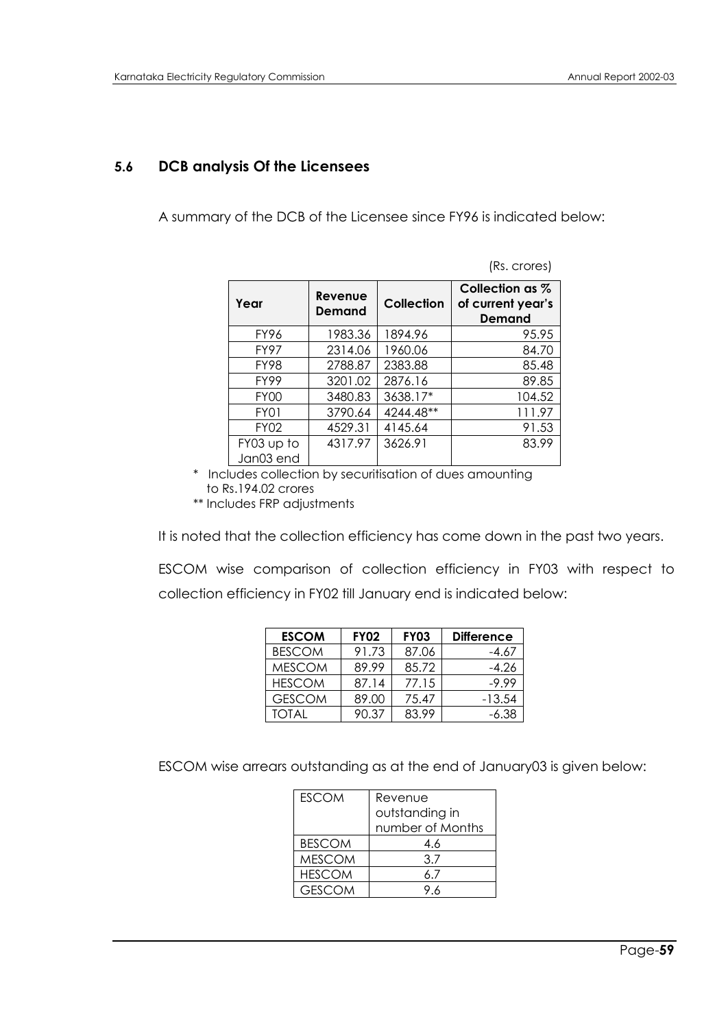## 5.6 DCB analysis Of the Licensees

A summary of the DCB of the Licensee since FY96 is indicated below:

(Rs. crores)

| Year | Revenue Demand | Collection | Collection as % of current year's Demand |
|---|---|---|---|
| FY96 | 1983.36 | 1894.96 | 95.95 |
| FY97 | 2314.06 | 1960.06 | 84.70 |
| FY98 | 2788.87 | 2383.88 | 85.48 |
| FY99 | 3201.02 | 2876.16 | 89.85 |
| FY00 | 3480.83 | 3638.17* | 104.52 |
| FY01 | 3790.64 | 4244.48** | 111.97 |
| FY02 | 4529.31 | 4145.64 | 91.53 |
| FY03 up to Jan03 end | 4317.97 | 3626.91 | 83.99 |

\* Includes collection by securitisation of dues amounting to Rs.194.02 crores

** Includes FRP adjustments

It is noted that the collection efficiency has come down in the past two years.

ESCOM wise comparison of collection efficiency in FY03 with respect to collection efficiency in FY02 till January end is indicated below:

| ESCOM | FY02 | FY03 | Difference |
|---|---|---|---|
| BESCOM | 91.73 | 87.06 | -4.67 |
| MESCOM | 89.99 | 85.72 | -4.26 |
| HESCOM | 87.14 | 77.15 | -9.99 |
| GESCOM | 89.00 | 75.47 | -13.54 |
| TOTAL | 90.37 | 83.99 | -6.38 |

ESCOM wise arrears outstanding as at the end of January03 is given below:

| ESCOM | Revenue outstanding in number of Months |
|---|---|
| BESCOM | 4.6 |
| MESCOM | 3.7 |
| HESCOM | 6.7 |
| GESCOM | 9.6 |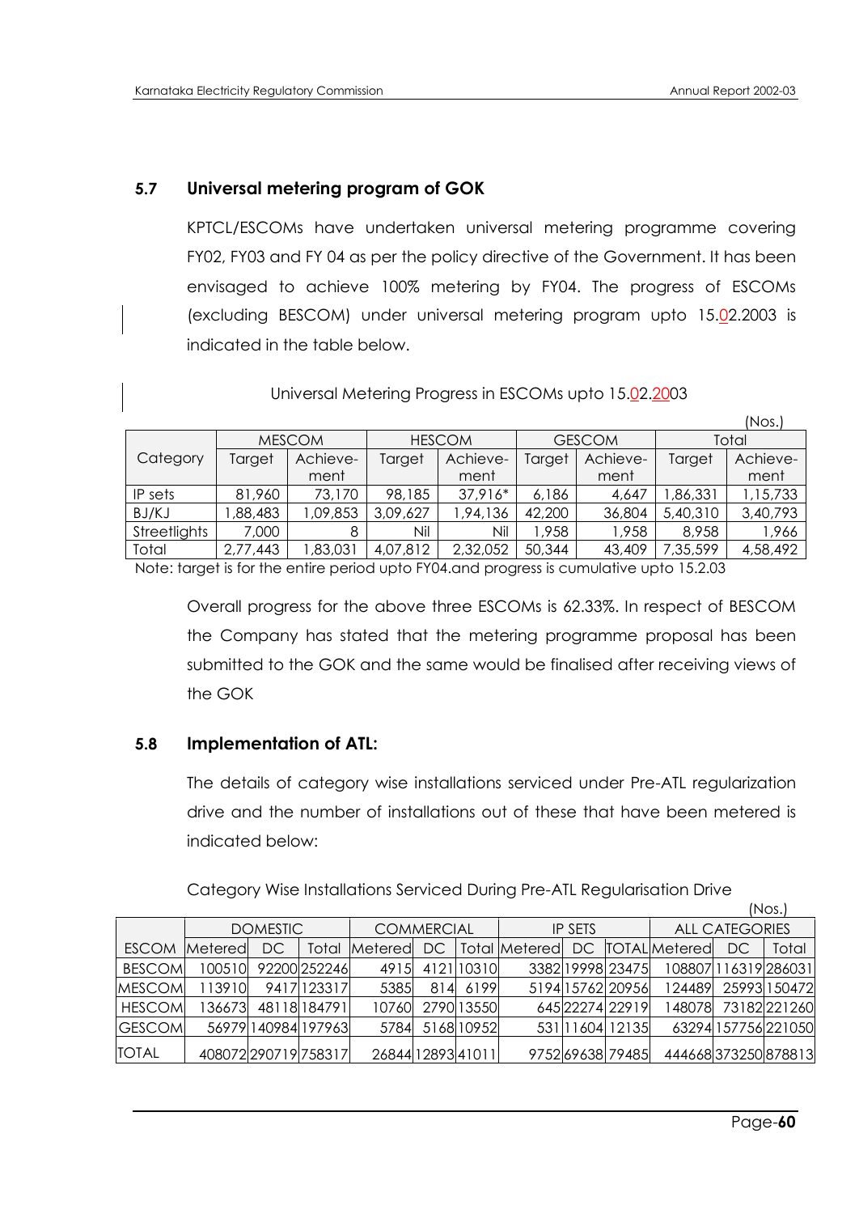## 5.7 Universal metering program of GOK

KPTCL/ESCOMs have undertaken universal metering programme covering FY02, FY03 and FY 04 as per the policy directive of the Government. It has been envisaged to achieve 100% metering by FY04. The progress of ESCOMs (excluding BESCOM) under universal metering program upto 15.02.2003 is indicated in the table below.

Universal Metering Progress in ESCOMs upto 15.02.2003

(Nos.)

| Category | MESCOM | | HESCOM | | GESCOM | | Total | |
|---|---|---|---|---|---|---|---|---|
| | Target | Achieve-ment | Target | Achieve-ment | Target | Achieve-ment | Target | Achieve-ment |
| IP sets | 81,960 | 73,170 | 98,185 | 37,916* | 6,186 | 4,647 | 1,86,331 | 1,15,733 |
| BJ/KJ | 1,88,483 | 1,09,853 | 3,09,627 | 1,94,136 | 42,200 | 36,804 | 5,40,310 | 3,40,793 |
| Streetlights | 7,000 | 8 | Nil | Nil | 1,958 | 1,958 | 8,958 | 1,966 |
| Total | 2,77,443 | 1,83,031 | 4,07,812 | 2,32,052 | 50,344 | 43,409 | 7,35,599 | 4,58,492 |

Note: target is for the entire period upto FY04.and progress is cumulative upto 15.2.03

Overall progress for the above three ESCOMs is 62.33%. In respect of BESCOM the Company has stated that the metering programme proposal has been submitted to the GOK and the same would be finalised after receiving views of the GOK

## 5.8 Implementation of ATL:

The details of category wise installations serviced under Pre-ATL regularization drive and the number of installations out of these that have been metered is indicated below:

Category Wise Installations Serviced During Pre-ATL Regularisation Drive

(Nos.)

| ESCOM | DOMESTIC | | | COMMERCIAL | | | IP SETS | | | ALL CATEGORIES | | |
|---|---|---|---|---|---|---|---|---|---|---|---|---|
| | Metered | DC | Total | Metered | DC | Total | Metered | DC | TOTAL | Metered | DC | Total |
| BESCOM | 100510 | 92200 | 252246 | 4915 | 4121 | 10310 | 3382 | 19998 | 23475 | 108807 | 116319 | 286031 |
| MESCOM | 113910 | 9417 | 123317 | 5385 | 814 | 6199 | 5194 | 15762 | 20956 | 124489 | 25993 | 150472 |
| HESCOM | 136673 | 48118 | 184791 | 10760 | 2790 | 13550 | 645 | 22274 | 22919 | 148078 | 73182 | 221260 |
| GESCOM | 56979 | 140984 | 197963 | 5784 | 5168 | 10952 | 531 | 11604 | 12135 | 63294 | 157756 | 221050 |
| TOTAL | 408072 | 290719 | 758317 | 26844 | 12893 | 41011 | 9752 | 69638 | 79485 | 444668 | 373250 | 878813 |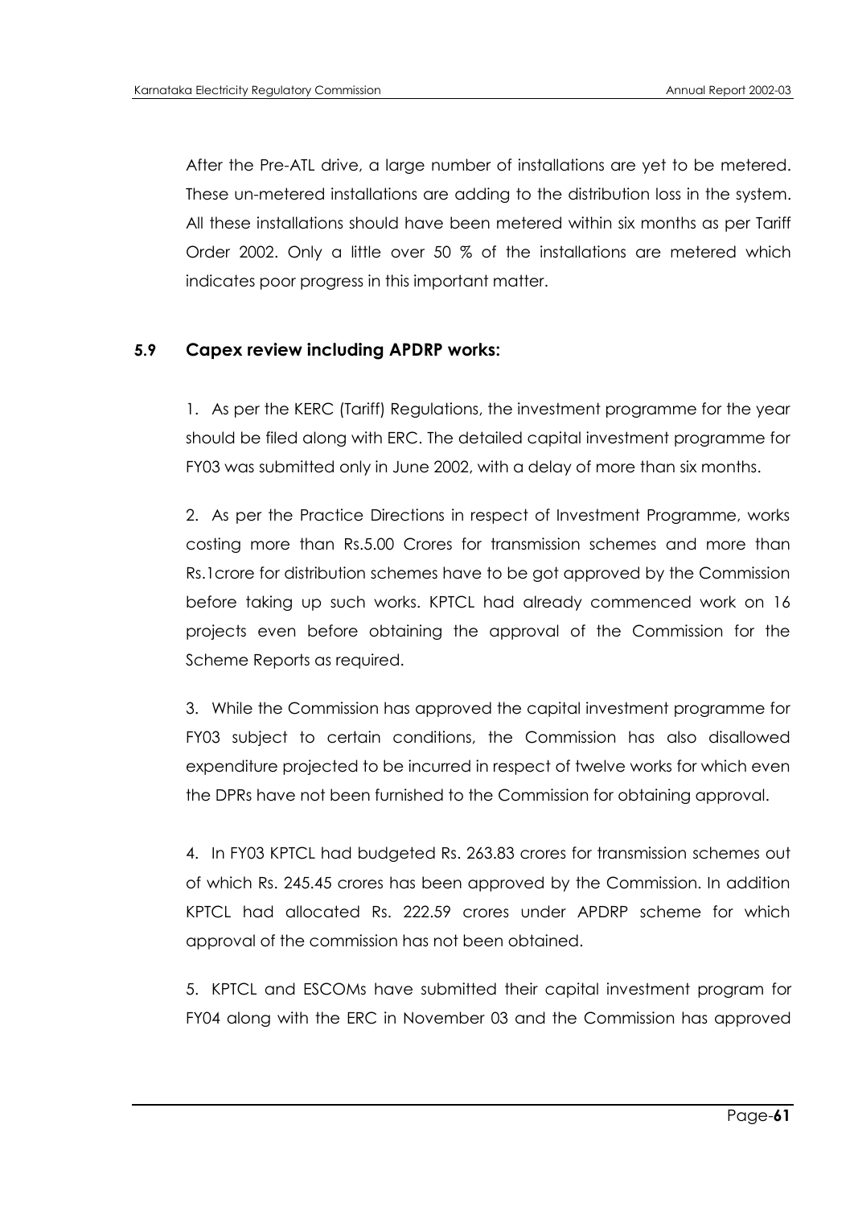After the Pre-ATL drive, a large number of installations are yet to be metered. These un-metered installations are adding to the distribution loss in the system. All these installations should have been metered within six months as per Tariff Order 2002. Only a little over 50 % of the installations are metered which indicates poor progress in this important matter.

### 5.9 Capex review including APDRP works:

1. As per the KERC (Tariff) Regulations, the investment programme for the year should be filed along with ERC. The detailed capital investment programme for FY03 was submitted only in June 2002, with a delay of more than six months.

2. As per the Practice Directions in respect of Investment Programme, works costing more than Rs.5.00 Crores for transmission schemes and more than Rs.1crore for distribution schemes have to be got approved by the Commission before taking up such works. KPTCL had already commenced work on 16 projects even before obtaining the approval of the Commission for the Scheme Reports as required.

3. While the Commission has approved the capital investment programme for FY03 subject to certain conditions, the Commission has also disallowed expenditure projected to be incurred in respect of twelve works for which even the DPRs have not been furnished to the Commission for obtaining approval.

4. In FY03 KPTCL had budgeted Rs. 263.83 crores for transmission schemes out of which Rs. 245.45 crores has been approved by the Commission. In addition KPTCL had allocated Rs. 222.59 crores under APDRP scheme for which approval of the commission has not been obtained.

5. KPTCL and ESCOMs have submitted their capital investment program for FY04 along with the ERC in November 03 and the Commission has approved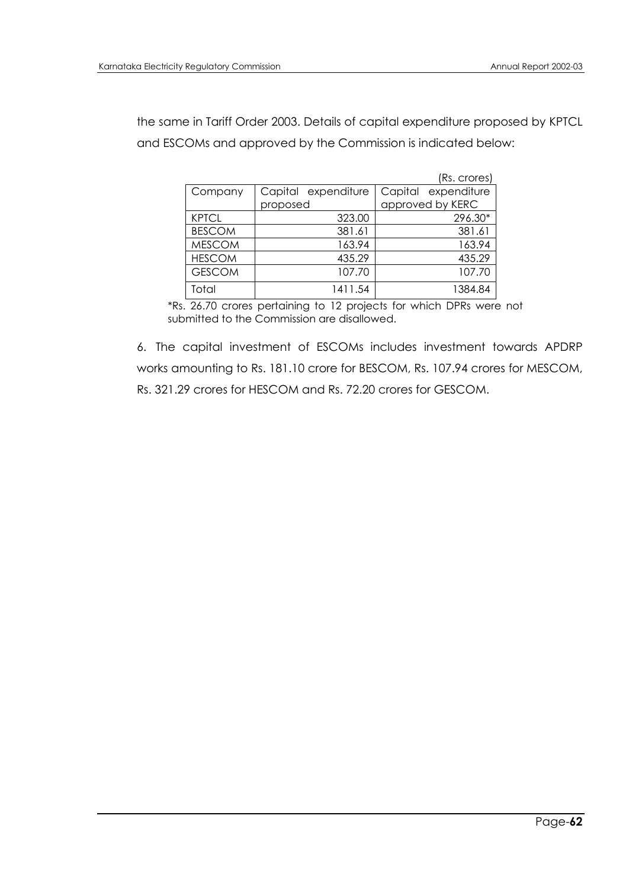the same in Tariff Order 2003. Details of capital expenditure proposed by KPTCL and ESCOMs and approved by the Commission is indicated below:

(Rs. crores)

| Company | Capital expenditure proposed | Capital expenditure approved by KERC |
|---|---|---|
| KPTCL | 323.00 | 296.30* |
| BESCOM | 381.61 | 381.61 |
| MESCOM | 163.94 | 163.94 |
| HESCOM | 435.29 | 435.29 |
| GESCOM | 107.70 | 107.70 |
| Total | 1411.54 | 1384.84 |

*Rs. 26.70 crores pertaining to 12 projects for which DPRs were not submitted to the Commission are disallowed.

6. The capital investment of ESCOMs includes investment towards APDRP works amounting to Rs. 181.10 crore for BESCOM, Rs. 107.94 crores for MESCOM, Rs. 321.29 crores for HESCOM and Rs. 72.20 crores for GESCOM.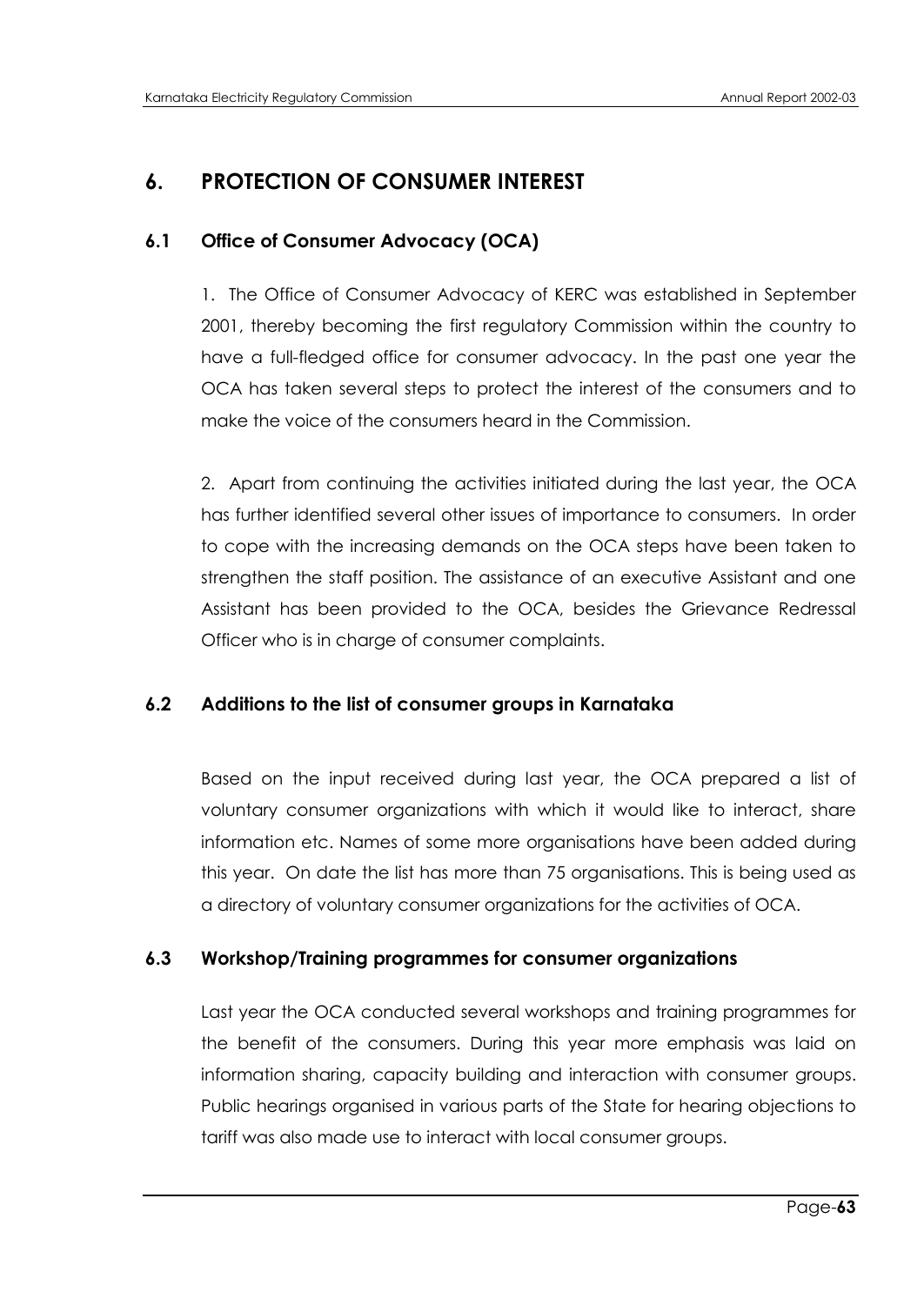# 6. PROTECTION OF CONSUMER INTEREST

## 6.1 Office of Consumer Advocacy (OCA)

1. The Office of Consumer Advocacy of KERC was established in September 2001, thereby becoming the first regulatory Commission within the country to have a full-fledged office for consumer advocacy. In the past one year the OCA has taken several steps to protect the interest of the consumers and to make the voice of the consumers heard in the Commission.

2. Apart from continuing the activities initiated during the last year, the OCA has further identified several other issues of importance to consumers. In order to cope with the increasing demands on the OCA steps have been taken to strengthen the staff position. The assistance of an executive Assistant and one Assistant has been provided to the OCA, besides the Grievance Redressal Officer who is in charge of consumer complaints.

## 6.2 Additions to the list of consumer groups in Karnataka

Based on the input received during last year, the OCA prepared a list of voluntary consumer organizations with which it would like to interact, share information etc. Names of some more organisations have been added during this year. On date the list has more than 75 organisations. This is being used as a directory of voluntary consumer organizations for the activities of OCA.

## 6.3 Workshop/Training programmes for consumer organizations

Last year the OCA conducted several workshops and training programmes for the benefit of the consumers. During this year more emphasis was laid on information sharing, capacity building and interaction with consumer groups. Public hearings organised in various parts of the State for hearing objections to tariff was also made use to interact with local consumer groups.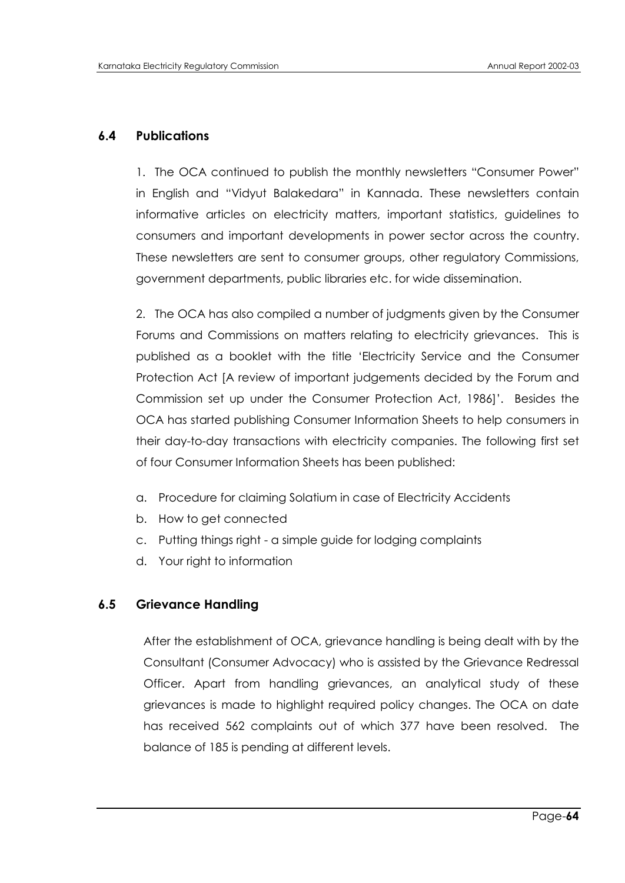## 6.4 Publications

1. The OCA continued to publish the monthly newsletters "Consumer Power" in English and "Vidyut Balakedara" in Kannada. These newsletters contain informative articles on electricity matters, important statistics, guidelines to consumers and important developments in power sector across the country. These newsletters are sent to consumer groups, other regulatory Commissions, government departments, public libraries etc. for wide dissemination.

2. The OCA has also compiled a number of judgments given by the Consumer Forums and Commissions on matters relating to electricity grievances. This is published as a booklet with the title 'Electricity Service and the Consumer Protection Act [A review of important judgements decided by the Forum and Commission set up under the Consumer Protection Act, 1986]'. Besides the OCA has started publishing Consumer Information Sheets to help consumers in their day-to-day transactions with electricity companies. The following first set of four Consumer Information Sheets has been published:

a. Procedure for claiming Solatium in case of Electricity Accidents
b. How to get connected
c. Putting things right - a simple guide for lodging complaints
d. Your right to information

## 6.5 Grievance Handling

After the establishment of OCA, grievance handling is being dealt with by the Consultant (Consumer Advocacy) who is assisted by the Grievance Redressal Officer. Apart from handling grievances, an analytical study of these grievances is made to highlight required policy changes. The OCA on date has received 562 complaints out of which 377 have been resolved. The balance of 185 is pending at different levels.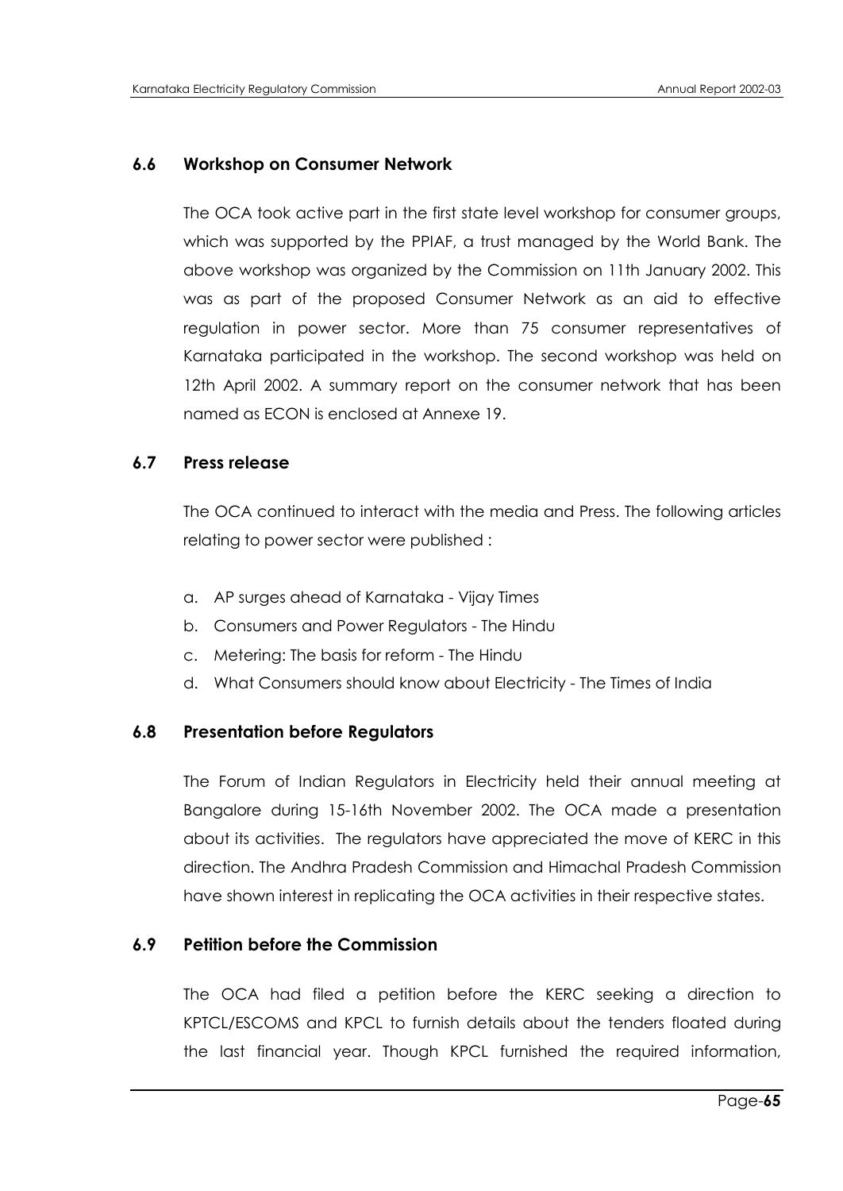### 6.6 Workshop on Consumer Network

The OCA took active part in the first state level workshop for consumer groups, which was supported by the PPIAF, a trust managed by the World Bank. The above workshop was organized by the Commission on 11th January 2002. This was as part of the proposed Consumer Network as an aid to effective regulation in power sector. More than 75 consumer representatives of Karnataka participated in the workshop. The second workshop was held on 12th April 2002. A summary report on the consumer network that has been named as ECON is enclosed at Annexe 19.

### 6.7 Press release

The OCA continued to interact with the media and Press. The following articles relating to power sector were published :

a. AP surges ahead of Karnataka - Vijay Times
b. Consumers and Power Regulators - The Hindu
c. Metering: The basis for reform - The Hindu
d. What Consumers should know about Electricity - The Times of India

### 6.8 Presentation before Regulators

The Forum of Indian Regulators in Electricity held their annual meeting at Bangalore during 15-16th November 2002. The OCA made a presentation about its activities. The regulators have appreciated the move of KERC in this direction. The Andhra Pradesh Commission and Himachal Pradesh Commission have shown interest in replicating the OCA activities in their respective states.

### 6.9 Petition before the Commission

The OCA had filed a petition before the KERC seeking a direction to KPTCL/ESCOMS and KPCL to furnish details about the tenders floated during the last financial year. Though KPCL furnished the required information,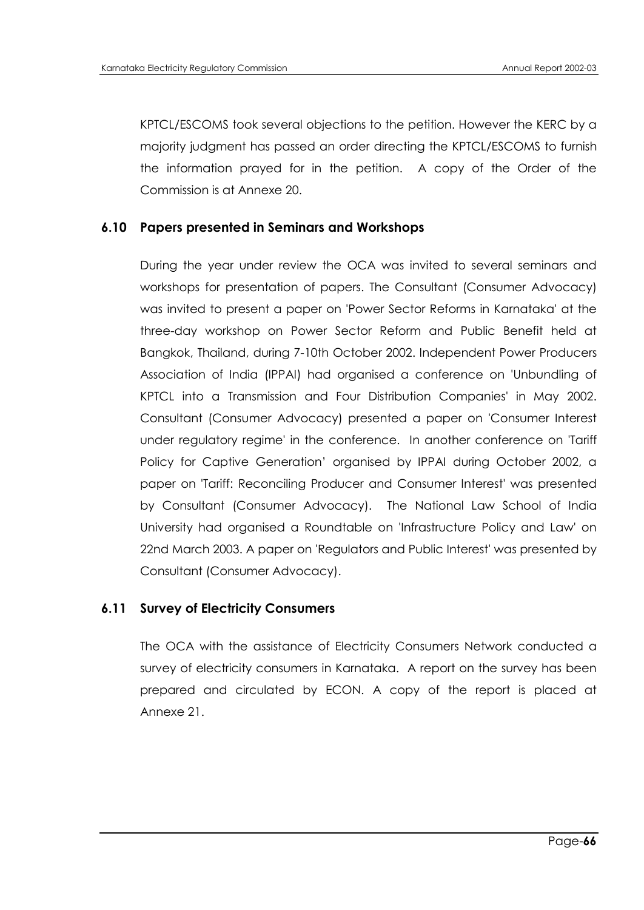KPTCL/ESCOMS took several objections to the petition. However the KERC by a majority judgment has passed an order directing the KPTCL/ESCOMS to furnish the information prayed for in the petition. A copy of the Order of the Commission is at Annexe 20.

### 6.10 Papers presented in Seminars and Workshops

During the year under review the OCA was invited to several seminars and workshops for presentation of papers. The Consultant (Consumer Advocacy) was invited to present a paper on 'Power Sector Reforms in Karnataka' at the three-day workshop on Power Sector Reform and Public Benefit held at Bangkok, Thailand, during 7-10th October 2002. Independent Power Producers Association of India (IPPAI) had organised a conference on 'Unbundling of KPTCL into a Transmission and Four Distribution Companies' in May 2002. Consultant (Consumer Advocacy) presented a paper on 'Consumer Interest under regulatory regime' in the conference. In another conference on 'Tariff Policy for Captive Generation' organised by IPPAI during October 2002, a paper on 'Tariff: Reconciling Producer and Consumer Interest' was presented by Consultant (Consumer Advocacy). The National Law School of India University had organised a Roundtable on 'Infrastructure Policy and Law' on 22nd March 2003. A paper on 'Regulators and Public Interest' was presented by Consultant (Consumer Advocacy).

### 6.11 Survey of Electricity Consumers

The OCA with the assistance of Electricity Consumers Network conducted a survey of electricity consumers in Karnataka. A report on the survey has been prepared and circulated by ECON. A copy of the report is placed at Annexe 21.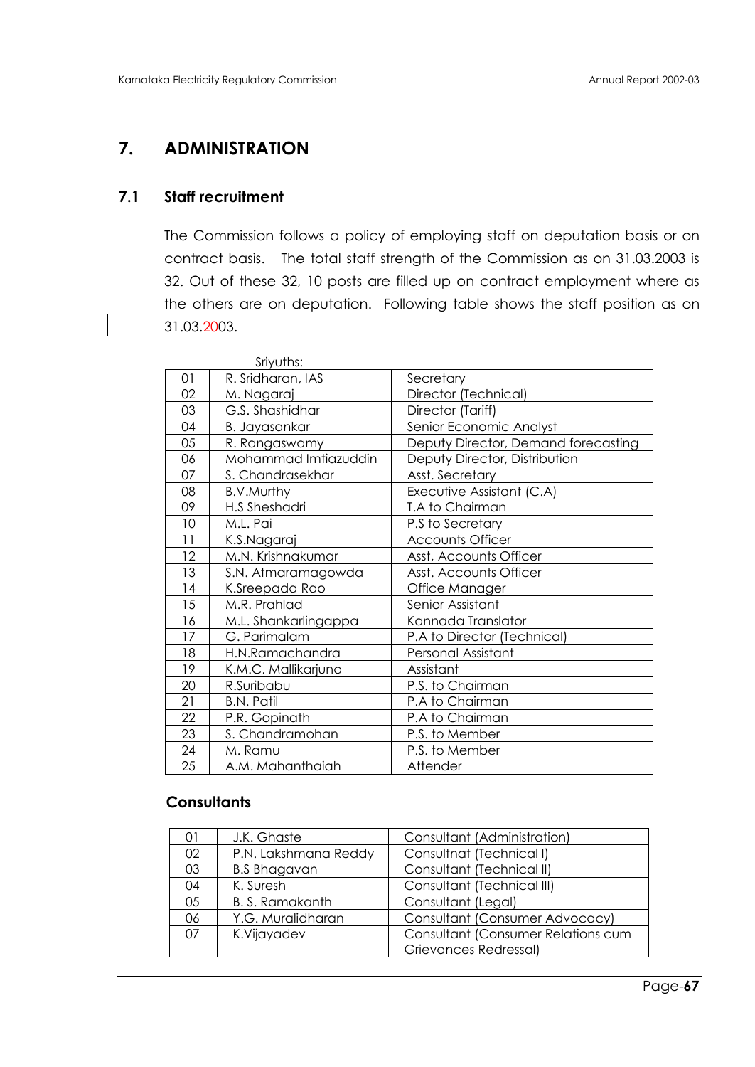# 7. ADMINISTRATION

## 7.1 Staff recruitment

The Commission follows a policy of employing staff on deputation basis or on contract basis. The total staff strength of the Commission as on 31.03.2003 is 32. Out of these 32, 10 posts are filled up on contract employment where as the others are on deputation. Following table shows the staff position as on 31.03.2003.

Sriyuths:

| | | |
|---|---|---|
| 01 | R. Sridharan, IAS | Secretary |
| 02 | M. Nagaraj | Director (Technical) |
| 03 | G.S. Shashidhar | Director (Tariff) |
| 04 | B. Jayasankar | Senior Economic Analyst |
| 05 | R. Rangaswamy | Deputy Director, Demand forecasting |
| 06 | Mohammad Imtiazuddin | Deputy Director, Distribution |
| 07 | S. Chandrasekhar | Asst. Secretary |
| 08 | B.V.Murthy | Executive Assistant (C.A) |
| 09 | H.S Sheshadri | T.A to Chairman |
| 10 | M.L. Pai | P.S to Secretary |
| 11 | K.S.Nagaraj | Accounts Officer |
| 12 | M.N. Krishnakumar | Asst, Accounts Officer |
| 13 | S.N. Atmaramagowda | Asst. Accounts Officer |
| 14 | K.Sreepada Rao | Office Manager |
| 15 | M.R. Prahlad | Senior Assistant |
| 16 | M.L. Shankarlingappa | Kannada Translator |
| 17 | G. Parimalam | P.A to Director (Technical) |
| 18 | H.N.Ramachandra | Personal Assistant |
| 19 | K.M.C. Mallikarjuna | Assistant |
| 20 | R.Suribabu | P.S. to Chairman |
| 21 | B.N. Patil | P.A to Chairman |
| 22 | P.R. Gopinath | P.A to Chairman |
| 23 | S. Chandramohan | P.S. to Member |
| 24 | M. Ramu | P.S. to Member |
| 25 | A.M. Mahanthaiah | Attender |

### Consultants

| | | |
|---|---|---|
| 01 | J.K. Ghaste | Consultant (Administration) |
| 02 | P.N. Lakshmana Reddy | Consultnat (Technical I) |
| 03 | B.S Bhagavan | Consultant (Technical II) |
| 04 | K. Suresh | Consultant (Technical III) |
| 05 | B. S. Ramakanth | Consultant (Legal) |
| 06 | Y.G. Muralidharan | Consultant (Consumer Advocacy) |
| 07 | K.Vijayadev | Consultant (Consumer Relations cum Grievances Redressal) |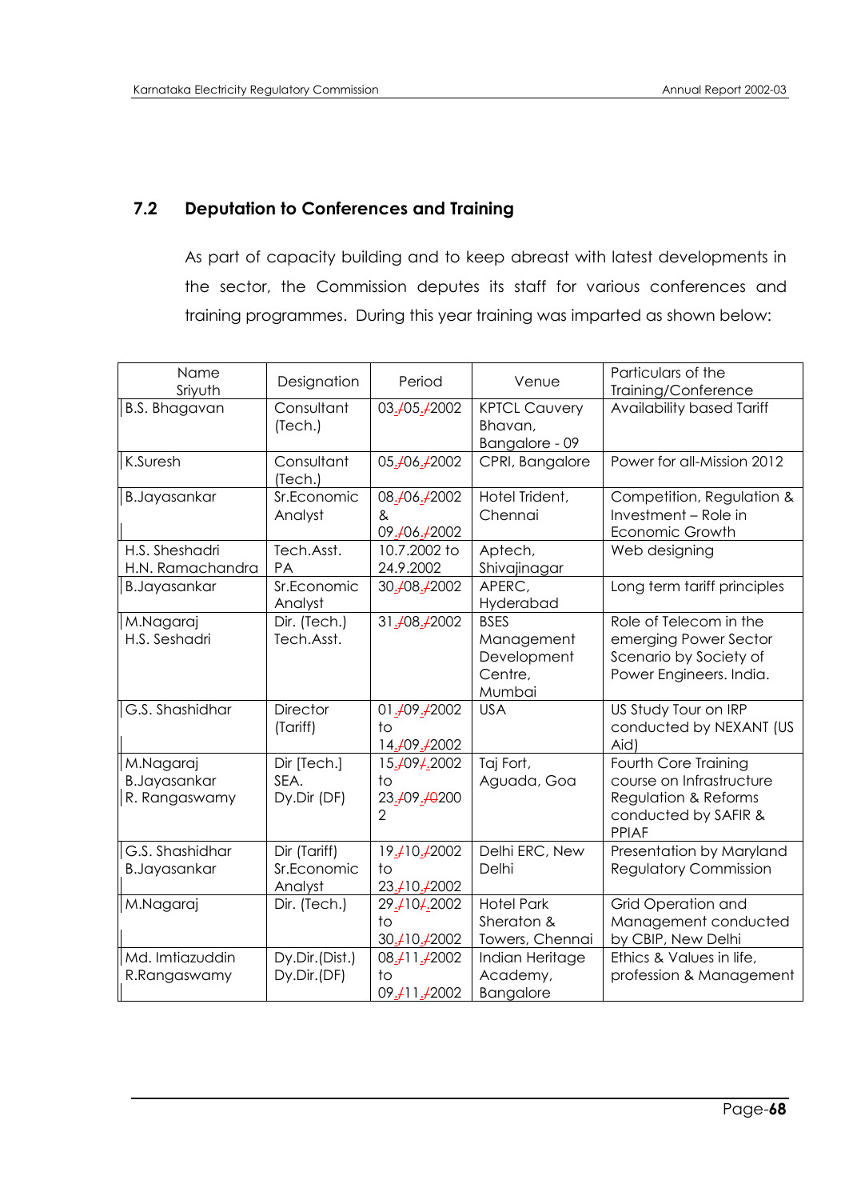## 7.2 Deputation to Conferences and Training

As part of capacity building and to keep abreast with latest developments in the sector, the Commission deputes its staff for various conferences and training programmes. During this year training was imparted as shown below:

| Name Sriyuth | Designation | Period | Venue | Particulars of the Training/Conference |
|---|---|---|---|---|
| B.S. Bhagavan | Consultant (Tech.) | 03.05.2002 | KPTCL Cauvery Bhavan, Bangalore - 09 | Availability based Tariff |
| K.Suresh | Consultant (Tech.) | 05.06.2002 | CPRI, Bangalore | Power for all-Mission 2012 |
| B.Jayasankar | Sr.Economic Analyst | 08.06.2002 & 09.06.2002 | Hotel Trident, Chennai | Competition, Regulation & Investment – Role in Economic Growth |
| H.S. Sheshadri<br>H.N. Ramachandra | Tech.Asst.<br>PA | 10.7.2002 to 24.9.2002 | Aptech, Shivajinagar | Web designing |
| B.Jayasankar | Sr.Economic Analyst | 30.08.2002 | APERC, Hyderabad | Long term tariff principles |
| M.Nagaraj<br>H.S. Seshadri | Dir. (Tech.)<br>Tech.Asst. | 31.08.2002 | BSES Management Development Centre, Mumbai | Role of Telecom in the emerging Power Sector Scenario by Society of Power Engineers. India. |
| G.S. Shashidhar | Director (Tariff) | 01.09.2002 to 14.09.2002 | USA | US Study Tour on IRP conducted by NEXANT (US Aid) |
| M.Nagaraj<br>B.Jayasankar<br>R. Rangaswamy | Dir [Tech.]<br>SEA.<br>Dy.Dir (DF) | 15.09.2002 to 23.09.2002 | Taj Fort, Aguada, Goa | Fourth Core Training course on Infrastructure Regulation & Reforms conducted by SAFIR & PPIAF |
| G.S. Shashidhar<br>B.Jayasankar | Dir (Tariff)<br>Sr.Economic Analyst | 19.10.2002 to 23.10.2002 | Delhi ERC, New Delhi | Presentation by Maryland Regulatory Commission |
| M.Nagaraj | Dir. (Tech.) | 29.10.2002 to 30.10.2002 | Hotel Park Sheraton & Towers, Chennai | Grid Operation and Management conducted by CBIP, New Delhi |
| Md. Imtiazuddin<br>R.Rangaswamy | Dy.Dir.(Dist.)<br>Dy.Dir.(DF) | 08.11.2002 to 09.11.2002 | Indian Heritage Academy, Bangalore | Ethics & Values in life, profession & Management |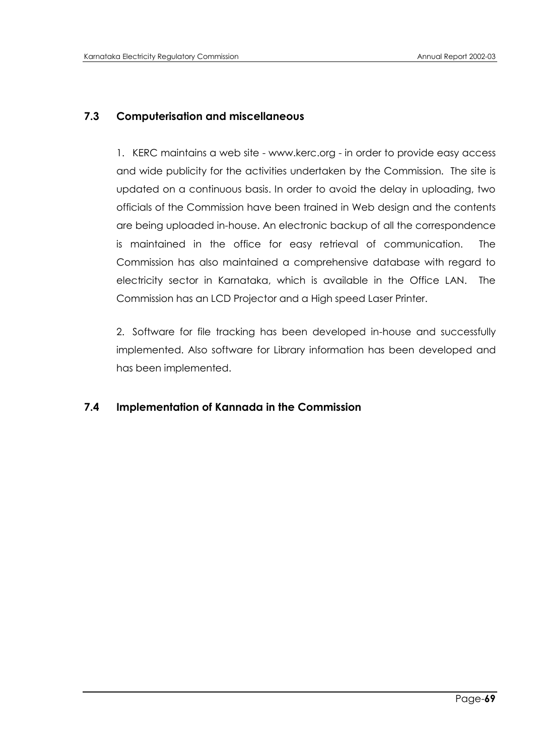### 7.3 Computerisation and miscellaneous

1. KERC maintains a web site - www.kerc.org - in order to provide easy access and wide publicity for the activities undertaken by the Commission. The site is updated on a continuous basis. In order to avoid the delay in uploading, two officials of the Commission have been trained in Web design and the contents are being uploaded in-house. An electronic backup of all the correspondence is maintained in the office for easy retrieval of communication. The Commission has also maintained a comprehensive database with regard to electricity sector in Karnataka, which is available in the Office LAN. The Commission has an LCD Projector and a High speed Laser Printer.

2. Software for file tracking has been developed in-house and successfully implemented. Also software for Library information has been developed and has been implemented.

### 7.4 Implementation of Kannada in the Commission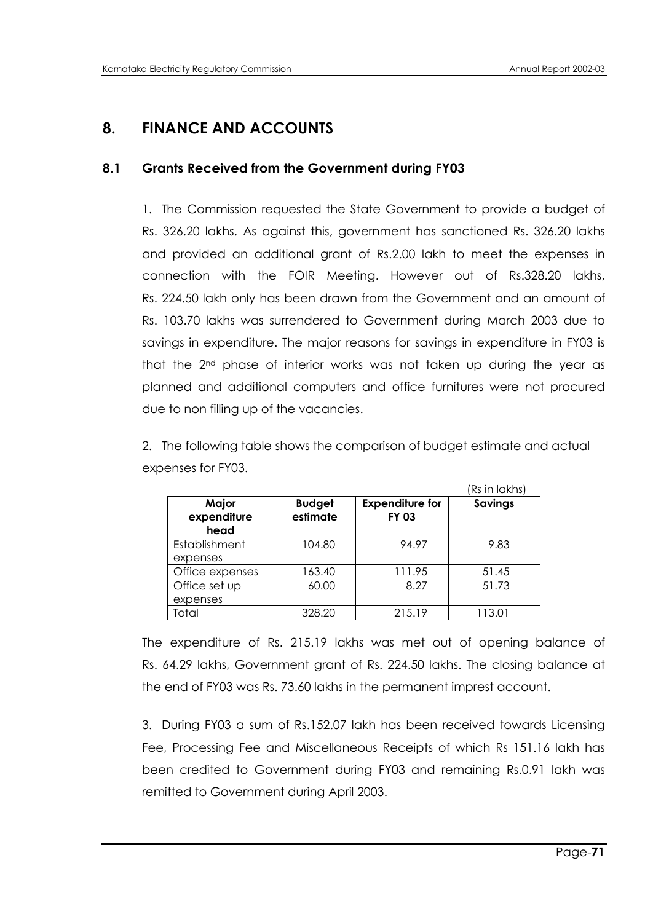# 8. FINANCE AND ACCOUNTS

## 8.1 Grants Received from the Government during FY03

1. The Commission requested the State Government to provide a budget of Rs. 326.20 lakhs. As against this, government has sanctioned Rs. 326.20 lakhs and provided an additional grant of Rs.2.00 lakh to meet the expenses in connection with the FOIR Meeting. However out of Rs.328.20 lakhs, Rs. 224.50 lakh only has been drawn from the Government and an amount of Rs. 103.70 lakhs was surrendered to Government during March 2003 due to savings in expenditure. The major reasons for savings in expenditure in FY03 is that the 2nd phase of interior works was not taken up during the year as planned and additional computers and office furnitures were not procured due to non filling up of the vacancies.

2. The following table shows the comparison of budget estimate and actual expenses for FY03.

(Rs in lakhs)

| Major expenditure head | Budget estimate | Expenditure for FY 03 | Savings |
|---|---|---|---|
| Establishment expenses | 104.80 | 94.97 | 9.83 |
| Office expenses | 163.40 | 111.95 | 51.45 |
| Office set up expenses | 60.00 | 8.27 | 51.73 |
| Total | 328.20 | 215.19 | 113.01 |

The expenditure of Rs. 215.19 lakhs was met out of opening balance of Rs. 64.29 lakhs, Government grant of Rs. 224.50 lakhs. The closing balance at the end of FY03 was Rs. 73.60 lakhs in the permanent imprest account.

3. During FY03 a sum of Rs.152.07 lakh has been received towards Licensing Fee, Processing Fee and Miscellaneous Receipts of which Rs 151.16 lakh has been credited to Government during FY03 and remaining Rs.0.91 lakh was remitted to Government during April 2003.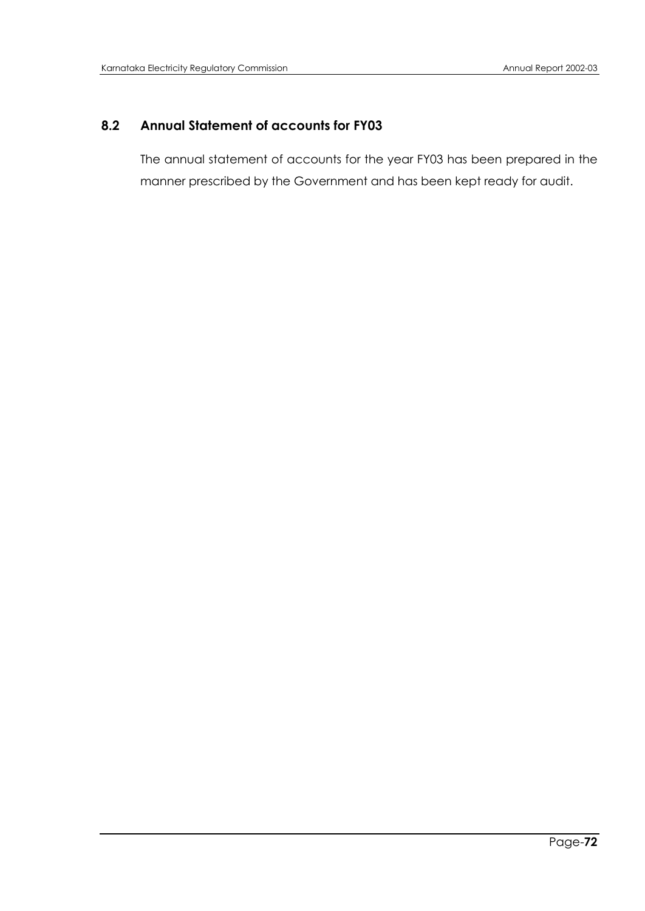## 8.2 Annual Statement of accounts for FY03

The annual statement of accounts for the year FY03 has been prepared in the manner prescribed by the Government and has been kept ready for audit.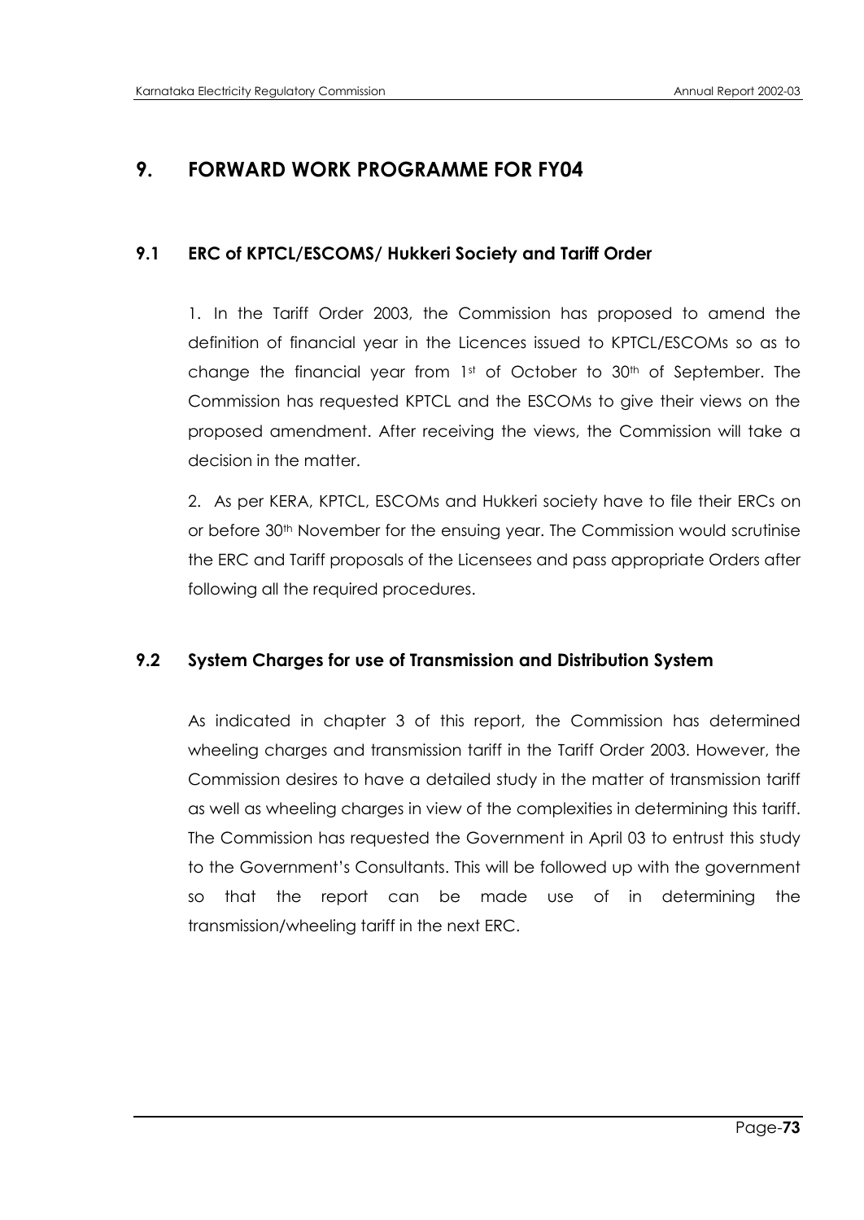# 9. FORWARD WORK PROGRAMME FOR FY04

## 9.1 ERC of KPTCL/ESCOMS/ Hukkeri Society and Tariff Order

1. In the Tariff Order 2003, the Commission has proposed to amend the definition of financial year in the Licences issued to KPTCL/ESCOMs so as to change the financial year from 1st of October to 30th of September. The Commission has requested KPTCL and the ESCOMs to give their views on the proposed amendment. After receiving the views, the Commission will take a decision in the matter.

2. As per KERA, KPTCL, ESCOMs and Hukkeri society have to file their ERCs on or before 30th November for the ensuing year. The Commission would scrutinise the ERC and Tariff proposals of the Licensees and pass appropriate Orders after following all the required procedures.

## 9.2 System Charges for use of Transmission and Distribution System

As indicated in chapter 3 of this report, the Commission has determined wheeling charges and transmission tariff in the Tariff Order 2003. However, the Commission desires to have a detailed study in the matter of transmission tariff as well as wheeling charges in view of the complexities in determining this tariff. The Commission has requested the Government in April 03 to entrust this study to the Government's Consultants. This will be followed up with the government so that the report can be made use of in determining the transmission/wheeling tariff in the next ERC.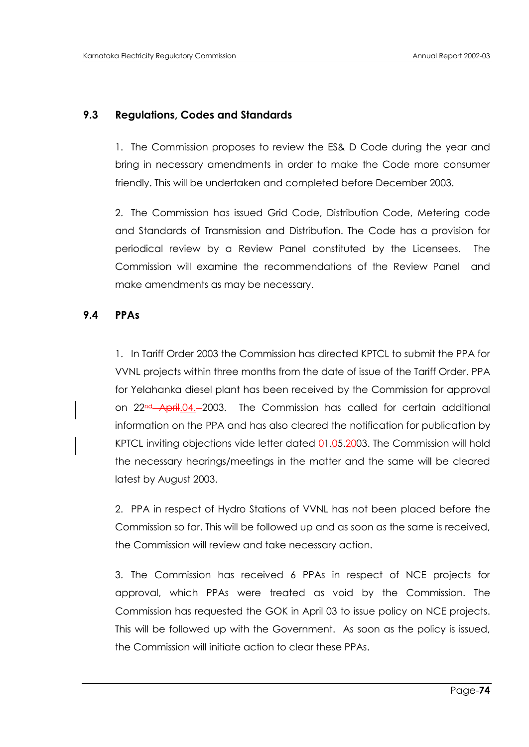### 9.3 Regulations, Codes and Standards

1. The Commission proposes to review the ES& D Code during the year and bring in necessary amendments in order to make the Code more consumer friendly. This will be undertaken and completed before December 2003.

2. The Commission has issued Grid Code, Distribution Code, Metering code and Standards of Transmission and Distribution. The Code has a provision for periodical review by a Review Panel constituted by the Licensees. The Commission will examine the recommendations of the Review Panel and make amendments as may be necessary.

### 9.4 PPAs

1. In Tariff Order 2003 the Commission has directed KPTCL to submit the PPA for VVNL projects within three months from the date of issue of the Tariff Order. PPA for Yelahanka diesel plant has been received by the Commission for approval on 22.04.2003. The Commission has called for certain additional information on the PPA and has also cleared the notification for publication by KPTCL inviting objections vide letter dated 01.05.2003. The Commission will hold the necessary hearings/meetings in the matter and the same will be cleared latest by August 2003.

2. PPA in respect of Hydro Stations of VVNL has not been placed before the Commission so far. This will be followed up and as soon as the same is received, the Commission will review and take necessary action.

3. The Commission has received 6 PPAs in respect of NCE projects for approval, which PPAs were treated as void by the Commission. The Commission has requested the GOK in April 03 to issue policy on NCE projects. This will be followed up with the Government. As soon as the policy is issued, the Commission will initiate action to clear these PPAs.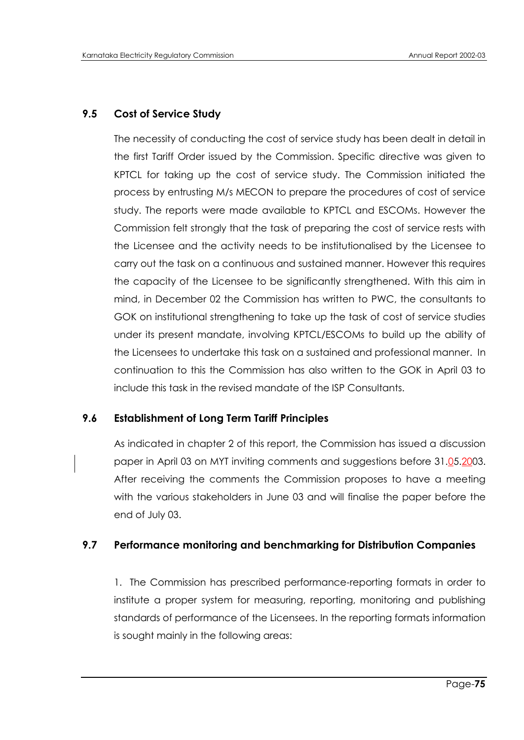## 9.5 Cost of Service Study

The necessity of conducting the cost of service study has been dealt in detail in the first Tariff Order issued by the Commission. Specific directive was given to KPTCL for taking up the cost of service study. The Commission initiated the process by entrusting M/s MECON to prepare the procedures of cost of service study. The reports were made available to KPTCL and ESCOMs. However the Commission felt strongly that the task of preparing the cost of service rests with the Licensee and the activity needs to be institutionalised by the Licensee to carry out the task on a continuous and sustained manner. However this requires the capacity of the Licensee to be significantly strengthened. With this aim in mind, in December 02 the Commission has written to PWC, the consultants to GOK on institutional strengthening to take up the task of cost of service studies under its present mandate, involving KPTCL/ESCOMs to build up the ability of the Licensees to undertake this task on a sustained and professional manner. In continuation to this the Commission has also written to the GOK in April 03 to include this task in the revised mandate of the ISP Consultants.

## 9.6 Establishment of Long Term Tariff Principles

As indicated in chapter 2 of this report, the Commission has issued a discussion paper in April 03 on MYT inviting comments and suggestions before 31.05.2003. After receiving the comments the Commission proposes to have a meeting with the various stakeholders in June 03 and will finalise the paper before the end of July 03.

## 9.7 Performance monitoring and benchmarking for Distribution Companies

1. The Commission has prescribed performance-reporting formats in order to institute a proper system for measuring, reporting, monitoring and publishing standards of performance of the Licensees. In the reporting formats information is sought mainly in the following areas: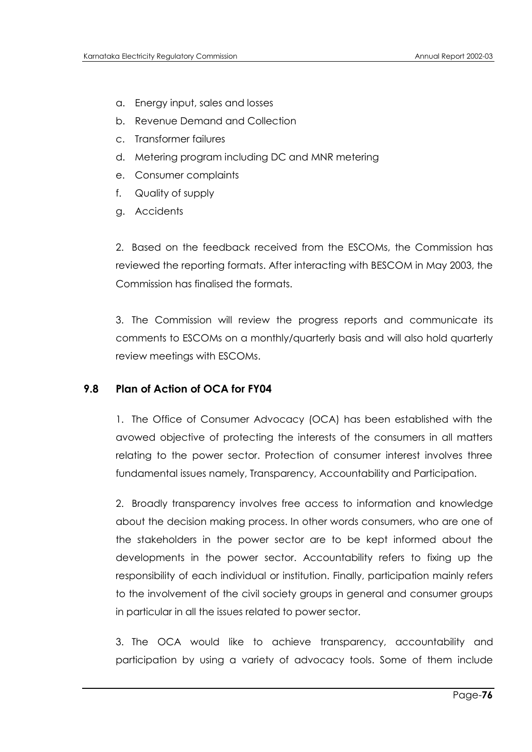a. Energy input, sales and losses
b. Revenue Demand and Collection
c. Transformer failures
d. Metering program including DC and MNR metering
e. Consumer complaints
f. Quality of supply
g. Accidents

2. Based on the feedback received from the ESCOMs, the Commission has reviewed the reporting formats. After interacting with BESCOM in May 2003, the Commission has finalised the formats.

3. The Commission will review the progress reports and communicate its comments to ESCOMs on a monthly/quarterly basis and will also hold quarterly review meetings with ESCOMs.

### 9.8 Plan of Action of OCA for FY04

1. The Office of Consumer Advocacy (OCA) has been established with the avowed objective of protecting the interests of the consumers in all matters relating to the power sector. Protection of consumer interest involves three fundamental issues namely, Transparency, Accountability and Participation.

2. Broadly transparency involves free access to information and knowledge about the decision making process. In other words consumers, who are one of the stakeholders in the power sector are to be kept informed about the developments in the power sector. Accountability refers to fixing up the responsibility of each individual or institution. Finally, participation mainly refers to the involvement of the civil society groups in general and consumer groups in particular in all the issues related to power sector.

3. The OCA would like to achieve transparency, accountability and participation by using a variety of advocacy tools. Some of them include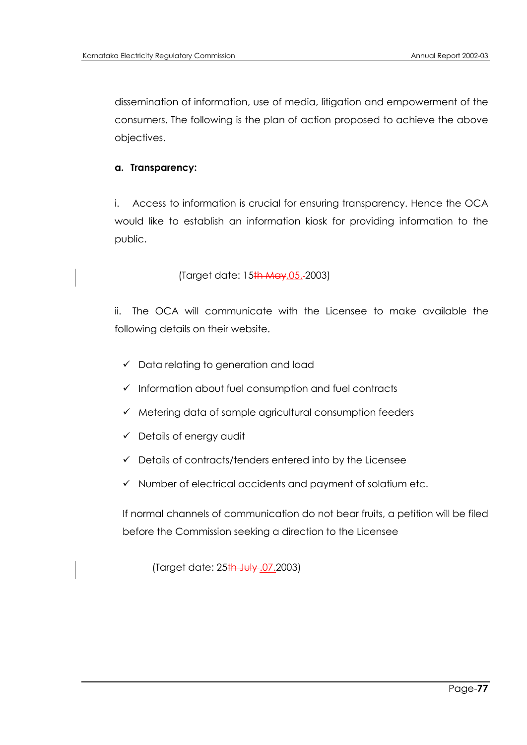dissemination of information, use of media, litigation and empowerment of the consumers. The following is the plan of action proposed to achieve the above objectives.

**a. Transparency:**

i. Access to information is crucial for ensuring transparency. Hence the OCA would like to establish an information kiosk for providing information to the public.

(Target date: 15.05.2003)

ii. The OCA will communicate with the Licensee to make available the following details on their website.

- ✓ Data relating to generation and load
- ✓ Information about fuel consumption and fuel contracts
- ✓ Metering data of sample agricultural consumption feeders
- ✓ Details of energy audit
- ✓ Details of contracts/tenders entered into by the Licensee
- ✓ Number of electrical accidents and payment of solatium etc.

If normal channels of communication do not bear fruits, a petition will be filed before the Commission seeking a direction to the Licensee

(Target date: 25.07.2003)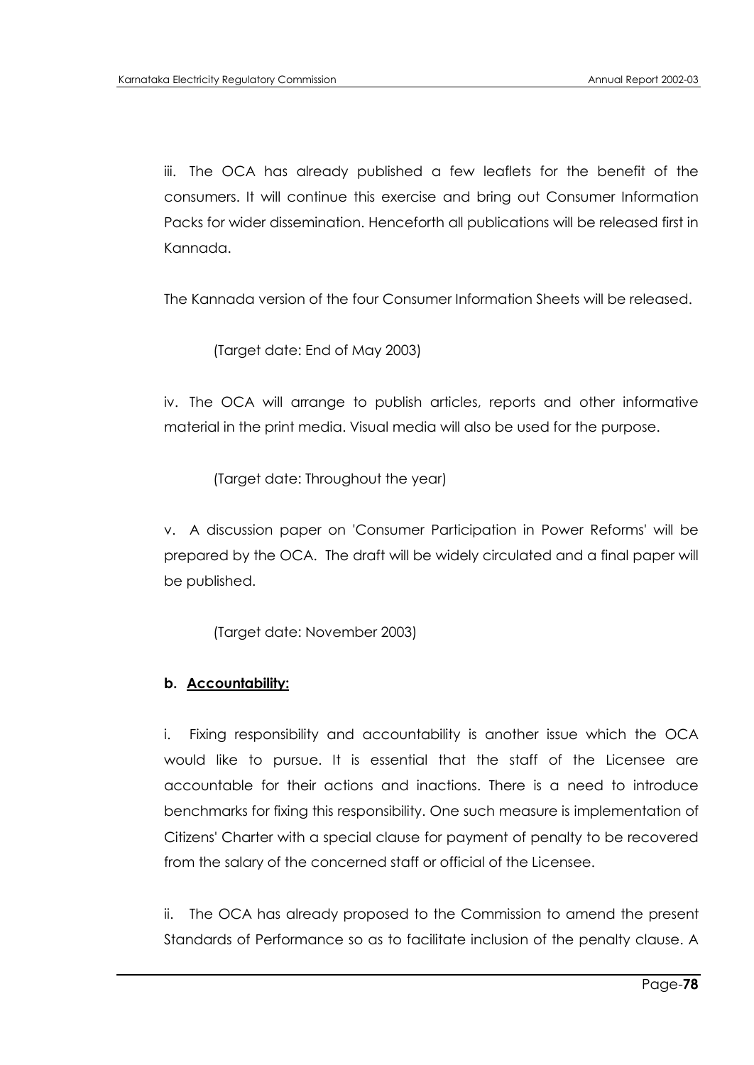iii. The OCA has already published a few leaflets for the benefit of the consumers. It will continue this exercise and bring out Consumer Information Packs for wider dissemination. Henceforth all publications will be released first in Kannada.

The Kannada version of the four Consumer Information Sheets will be released.

(Target date: End of May 2003)

iv. The OCA will arrange to publish articles, reports and other informative material in the print media. Visual media will also be used for the purpose.

(Target date: Throughout the year)

v. A discussion paper on 'Consumer Participation in Power Reforms' will be prepared by the OCA. The draft will be widely circulated and a final paper will be published.

(Target date: November 2003)

**b. <u>Accountability:</u>**

i. Fixing responsibility and accountability is another issue which the OCA would like to pursue. It is essential that the staff of the Licensee are accountable for their actions and inactions. There is a need to introduce benchmarks for fixing this responsibility. One such measure is implementation of Citizens' Charter with a special clause for payment of penalty to be recovered from the salary of the concerned staff or official of the Licensee.

ii. The OCA has already proposed to the Commission to amend the present Standards of Performance so as to facilitate inclusion of the penalty clause. A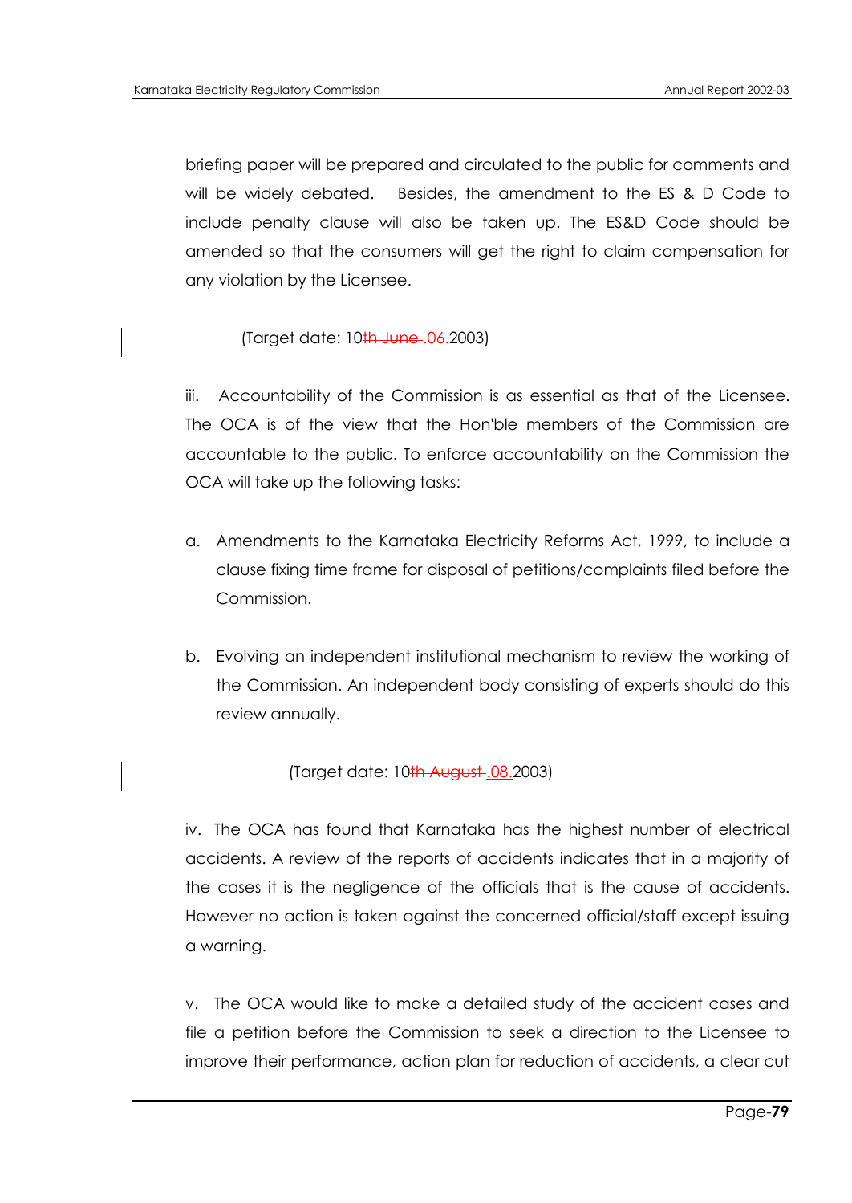briefing paper will be prepared and circulated to the public for comments and will be widely debated. Besides, the amendment to the ES & D Code to include penalty clause will also be taken up. The ES&D Code should be amended so that the consumers will get the right to claim compensation for any violation by the Licensee.

(Target date: 10~~th June~~ .06.2003)

iii. Accountability of the Commission is as essential as that of the Licensee. The OCA is of the view that the Hon'ble members of the Commission are accountable to the public. To enforce accountability on the Commission the OCA will take up the following tasks:

a. Amendments to the Karnataka Electricity Reforms Act, 1999, to include a clause fixing time frame for disposal of petitions/complaints filed before the Commission.

b. Evolving an independent institutional mechanism to review the working of the Commission. An independent body consisting of experts should do this review annually.

(Target date: 10~~th August~~ .08.2003)

iv. The OCA has found that Karnataka has the highest number of electrical accidents. A review of the reports of accidents indicates that in a majority of the cases it is the negligence of the officials that is the cause of accidents. However no action is taken against the concerned official/staff except issuing a warning.

v. The OCA would like to make a detailed study of the accident cases and file a petition before the Commission to seek a direction to the Licensee to improve their performance, action plan for reduction of accidents, a clear cut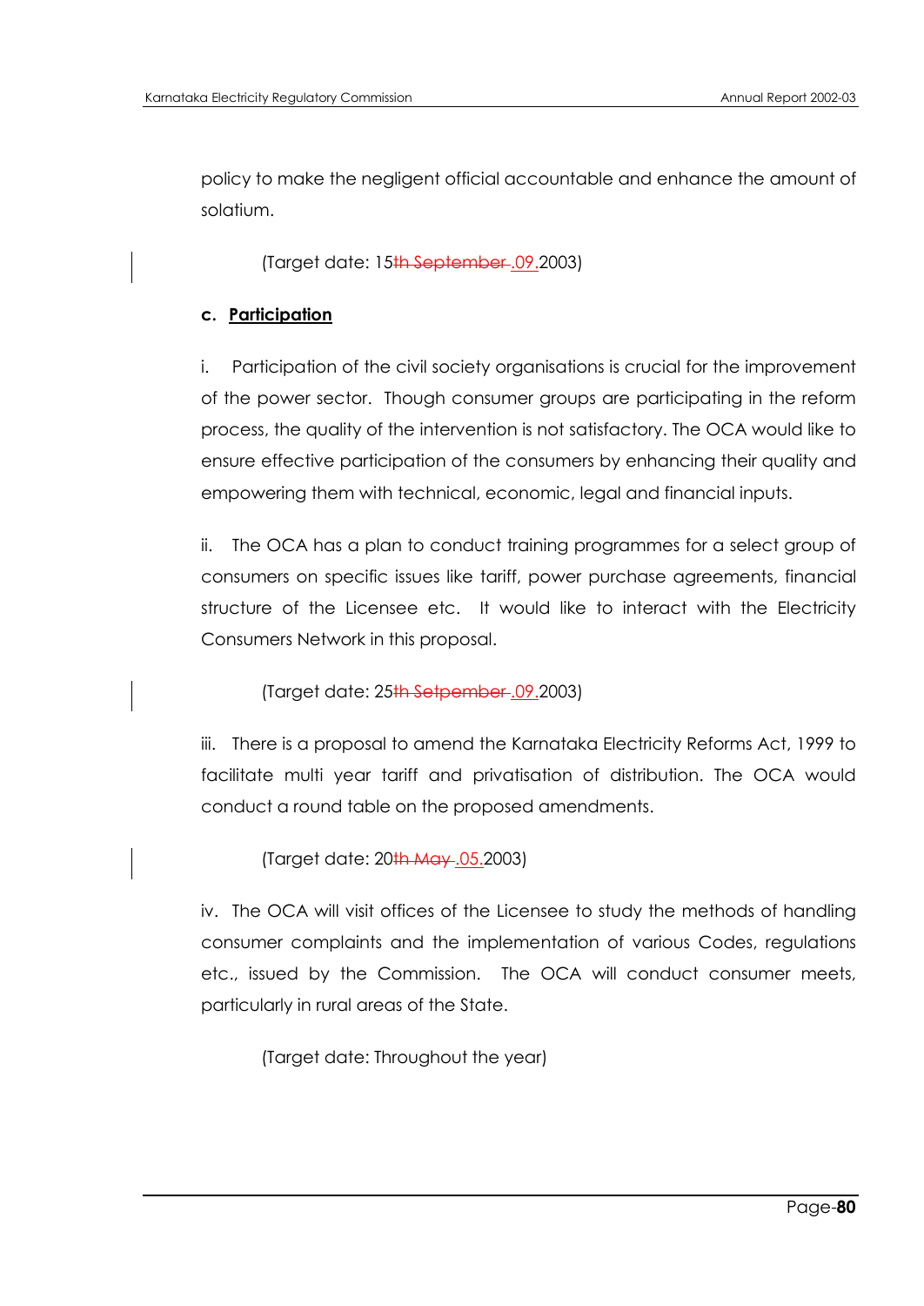policy to make the negligent official accountable and enhance the amount of solatium.

(Target date: 15~~th September~~.09.2003)

**c. Participation**

i. Participation of the civil society organisations is crucial for the improvement of the power sector. Though consumer groups are participating in the reform process, the quality of the intervention is not satisfactory. The OCA would like to ensure effective participation of the consumers by enhancing their quality and empowering them with technical, economic, legal and financial inputs.

ii. The OCA has a plan to conduct training programmes for a select group of consumers on specific issues like tariff, power purchase agreements, financial structure of the Licensee etc. It would like to interact with the Electricity Consumers Network in this proposal.

(Target date: 25~~th Setpember~~.09.2003)

iii. There is a proposal to amend the Karnataka Electricity Reforms Act, 1999 to facilitate multi year tariff and privatisation of distribution. The OCA would conduct a round table on the proposed amendments.

(Target date: 20~~th May~~.05.2003)

iv. The OCA will visit offices of the Licensee to study the methods of handling consumer complaints and the implementation of various Codes, regulations etc., issued by the Commission. The OCA will conduct consumer meets, particularly in rural areas of the State.

(Target date: Throughout the year)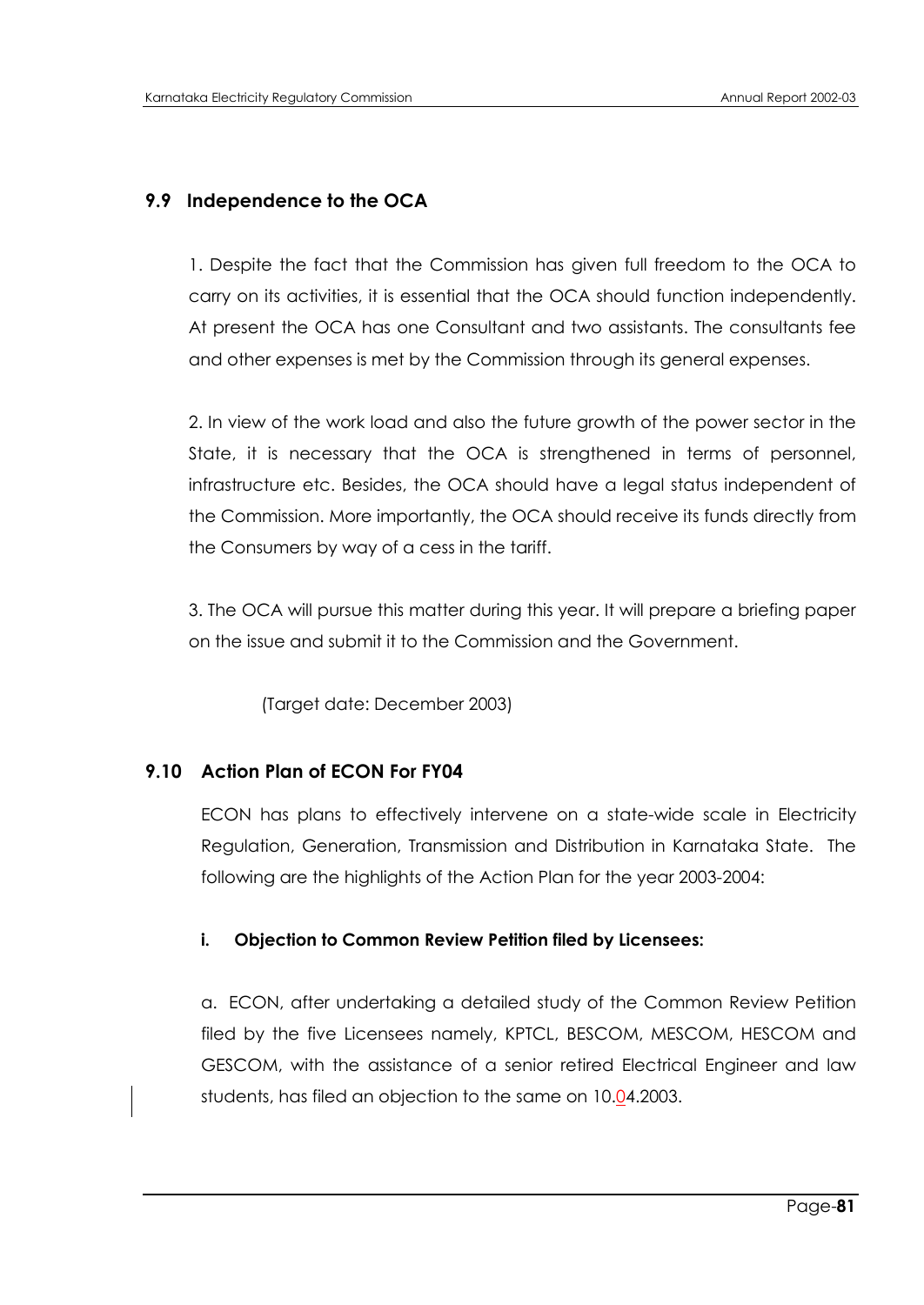## 9.9 Independence to the OCA

1. Despite the fact that the Commission has given full freedom to the OCA to carry on its activities, it is essential that the OCA should function independently. At present the OCA has one Consultant and two assistants. The consultants fee and other expenses is met by the Commission through its general expenses.

2. In view of the work load and also the future growth of the power sector in the State, it is necessary that the OCA is strengthened in terms of personnel, infrastructure etc. Besides, the OCA should have a legal status independent of the Commission. More importantly, the OCA should receive its funds directly from the Consumers by way of a cess in the tariff.

3. The OCA will pursue this matter during this year. It will prepare a briefing paper on the issue and submit it to the Commission and the Government.

(Target date: December 2003)

## 9.10 Action Plan of ECON For FY04

ECON has plans to effectively intervene on a state-wide scale in Electricity Regulation, Generation, Transmission and Distribution in Karnataka State. The following are the highlights of the Action Plan for the year 2003-2004:

### i. Objection to Common Review Petition filed by Licensees:

a. ECON, after undertaking a detailed study of the Common Review Petition filed by the five Licensees namely, KPTCL, BESCOM, MESCOM, HESCOM and GESCOM, with the assistance of a senior retired Electrical Engineer and law students, has filed an objection to the same on 10.04.2003.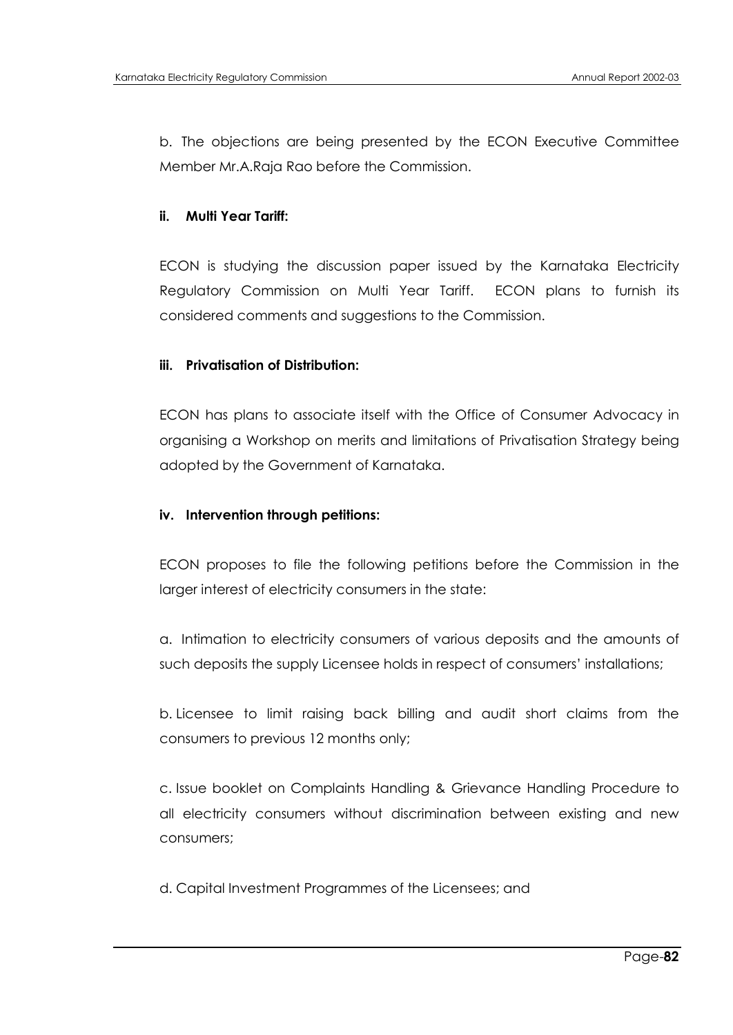b. The objections are being presented by the ECON Executive Committee Member Mr.A.Raja Rao before the Commission.

**ii. Multi Year Tariff:**

ECON is studying the discussion paper issued by the Karnataka Electricity Regulatory Commission on Multi Year Tariff. ECON plans to furnish its considered comments and suggestions to the Commission.

**iii. Privatisation of Distribution:**

ECON has plans to associate itself with the Office of Consumer Advocacy in organising a Workshop on merits and limitations of Privatisation Strategy being adopted by the Government of Karnataka.

**iv. Intervention through petitions:**

ECON proposes to file the following petitions before the Commission in the larger interest of electricity consumers in the state:

a. Intimation to electricity consumers of various deposits and the amounts of such deposits the supply Licensee holds in respect of consumers' installations;

b. Licensee to limit raising back billing and audit short claims from the consumers to previous 12 months only;

c. Issue booklet on Complaints Handling & Grievance Handling Procedure to all electricity consumers without discrimination between existing and new consumers;

d. Capital Investment Programmes of the Licensees; and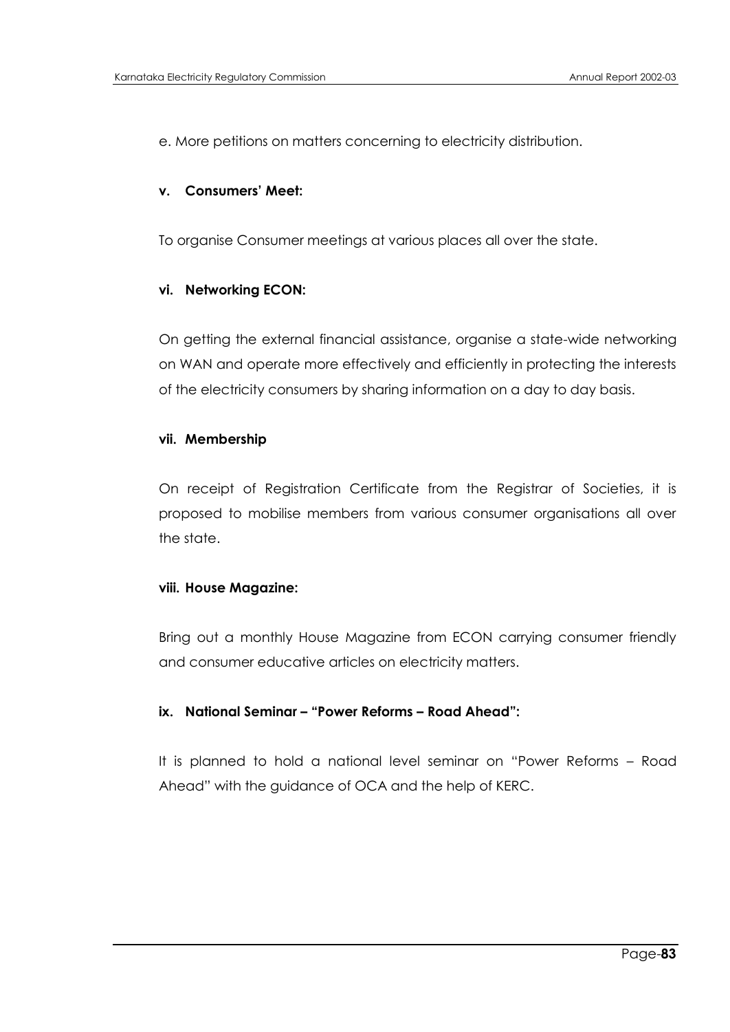e. More petitions on matters concerning to electricity distribution.

**v. Consumers' Meet:**

To organise Consumer meetings at various places all over the state.

**vi. Networking ECON:**

On getting the external financial assistance, organise a state-wide networking on WAN and operate more effectively and efficiently in protecting the interests of the electricity consumers by sharing information on a day to day basis.

**vii. Membership**

On receipt of Registration Certificate from the Registrar of Societies, it is proposed to mobilise members from various consumer organisations all over the state.

**viii. House Magazine:**

Bring out a monthly House Magazine from ECON carrying consumer friendly and consumer educative articles on electricity matters.

**ix. National Seminar – "Power Reforms – Road Ahead":**

It is planned to hold a national level seminar on "Power Reforms – Road Ahead" with the guidance of OCA and the help of KERC.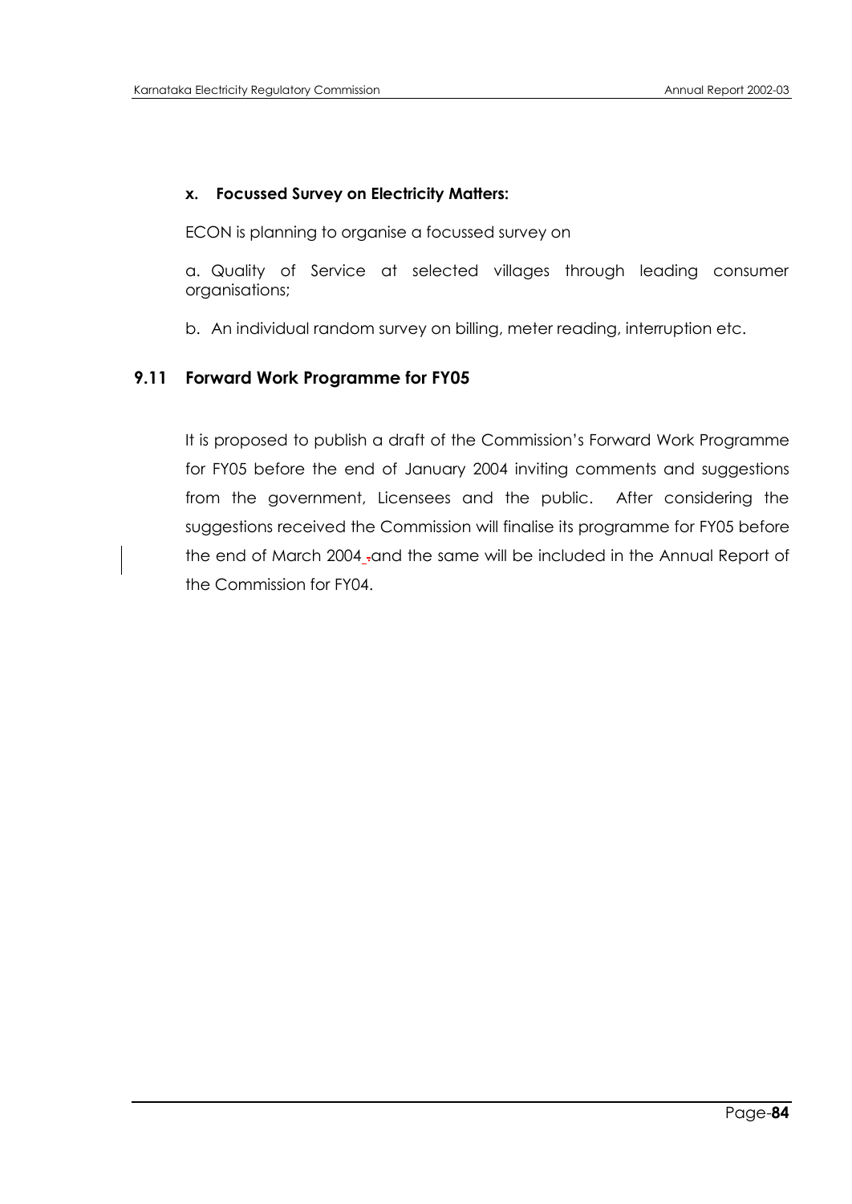**x. Focussed Survey on Electricity Matters:**

ECON is planning to organise a focussed survey on

a. Quality of Service at selected villages through leading consumer organisations;

b. An individual random survey on billing, meter reading, interruption etc.

## 9.11 Forward Work Programme for FY05

It is proposed to publish a draft of the Commission's Forward Work Programme for FY05 before the end of January 2004 inviting comments and suggestions from the government, Licensees and the public. After considering the suggestions received the Commission will finalise its programme for FY05 before the end of March 2004 and the same will be included in the Annual Report of the Commission for FY04.